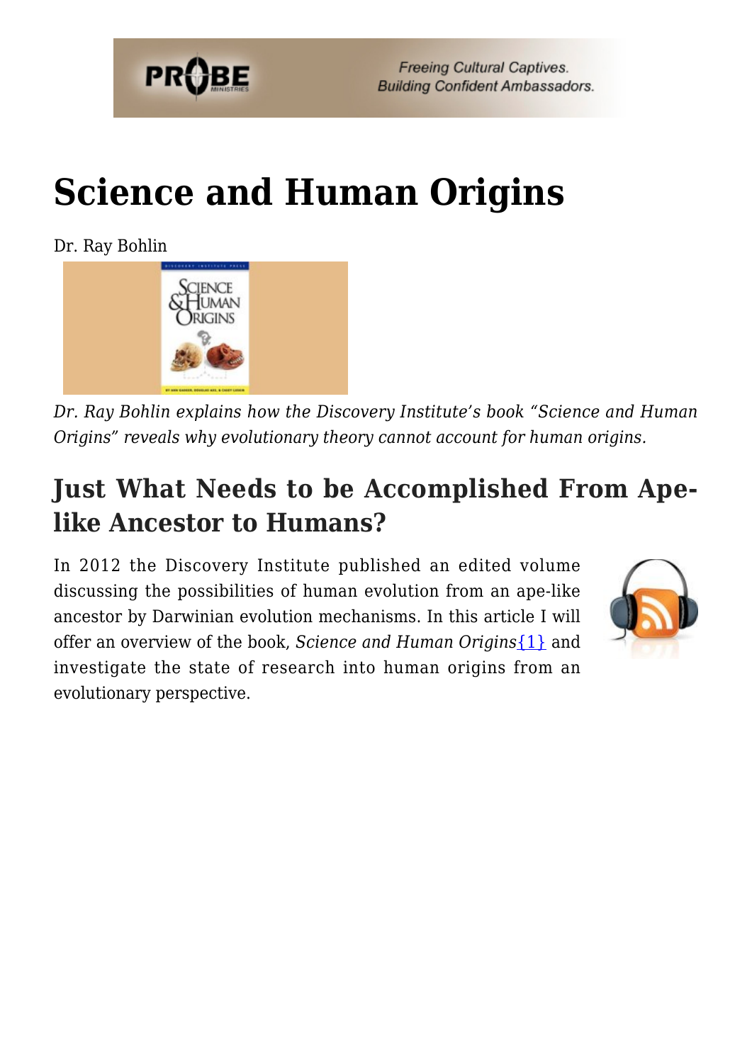# Science and Human Origins

Dr. Ray Bohlin

*Dr. Ray Bohlin explains how the Discovery Institute's book "Science and Human Origins" reveals why evolutionary theory cannot account for human origins.*

## Just What Needs to be Accomplished From Ape-like Ancestor to Humans?

In 2012 the Discovery Institute published an edited volume discussing the possibilities of human evolution from an ape-like ancestor by Darwinian evolution mechanisms. In this article I will offer an overview of the book, *Science and Human Origins*{1} and investigate the state of research into human origins from an evolutionary perspective.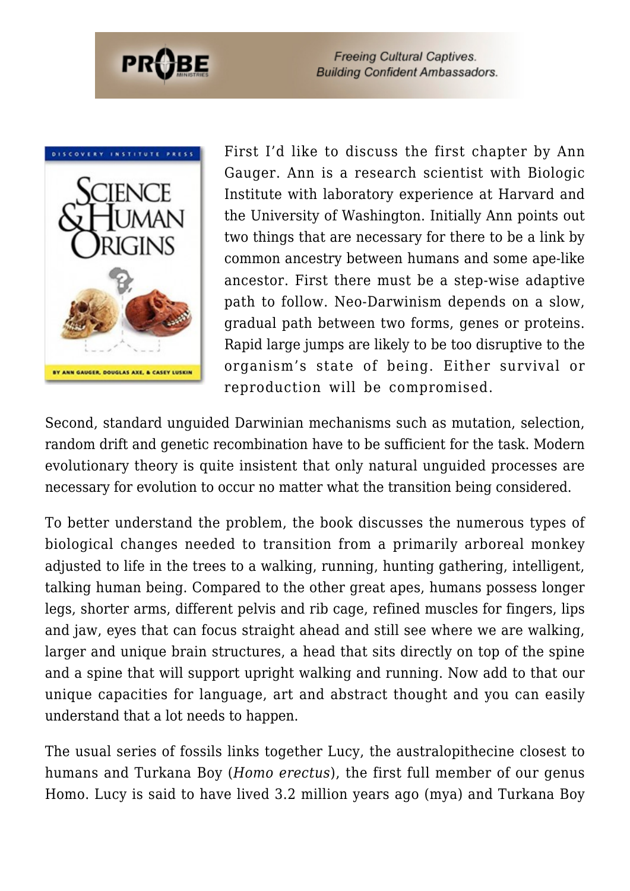First I'd like to discuss the first chapter by Ann Gauger. Ann is a research scientist with Biologic Institute with laboratory experience at Harvard and the University of Washington. Initially Ann points out two things that are necessary for there to be a link by common ancestry between humans and some ape-like ancestor. First there must be a step-wise adaptive path to follow. Neo-Darwinism depends on a slow, gradual path between two forms, genes or proteins. Rapid large jumps are likely to be too disruptive to the organism's state of being. Either survival or reproduction will be compromised.

Second, standard unguided Darwinian mechanisms such as mutation, selection, random drift and genetic recombination have to be sufficient for the task. Modern evolutionary theory is quite insistent that only natural unguided processes are necessary for evolution to occur no matter what the transition being considered.

To better understand the problem, the book discusses the numerous types of biological changes needed to transition from a primarily arboreal monkey adjusted to life in the trees to a walking, running, hunting gathering, intelligent, talking human being. Compared to the other great apes, humans possess longer legs, shorter arms, different pelvis and rib cage, refined muscles for fingers, lips and jaw, eyes that can focus straight ahead and still see where we are walking, larger and unique brain structures, a head that sits directly on top of the spine and a spine that will support upright walking and running. Now add to that our unique capacities for language, art and abstract thought and you can easily understand that a lot needs to happen.

The usual series of fossils links together Lucy, the australopithecine closest to humans and Turkana Boy (*Homo erectus*), the first full member of our genus Homo. Lucy is said to have lived 3.2 million years ago (mya) and Turkana Boy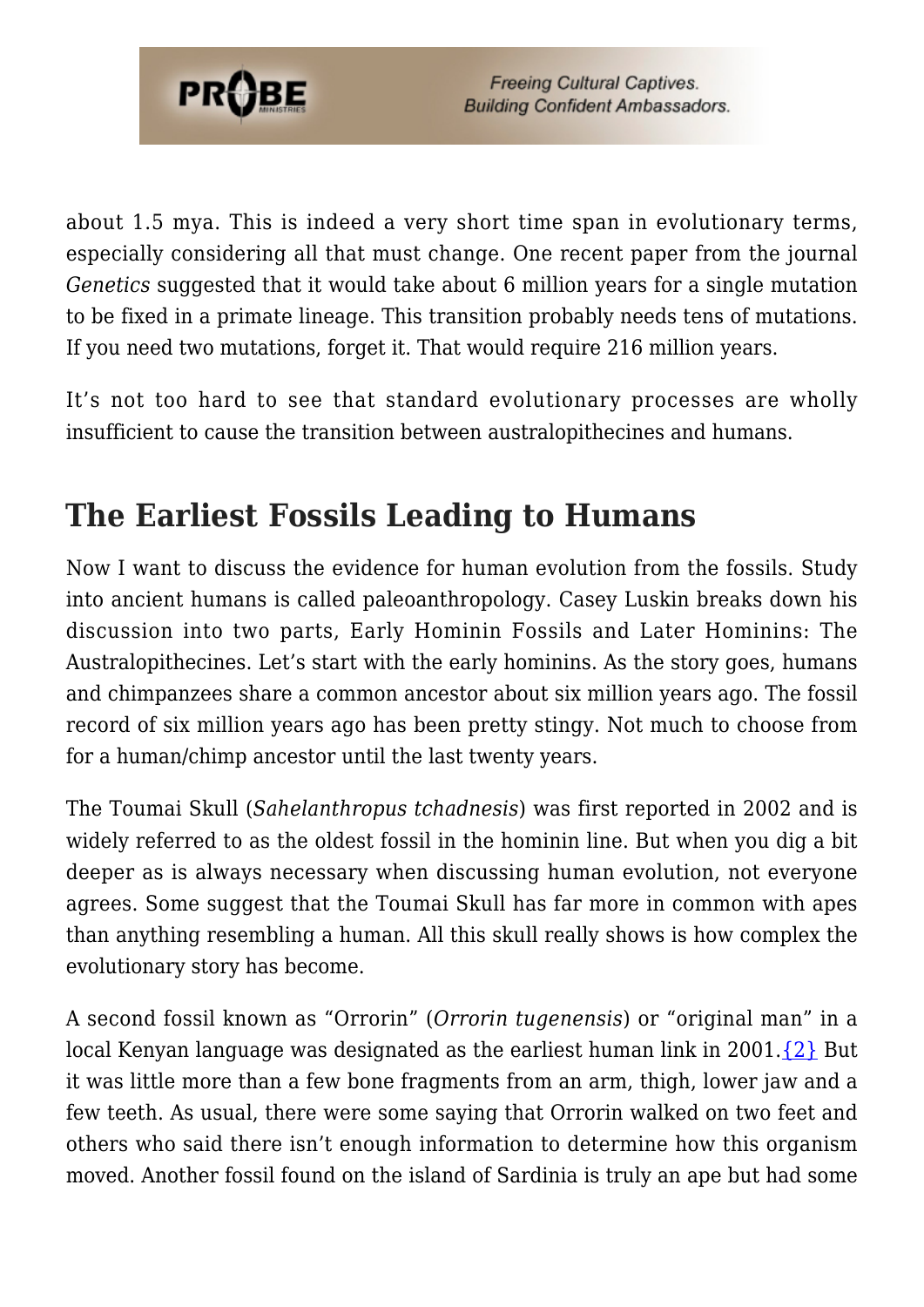about 1.5 mya. This is indeed a very short time span in evolutionary terms, especially considering all that must change. One recent paper from the journal *Genetics* suggested that it would take about 6 million years for a single mutation to be fixed in a primate lineage. This transition probably needs tens of mutations. If you need two mutations, forget it. That would require 216 million years.

It's not too hard to see that standard evolutionary processes are wholly insufficient to cause the transition between australopithecines and humans.

## The Earliest Fossils Leading to Humans

Now I want to discuss the evidence for human evolution from the fossils. Study into ancient humans is called paleoanthropology. Casey Luskin breaks down his discussion into two parts, Early Hominin Fossils and Later Hominins: The Australopithecines. Let's start with the early hominins. As the story goes, humans and chimpanzees share a common ancestor about six million years ago. The fossil record of six million years ago has been pretty stingy. Not much to choose from for a human/chimp ancestor until the last twenty years.

The Toumai Skull (*Sahelanthropus tchadnesis*) was first reported in 2002 and is widely referred to as the oldest fossil in the hominin line. But when you dig a bit deeper as is always necessary when discussing human evolution, not everyone agrees. Some suggest that the Toumai Skull has far more in common with apes than anything resembling a human. All this skull really shows is how complex the evolutionary story has become.

A second fossil known as "Orrorin" (*Orrorin tugenensis*) or "original man" in a local Kenyan language was designated as the earliest human link in 2001.{2} But it was little more than a few bone fragments from an arm, thigh, lower jaw and a few teeth. As usual, there were some saying that Orrorin walked on two feet and others who said there isn't enough information to determine how this organism moved. Another fossil found on the island of Sardinia is truly an ape but had some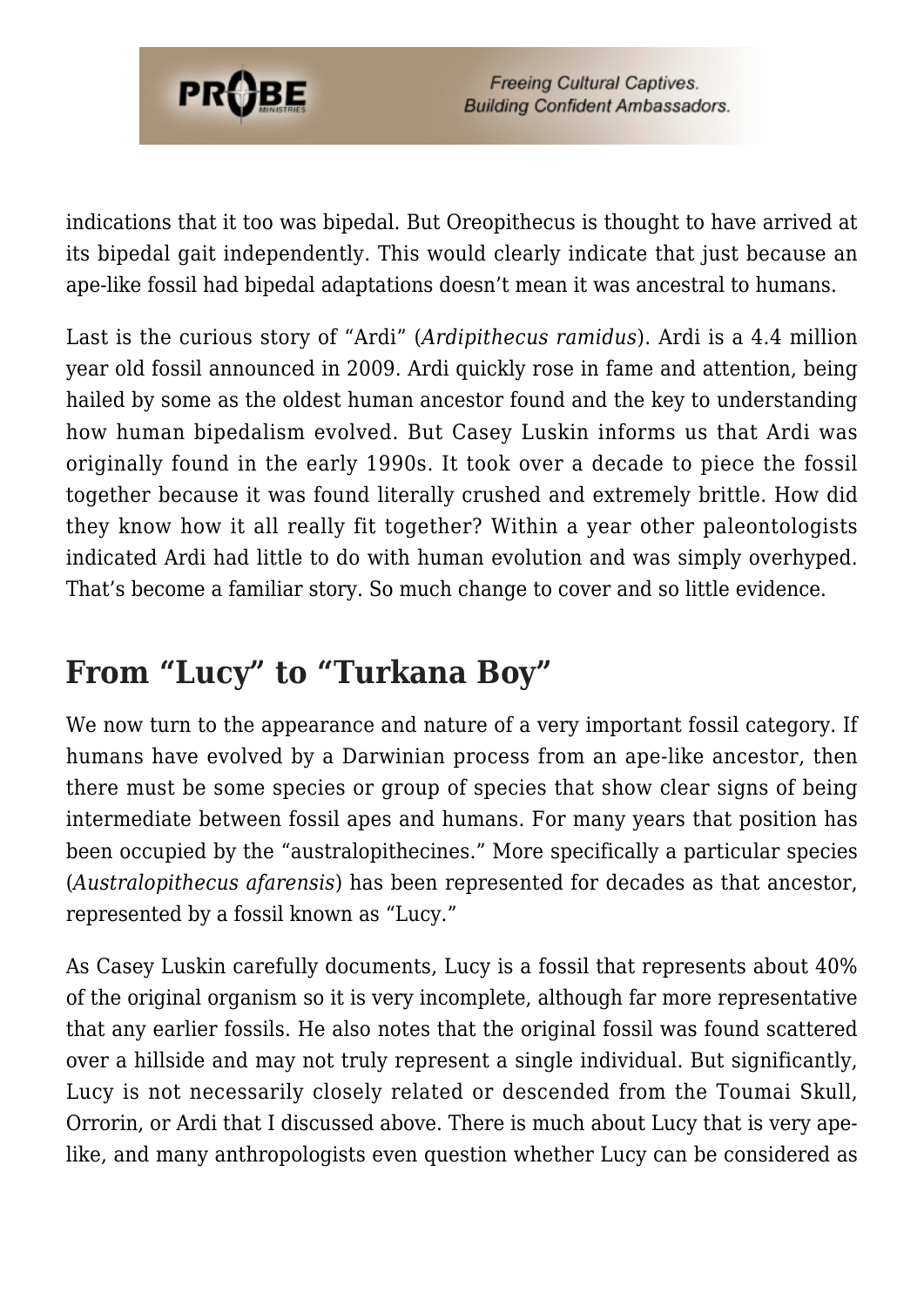indications that it too was bipedal. But Oreopithecus is thought to have arrived at its bipedal gait independently. This would clearly indicate that just because an ape-like fossil had bipedal adaptations doesn't mean it was ancestral to humans.

Last is the curious story of "Ardi" (*Ardipithecus ramidus*). Ardi is a 4.4 million year old fossil announced in 2009. Ardi quickly rose in fame and attention, being hailed by some as the oldest human ancestor found and the key to understanding how human bipedalism evolved. But Casey Luskin informs us that Ardi was originally found in the early 1990s. It took over a decade to piece the fossil together because it was found literally crushed and extremely brittle. How did they know how it all really fit together? Within a year other paleontologists indicated Ardi had little to do with human evolution and was simply overhyped. That's become a familiar story. So much change to cover and so little evidence.

## From "Lucy" to "Turkana Boy"

We now turn to the appearance and nature of a very important fossil category. If humans have evolved by a Darwinian process from an ape-like ancestor, then there must be some species or group of species that show clear signs of being intermediate between fossil apes and humans. For many years that position has been occupied by the "australopithecines." More specifically a particular species (*Australopithecus afarensis*) has been represented for decades as that ancestor, represented by a fossil known as "Lucy."

As Casey Luskin carefully documents, Lucy is a fossil that represents about 40% of the original organism so it is very incomplete, although far more representative that any earlier fossils. He also notes that the original fossil was found scattered over a hillside and may not truly represent a single individual. But significantly, Lucy is not necessarily closely related or descended from the Toumai Skull, Orrorin, or Ardi that I discussed above. There is much about Lucy that is very ape-like, and many anthropologists even question whether Lucy can be considered as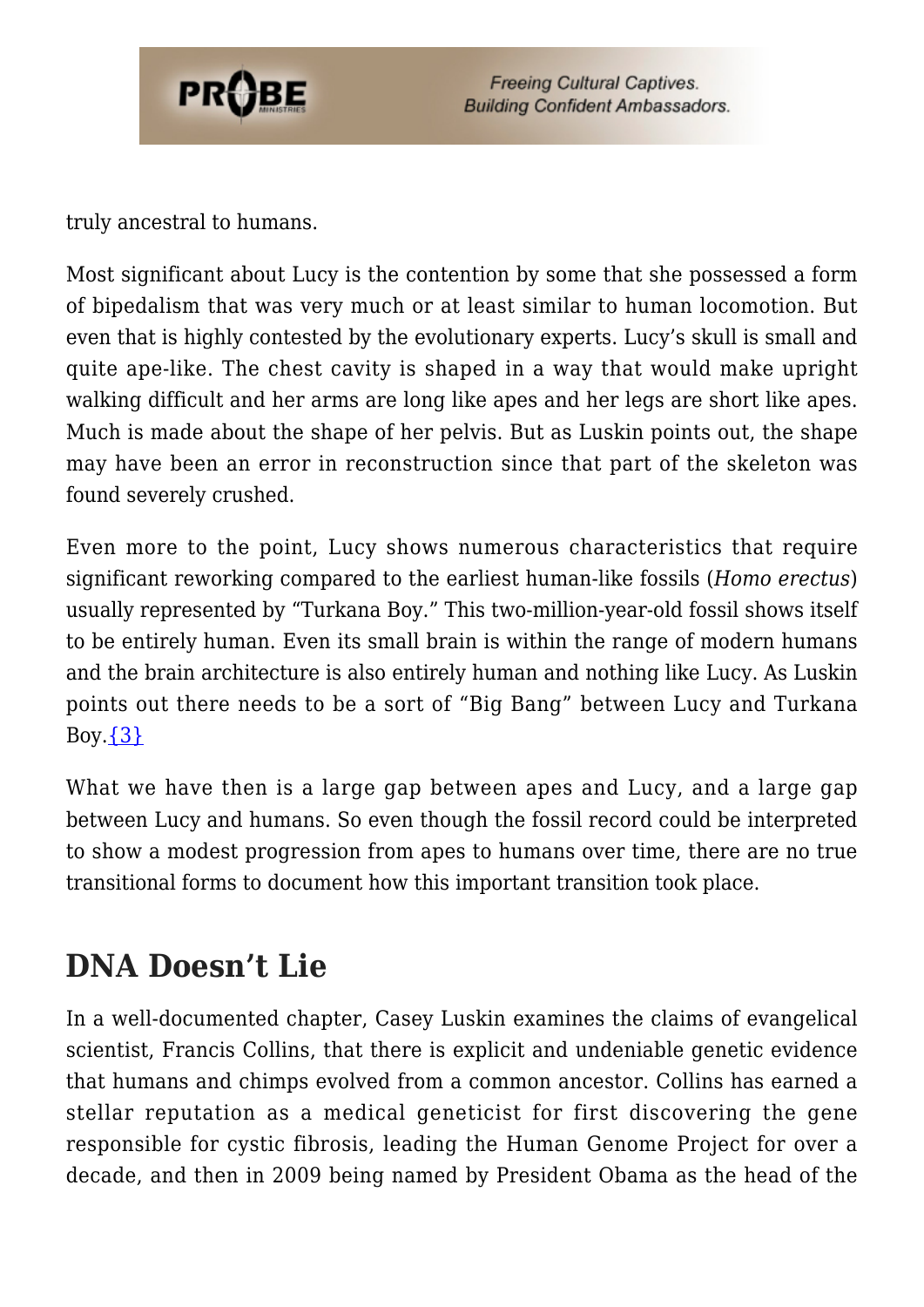truly ancestral to humans.

Most significant about Lucy is the contention by some that she possessed a form of bipedalism that was very much or at least similar to human locomotion. But even that is highly contested by the evolutionary experts. Lucy's skull is small and quite ape-like. The chest cavity is shaped in a way that would make upright walking difficult and her arms are long like apes and her legs are short like apes. Much is made about the shape of her pelvis. But as Luskin points out, the shape may have been an error in reconstruction since that part of the skeleton was found severely crushed.

Even more to the point, Lucy shows numerous characteristics that require significant reworking compared to the earliest human-like fossils (*Homo erectus*) usually represented by "Turkana Boy." This two-million-year-old fossil shows itself to be entirely human. Even its small brain is within the range of modern humans and the brain architecture is also entirely human and nothing like Lucy. As Luskin points out there needs to be a sort of "Big Bang" between Lucy and Turkana Boy.{3}

What we have then is a large gap between apes and Lucy, and a large gap between Lucy and humans. So even though the fossil record could be interpreted to show a modest progression from apes to humans over time, there are no true transitional forms to document how this important transition took place.

## DNA Doesn't Lie

In a well-documented chapter, Casey Luskin examines the claims of evangelical scientist, Francis Collins, that there is explicit and undeniable genetic evidence that humans and chimps evolved from a common ancestor. Collins has earned a stellar reputation as a medical geneticist for first discovering the gene responsible for cystic fibrosis, leading the Human Genome Project for over a decade, and then in 2009 being named by President Obama as the head of the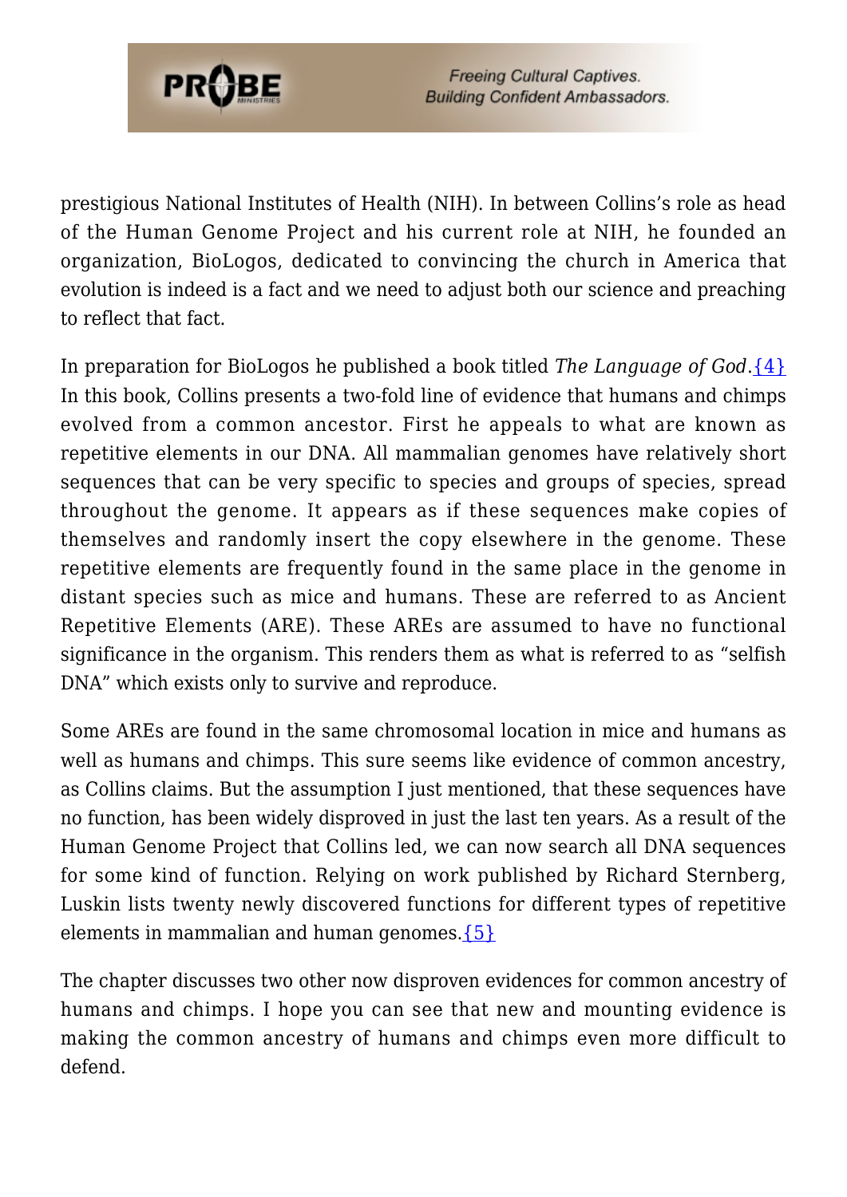prestigious National Institutes of Health (NIH). In between Collins's role as head of the Human Genome Project and his current role at NIH, he founded an organization, BioLogos, dedicated to convincing the church in America that evolution is indeed is a fact and we need to adjust both our science and preaching to reflect that fact.

In preparation for BioLogos he published a book titled *The Language of God*.{4} In this book, Collins presents a two-fold line of evidence that humans and chimps evolved from a common ancestor. First he appeals to what are known as repetitive elements in our DNA. All mammalian genomes have relatively short sequences that can be very specific to species and groups of species, spread throughout the genome. It appears as if these sequences make copies of themselves and randomly insert the copy elsewhere in the genome. These repetitive elements are frequently found in the same place in the genome in distant species such as mice and humans. These are referred to as Ancient Repetitive Elements (ARE). These AREs are assumed to have no functional significance in the organism. This renders them as what is referred to as "selfish DNA" which exists only to survive and reproduce.

Some AREs are found in the same chromosomal location in mice and humans as well as humans and chimps. This sure seems like evidence of common ancestry, as Collins claims. But the assumption I just mentioned, that these sequences have no function, has been widely disproved in just the last ten years. As a result of the Human Genome Project that Collins led, we can now search all DNA sequences for some kind of function. Relying on work published by Richard Sternberg, Luskin lists twenty newly discovered functions for different types of repetitive elements in mammalian and human genomes.{5}

The chapter discusses two other now disproven evidences for common ancestry of humans and chimps. I hope you can see that new and mounting evidence is making the common ancestry of humans and chimps even more difficult to defend.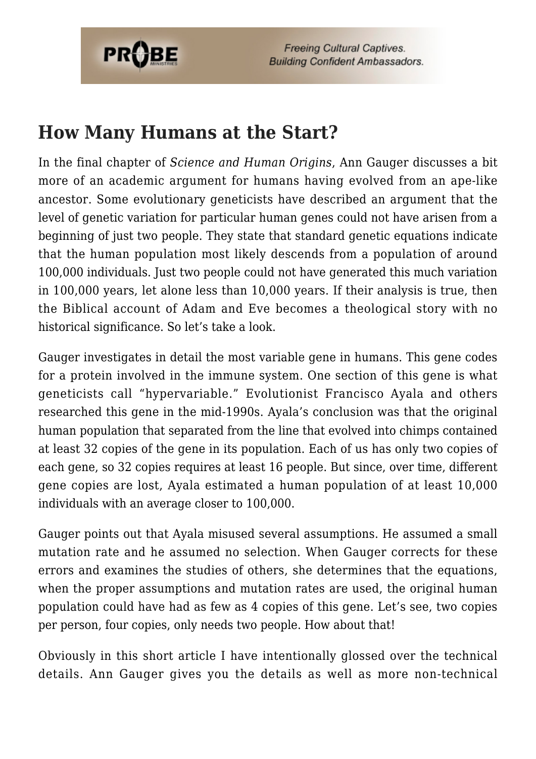## How Many Humans at the Start?

In the final chapter of *Science and Human Origins*, Ann Gauger discusses a bit more of an academic argument for humans having evolved from an ape-like ancestor. Some evolutionary geneticists have described an argument that the level of genetic variation for particular human genes could not have arisen from a beginning of just two people. They state that standard genetic equations indicate that the human population most likely descends from a population of around 100,000 individuals. Just two people could not have generated this much variation in 100,000 years, let alone less than 10,000 years. If their analysis is true, then the Biblical account of Adam and Eve becomes a theological story with no historical significance. So let's take a look.

Gauger investigates in detail the most variable gene in humans. This gene codes for a protein involved in the immune system. One section of this gene is what geneticists call "hypervariable." Evolutionist Francisco Ayala and others researched this gene in the mid-1990s. Ayala's conclusion was that the original human population that separated from the line that evolved into chimps contained at least 32 copies of the gene in its population. Each of us has only two copies of each gene, so 32 copies requires at least 16 people. But since, over time, different gene copies are lost, Ayala estimated a human population of at least 10,000 individuals with an average closer to 100,000.

Gauger points out that Ayala misused several assumptions. He assumed a small mutation rate and he assumed no selection. When Gauger corrects for these errors and examines the studies of others, she determines that the equations, when the proper assumptions and mutation rates are used, the original human population could have had as few as 4 copies of this gene. Let's see, two copies per person, four copies, only needs two people. How about that!

Obviously in this short article I have intentionally glossed over the technical details. Ann Gauger gives you the details as well as more non-technical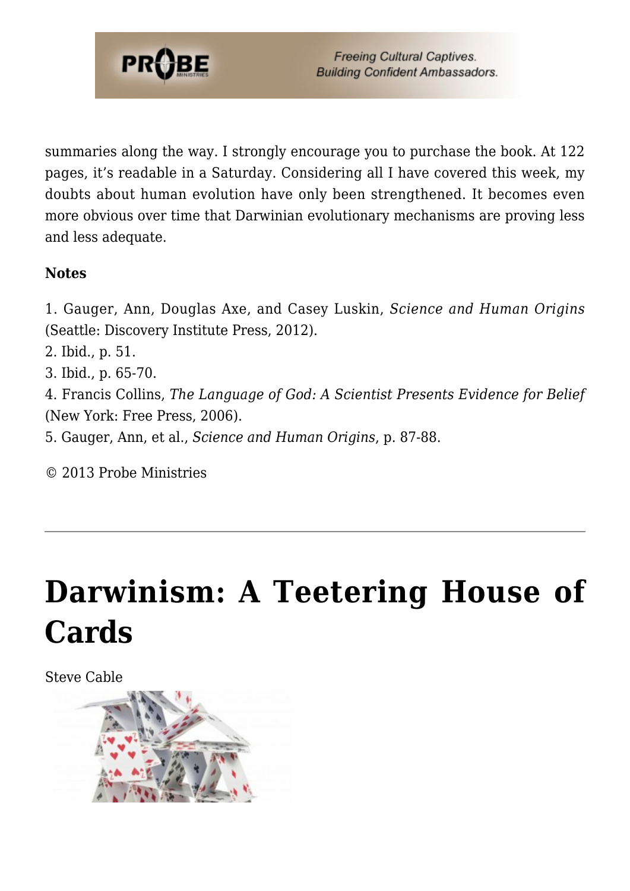summaries along the way. I strongly encourage you to purchase the book. At 122 pages, it's readable in a Saturday. Considering all I have covered this week, my doubts about human evolution have only been strengthened. It becomes even more obvious over time that Darwinian evolutionary mechanisms are proving less and less adequate.

**Notes**

1. Gauger, Ann, Douglas Axe, and Casey Luskin, *Science and Human Origins* (Seattle: Discovery Institute Press, 2012).
2. Ibid., p. 51.
3. Ibid., p. 65-70.
4. Francis Collins, *The Language of God: A Scientist Presents Evidence for Belief* (New York: Free Press, 2006).
5. Gauger, Ann, et al., *Science and Human Origins*, p. 87-88.

© 2013 Probe Ministries

---

# Darwinism: A Teetering House of Cards

Steve Cable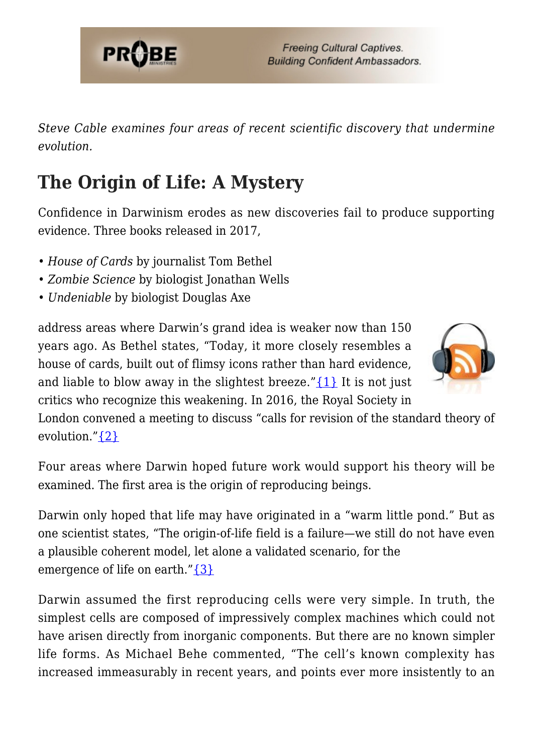*Steve Cable examines four areas of recent scientific discovery that undermine evolution.*

## The Origin of Life: A Mystery

Confidence in Darwinism erodes as new discoveries fail to produce supporting evidence. Three books released in 2017,

- *House of Cards* by journalist Tom Bethel
- *Zombie Science* by biologist Jonathan Wells
- *Undeniable* by biologist Douglas Axe

address areas where Darwin's grand idea is weaker now than 150 years ago. As Bethel states, "Today, it more closely resembles a house of cards, built out of flimsy icons rather than hard evidence, and liable to blow away in the slightest breeze."{1} It is not just critics who recognize this weakening. In 2016, the Royal Society in London convened a meeting to discuss "calls for revision of the standard theory of evolution."{2}

Four areas where Darwin hoped future work would support his theory will be examined. The first area is the origin of reproducing beings.

Darwin only hoped that life may have originated in a "warm little pond." But as one scientist states, "The origin-of-life field is a failure—we still do not have even a plausible coherent model, let alone a validated scenario, for the emergence of life on earth."{3}

Darwin assumed the first reproducing cells were very simple. In truth, the simplest cells are composed of impressively complex machines which could not have arisen directly from inorganic components. But there are no known simpler life forms. As Michael Behe commented, "The cell's known complexity has increased immeasurably in recent years, and points ever more insistently to an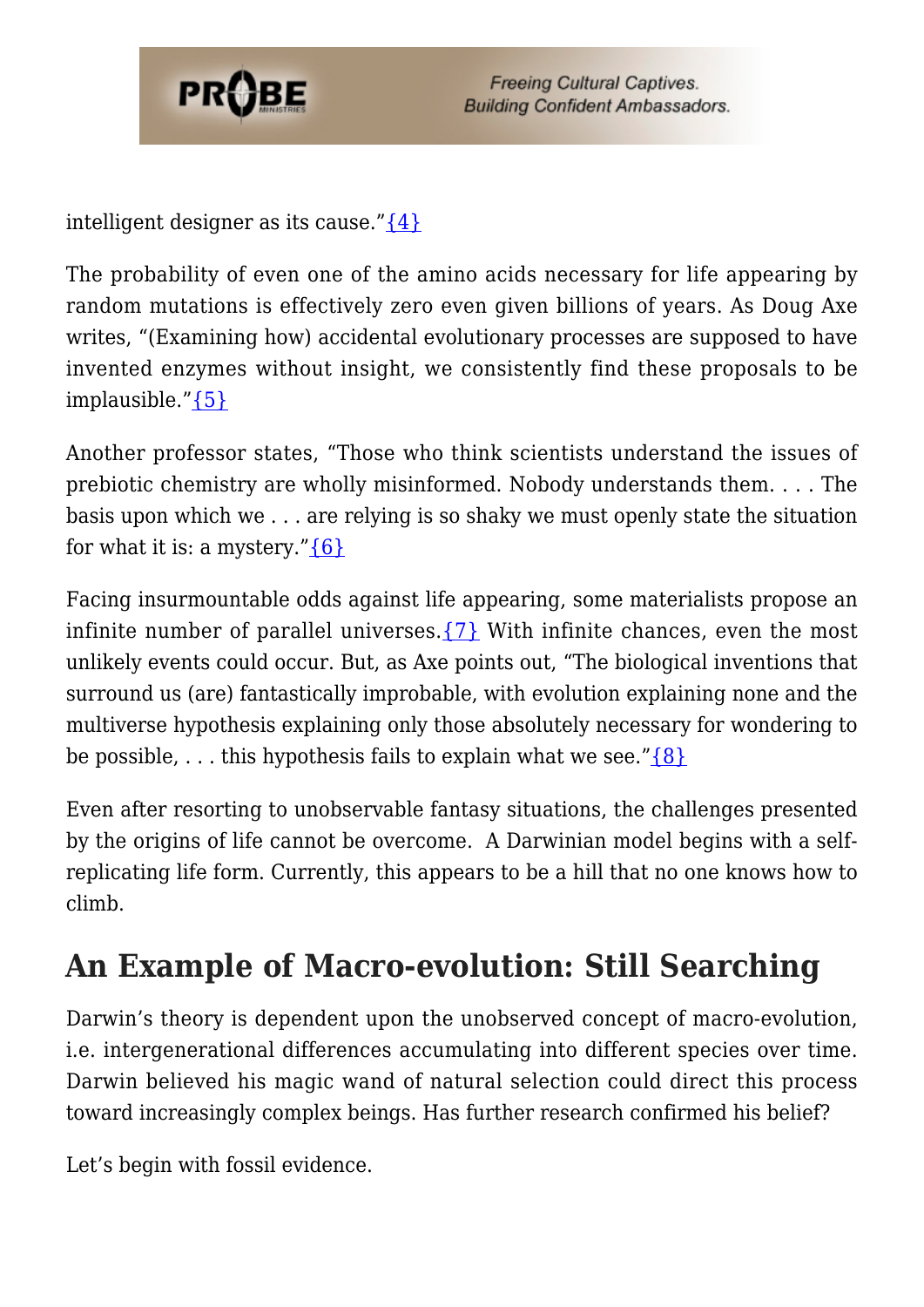intelligent designer as its cause."{4}

The probability of even one of the amino acids necessary for life appearing by random mutations is effectively zero even given billions of years. As Doug Axe writes, "(Examining how) accidental evolutionary processes are supposed to have invented enzymes without insight, we consistently find these proposals to be implausible."{5}

Another professor states, "Those who think scientists understand the issues of prebiotic chemistry are wholly misinformed. Nobody understands them. . . . The basis upon which we . . . are relying is so shaky we must openly state the situation for what it is: a mystery."{6}

Facing insurmountable odds against life appearing, some materialists propose an infinite number of parallel universes.{7} With infinite chances, even the most unlikely events could occur. But, as Axe points out, "The biological inventions that surround us (are) fantastically improbable, with evolution explaining none and the multiverse hypothesis explaining only those absolutely necessary for wondering to be possible, . . . this hypothesis fails to explain what we see."{8}

Even after resorting to unobservable fantasy situations, the challenges presented by the origins of life cannot be overcome. A Darwinian model begins with a self-replicating life form. Currently, this appears to be a hill that no one knows how to climb.

## An Example of Macro-evolution: Still Searching

Darwin's theory is dependent upon the unobserved concept of macro-evolution, i.e. intergenerational differences accumulating into different species over time. Darwin believed his magic wand of natural selection could direct this process toward increasingly complex beings. Has further research confirmed his belief?

Let's begin with fossil evidence.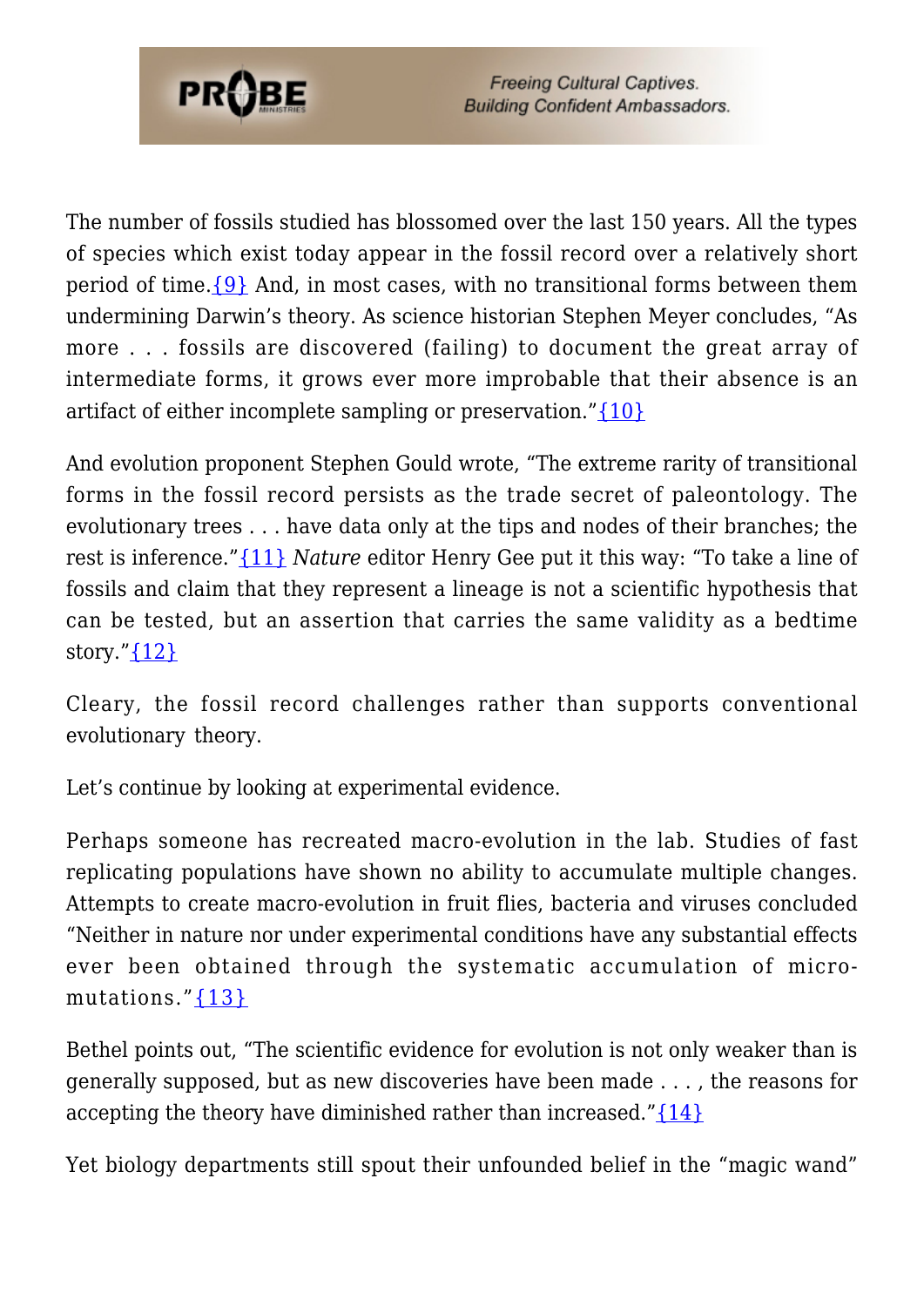The number of fossils studied has blossomed over the last 150 years. All the types of species which exist today appear in the fossil record over a relatively short period of time.{9} And, in most cases, with no transitional forms between them undermining Darwin's theory. As science historian Stephen Meyer concludes, "As more . . . fossils are discovered (failing) to document the great array of intermediate forms, it grows ever more improbable that their absence is an artifact of either incomplete sampling or preservation."{10}

And evolution proponent Stephen Gould wrote, "The extreme rarity of transitional forms in the fossil record persists as the trade secret of paleontology. The evolutionary trees . . . have data only at the tips and nodes of their branches; the rest is inference."{11} *Nature* editor Henry Gee put it this way: "To take a line of fossils and claim that they represent a lineage is not a scientific hypothesis that can be tested, but an assertion that carries the same validity as a bedtime story."{12}

Cleary, the fossil record challenges rather than supports conventional evolutionary theory.

Let's continue by looking at experimental evidence.

Perhaps someone has recreated macro-evolution in the lab. Studies of fast replicating populations have shown no ability to accumulate multiple changes. Attempts to create macro-evolution in fruit flies, bacteria and viruses concluded "Neither in nature nor under experimental conditions have any substantial effects ever been obtained through the systematic accumulation of micro-mutations."{13}

Bethel points out, "The scientific evidence for evolution is not only weaker than is generally supposed, but as new discoveries have been made . . . , the reasons for accepting the theory have diminished rather than increased."{14}

Yet biology departments still spout their unfounded belief in the "magic wand"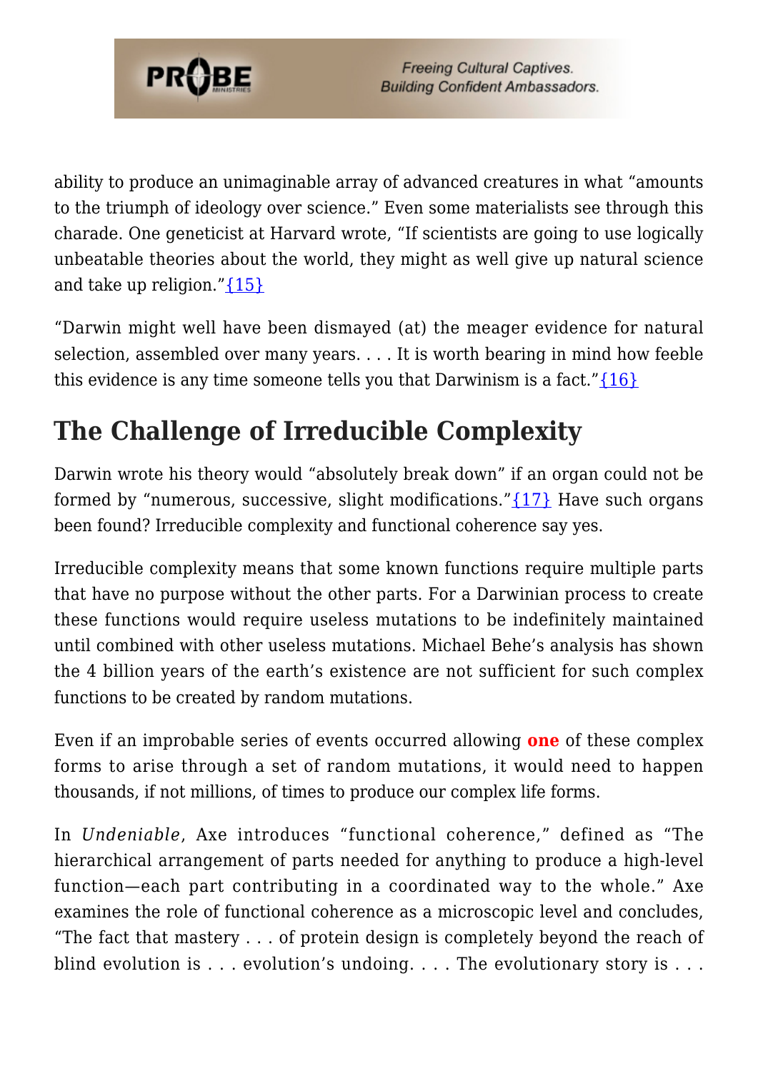ability to produce an unimaginable array of advanced creatures in what "amounts to the triumph of ideology over science." Even some materialists see through this charade. One geneticist at Harvard wrote, "If scientists are going to use logically unbeatable theories about the world, they might as well give up natural science and take up religion."{15}

"Darwin might well have been dismayed (at) the meager evidence for natural selection, assembled over many years. . . . It is worth bearing in mind how feeble this evidence is any time someone tells you that Darwinism is a fact."{16}

## The Challenge of Irreducible Complexity

Darwin wrote his theory would "absolutely break down" if an organ could not be formed by "numerous, successive, slight modifications."{17} Have such organs been found? Irreducible complexity and functional coherence say yes.

Irreducible complexity means that some known functions require multiple parts that have no purpose without the other parts. For a Darwinian process to create these functions would require useless mutations to be indefinitely maintained until combined with other useless mutations. Michael Behe's analysis has shown the 4 billion years of the earth's existence are not sufficient for such complex functions to be created by random mutations.

Even if an improbable series of events occurred allowing **one** of these complex forms to arise through a set of random mutations, it would need to happen thousands, if not millions, of times to produce our complex life forms.

In *Undeniable*, Axe introduces "functional coherence," defined as "The hierarchical arrangement of parts needed for anything to produce a high-level function—each part contributing in a coordinated way to the whole." Axe examines the role of functional coherence as a microscopic level and concludes, "The fact that mastery . . . of protein design is completely beyond the reach of blind evolution is . . . evolution's undoing. . . . The evolutionary story is . . .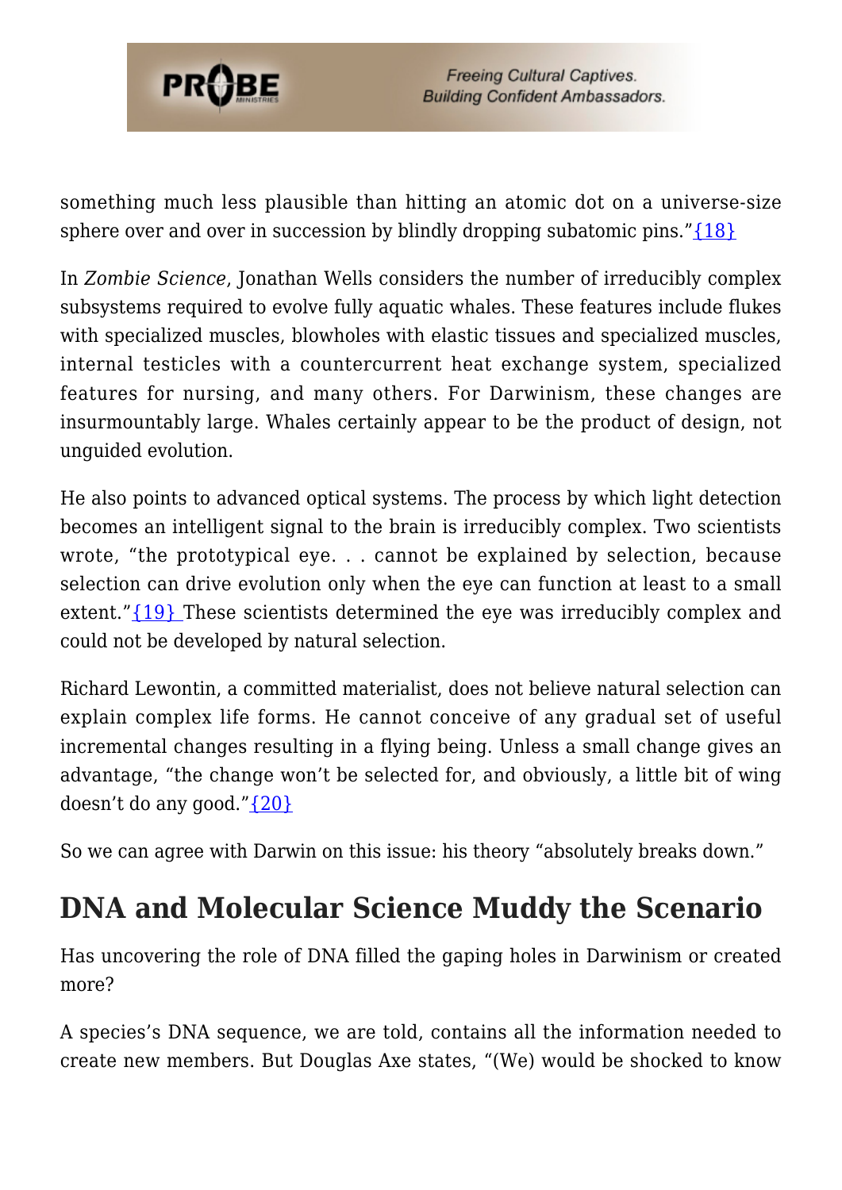something much less plausible than hitting an atomic dot on a universe-size sphere over and over in succession by blindly dropping subatomic pins."{18}

In *Zombie Science*, Jonathan Wells considers the number of irreducibly complex subsystems required to evolve fully aquatic whales. These features include flukes with specialized muscles, blowholes with elastic tissues and specialized muscles, internal testicles with a countercurrent heat exchange system, specialized features for nursing, and many others. For Darwinism, these changes are insurmountably large. Whales certainly appear to be the product of design, not unguided evolution.

He also points to advanced optical systems. The process by which light detection becomes an intelligent signal to the brain is irreducibly complex. Two scientists wrote, "the prototypical eye. . . cannot be explained by selection, because selection can drive evolution only when the eye can function at least to a small extent."{19} These scientists determined the eye was irreducibly complex and could not be developed by natural selection.

Richard Lewontin, a committed materialist, does not believe natural selection can explain complex life forms. He cannot conceive of any gradual set of useful incremental changes resulting in a flying being. Unless a small change gives an advantage, "the change won't be selected for, and obviously, a little bit of wing doesn't do any good."{20}

So we can agree with Darwin on this issue: his theory "absolutely breaks down."

## DNA and Molecular Science Muddy the Scenario

Has uncovering the role of DNA filled the gaping holes in Darwinism or created more?

A species's DNA sequence, we are told, contains all the information needed to create new members. But Douglas Axe states, "(We) would be shocked to know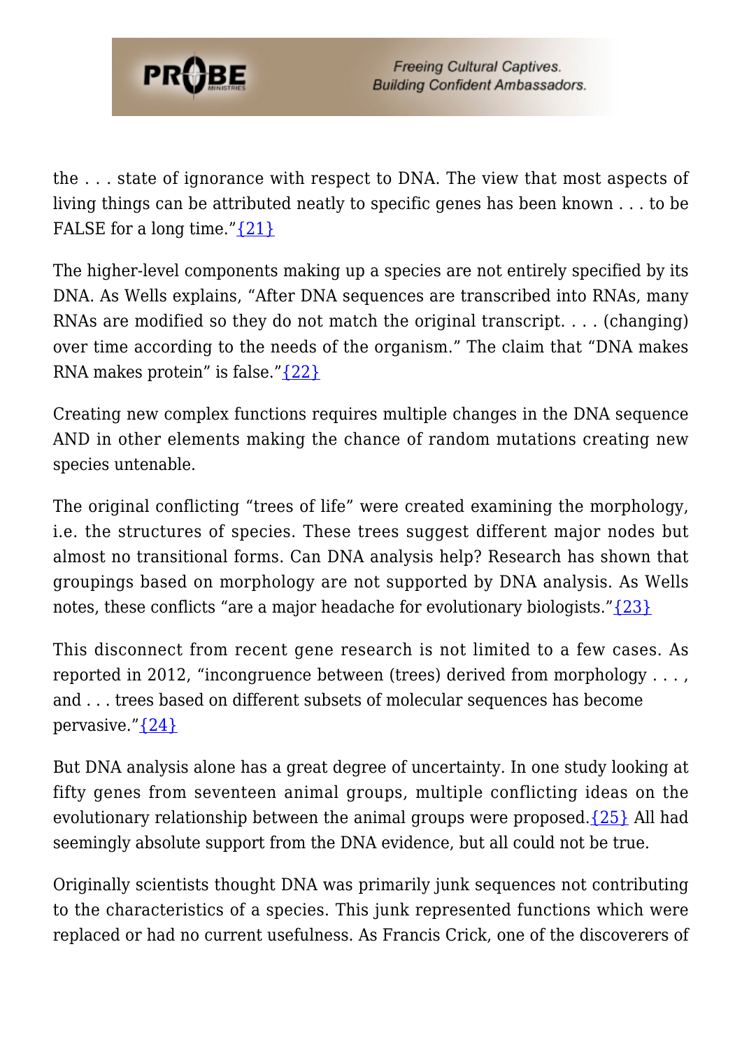the . . . state of ignorance with respect to DNA. The view that most aspects of living things can be attributed neatly to specific genes has been known . . . to be FALSE for a long time."{21}

The higher-level components making up a species are not entirely specified by its DNA. As Wells explains, "After DNA sequences are transcribed into RNAs, many RNAs are modified so they do not match the original transcript. . . . (changing) over time according to the needs of the organism." The claim that "DNA makes RNA makes protein" is false."{22}

Creating new complex functions requires multiple changes in the DNA sequence AND in other elements making the chance of random mutations creating new species untenable.

The original conflicting "trees of life" were created examining the morphology, i.e. the structures of species. These trees suggest different major nodes but almost no transitional forms. Can DNA analysis help? Research has shown that groupings based on morphology are not supported by DNA analysis. As Wells notes, these conflicts "are a major headache for evolutionary biologists."{23}

This disconnect from recent gene research is not limited to a few cases. As reported in 2012, "incongruence between (trees) derived from morphology . . . , and . . . trees based on different subsets of molecular sequences has become pervasive."{24}

But DNA analysis alone has a great degree of uncertainty. In one study looking at fifty genes from seventeen animal groups, multiple conflicting ideas on the evolutionary relationship between the animal groups were proposed.{25} All had seemingly absolute support from the DNA evidence, but all could not be true.

Originally scientists thought DNA was primarily junk sequences not contributing to the characteristics of a species. This junk represented functions which were replaced or had no current usefulness. As Francis Crick, one of the discoverers of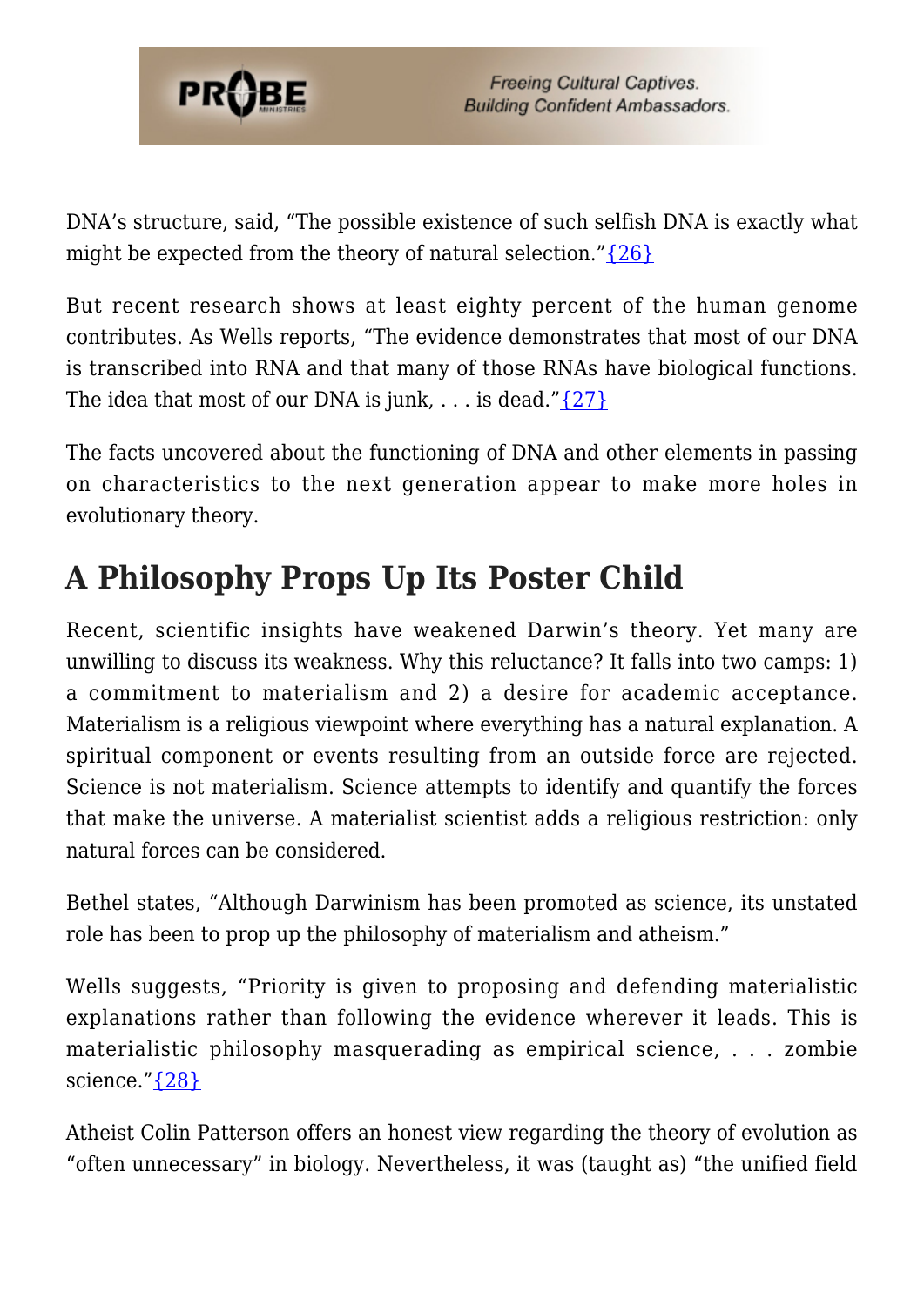DNA's structure, said, "The possible existence of such selfish DNA is exactly what might be expected from the theory of natural selection."{26}

But recent research shows at least eighty percent of the human genome contributes. As Wells reports, "The evidence demonstrates that most of our DNA is transcribed into RNA and that many of those RNAs have biological functions. The idea that most of our DNA is junk, . . . is dead."{27}

The facts uncovered about the functioning of DNA and other elements in passing on characteristics to the next generation appear to make more holes in evolutionary theory.

## A Philosophy Props Up Its Poster Child

Recent, scientific insights have weakened Darwin's theory. Yet many are unwilling to discuss its weakness. Why this reluctance? It falls into two camps: 1) a commitment to materialism and 2) a desire for academic acceptance. Materialism is a religious viewpoint where everything has a natural explanation. A spiritual component or events resulting from an outside force are rejected. Science is not materialism. Science attempts to identify and quantify the forces that make the universe. A materialist scientist adds a religious restriction: only natural forces can be considered.

Bethel states, "Although Darwinism has been promoted as science, its unstated role has been to prop up the philosophy of materialism and atheism."

Wells suggests, "Priority is given to proposing and defending materialistic explanations rather than following the evidence wherever it leads. This is materialistic philosophy masquerading as empirical science, . . . zombie science."{28}

Atheist Colin Patterson offers an honest view regarding the theory of evolution as "often unnecessary" in biology. Nevertheless, it was (taught as) "the unified field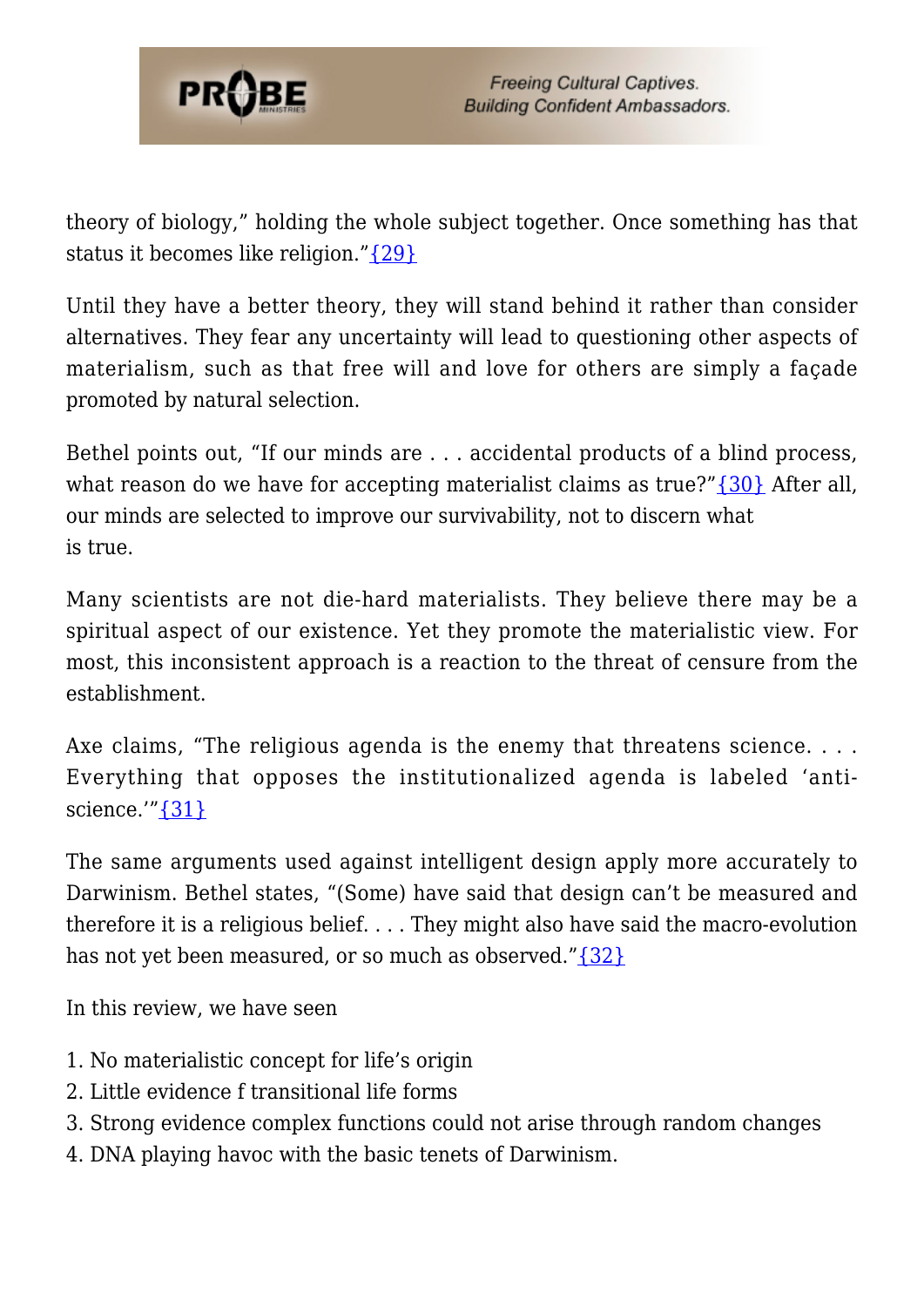theory of biology," holding the whole subject together. Once something has that status it becomes like religion."{29}

Until they have a better theory, they will stand behind it rather than consider alternatives. They fear any uncertainty will lead to questioning other aspects of materialism, such as that free will and love for others are simply a façade promoted by natural selection.

Bethel points out, "If our minds are . . . accidental products of a blind process, what reason do we have for accepting materialist claims as true?"{30} After all, our minds are selected to improve our survivability, not to discern what is true.

Many scientists are not die-hard materialists. They believe there may be a spiritual aspect of our existence. Yet they promote the materialistic view. For most, this inconsistent approach is a reaction to the threat of censure from the establishment.

Axe claims, "The religious agenda is the enemy that threatens science. . . . Everything that opposes the institutionalized agenda is labeled 'anti-science.'"{31}

The same arguments used against intelligent design apply more accurately to Darwinism. Bethel states, "(Some) have said that design can't be measured and therefore it is a religious belief. . . . They might also have said the macro-evolution has not yet been measured, or so much as observed."{32}

In this review, we have seen

1. No materialistic concept for life's origin
2. Little evidence f transitional life forms
3. Strong evidence complex functions could not arise through random changes
4. DNA playing havoc with the basic tenets of Darwinism.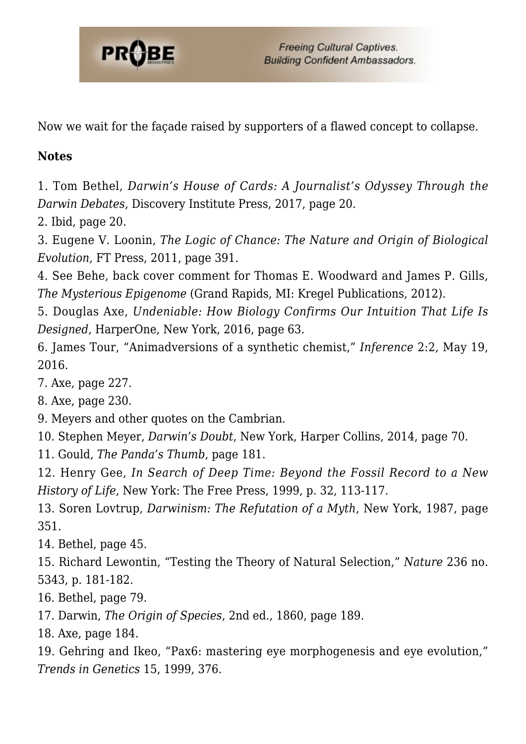Now we wait for the façade raised by supporters of a flawed concept to collapse.

**Notes**

1. Tom Bethel, *Darwin's House of Cards: A Journalist's Odyssey Through the Darwin Debates*, Discovery Institute Press, 2017, page 20.
2. Ibid, page 20.
3. Eugene V. Loonin, *The Logic of Chance: The Nature and Origin of Biological Evolution*, FT Press, 2011, page 391.
4. See Behe, back cover comment for Thomas E. Woodward and James P. Gills, *The Mysterious Epigenome* (Grand Rapids, MI: Kregel Publications, 2012).
5. Douglas Axe, *Undeniable: How Biology Confirms Our Intuition That Life Is Designed*, HarperOne, New York, 2016, page 63.
6. James Tour, "Animadversions of a synthetic chemist," *Inference* 2:2, May 19, 2016.
7. Axe, page 227.
8. Axe, page 230.
9. Meyers and other quotes on the Cambrian.
10. Stephen Meyer, *Darwin's Doubt*, New York, Harper Collins, 2014, page 70.
11. Gould, *The Panda's Thumb*, page 181.
12. Henry Gee, *In Search of Deep Time: Beyond the Fossil Record to a New History of Life*, New York: The Free Press, 1999, p. 32, 113-117.
13. Soren Lovtrup, *Darwinism: The Refutation of a Myth*, New York, 1987, page 351.
14. Bethel, page 45.
15. Richard Lewontin, "Testing the Theory of Natural Selection," *Nature* 236 no. 5343, p. 181-182.
16. Bethel, page 79.
17. Darwin, *The Origin of Species*, 2nd ed., 1860, page 189.
18. Axe, page 184.
19. Gehring and Ikeo, "Pax6: mastering eye morphogenesis and eye evolution," *Trends in Genetics* 15, 1999, 376.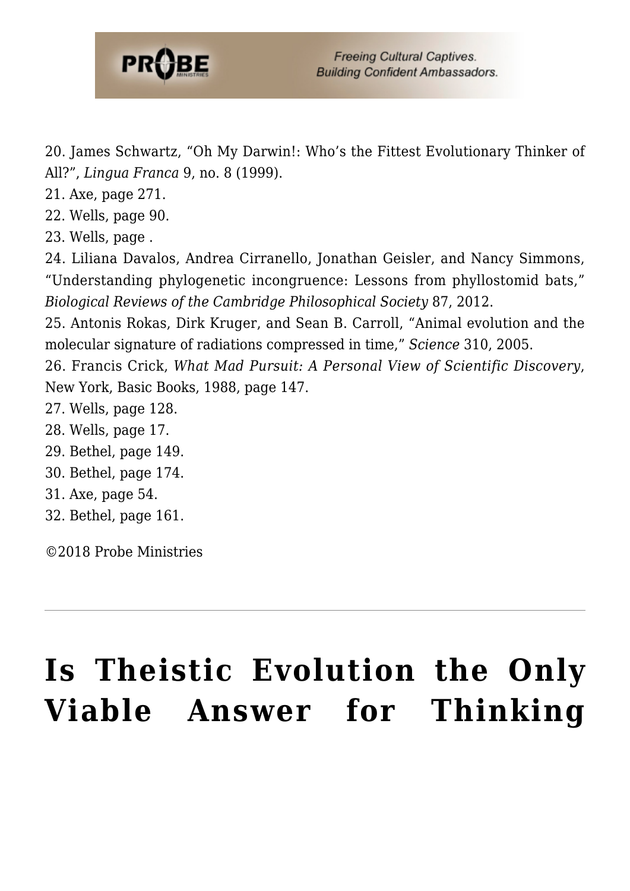20. James Schwartz, “Oh My Darwin!: Who’s the Fittest Evolutionary Thinker of All?”, *Lingua Franca* 9, no. 8 (1999).
21. Axe, page 271.
22. Wells, page 90.
23. Wells, page .
24. Liliana Davalos, Andrea Cirranello, Jonathan Geisler, and Nancy Simmons, “Understanding phylogenetic incongruence: Lessons from phyllostomid bats,” *Biological Reviews of the Cambridge Philosophical Society* 87, 2012.
25. Antonis Rokas, Dirk Kruger, and Sean B. Carroll, “Animal evolution and the molecular signature of radiations compressed in time,” *Science* 310, 2005.
26. Francis Crick, *What Mad Pursuit: A Personal View of Scientific Discovery*, New York, Basic Books, 1988, page 147.
27. Wells, page 128.
28. Wells, page 17.
29. Bethel, page 149.
30. Bethel, page 174.
31. Axe, page 54.
32. Bethel, page 161.

©2018 Probe Ministries

---

# Is Theistic Evolution the Only Viable Answer for Thinking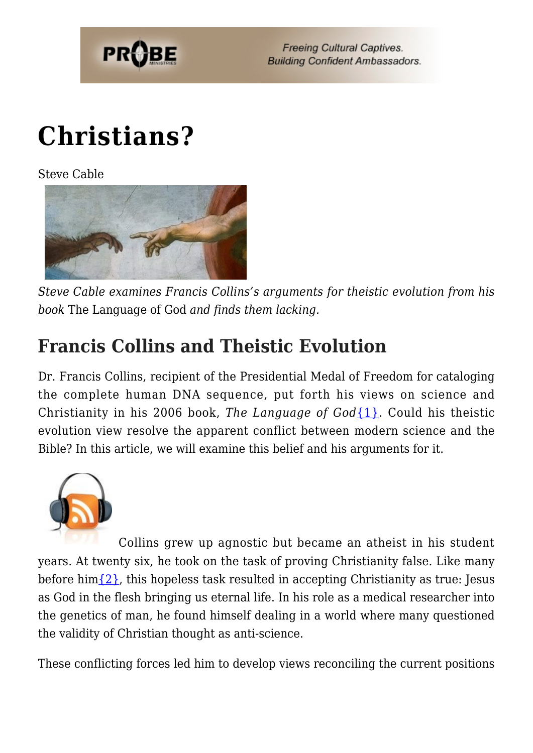# Christians?

Steve Cable

*Steve Cable examines Francis Collins's arguments for theistic evolution from his book* The Language of God *and finds them lacking.*

## Francis Collins and Theistic Evolution

Dr. Francis Collins, recipient of the Presidential Medal of Freedom for cataloging the complete human DNA sequence, put forth his views on science and Christianity in his 2006 book, *The Language of God*{1}. Could his theistic evolution view resolve the apparent conflict between modern science and the Bible? In this article, we will examine this belief and his arguments for it.

Collins grew up agnostic but became an atheist in his student years. At twenty six, he took on the task of proving Christianity false. Like many before him{2}, this hopeless task resulted in accepting Christianity as true: Jesus as God in the flesh bringing us eternal life. In his role as a medical researcher into the genetics of man, he found himself dealing in a world where many questioned the validity of Christian thought as anti-science.

These conflicting forces led him to develop views reconciling the current positions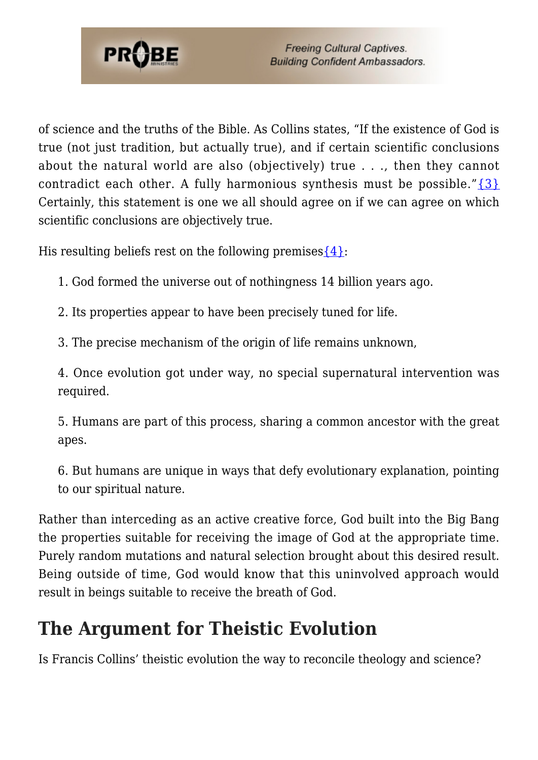of science and the truths of the Bible. As Collins states, "If the existence of God is true (not just tradition, but actually true), and if certain scientific conclusions about the natural world are also (objectively) true . . ., then they cannot contradict each other. A fully harmonious synthesis must be possible."{3} Certainly, this statement is one we all should agree on if we can agree on which scientific conclusions are objectively true.

His resulting beliefs rest on the following premises{4}:

1. God formed the universe out of nothingness 14 billion years ago.

2. Its properties appear to have been precisely tuned for life.

3. The precise mechanism of the origin of life remains unknown,

4. Once evolution got under way, no special supernatural intervention was required.

5. Humans are part of this process, sharing a common ancestor with the great apes.

6. But humans are unique in ways that defy evolutionary explanation, pointing to our spiritual nature.

Rather than interceding as an active creative force, God built into the Big Bang the properties suitable for receiving the image of God at the appropriate time. Purely random mutations and natural selection brought about this desired result. Being outside of time, God would know that this uninvolved approach would result in beings suitable to receive the breath of God.

## The Argument for Theistic Evolution

Is Francis Collins' theistic evolution the way to reconcile theology and science?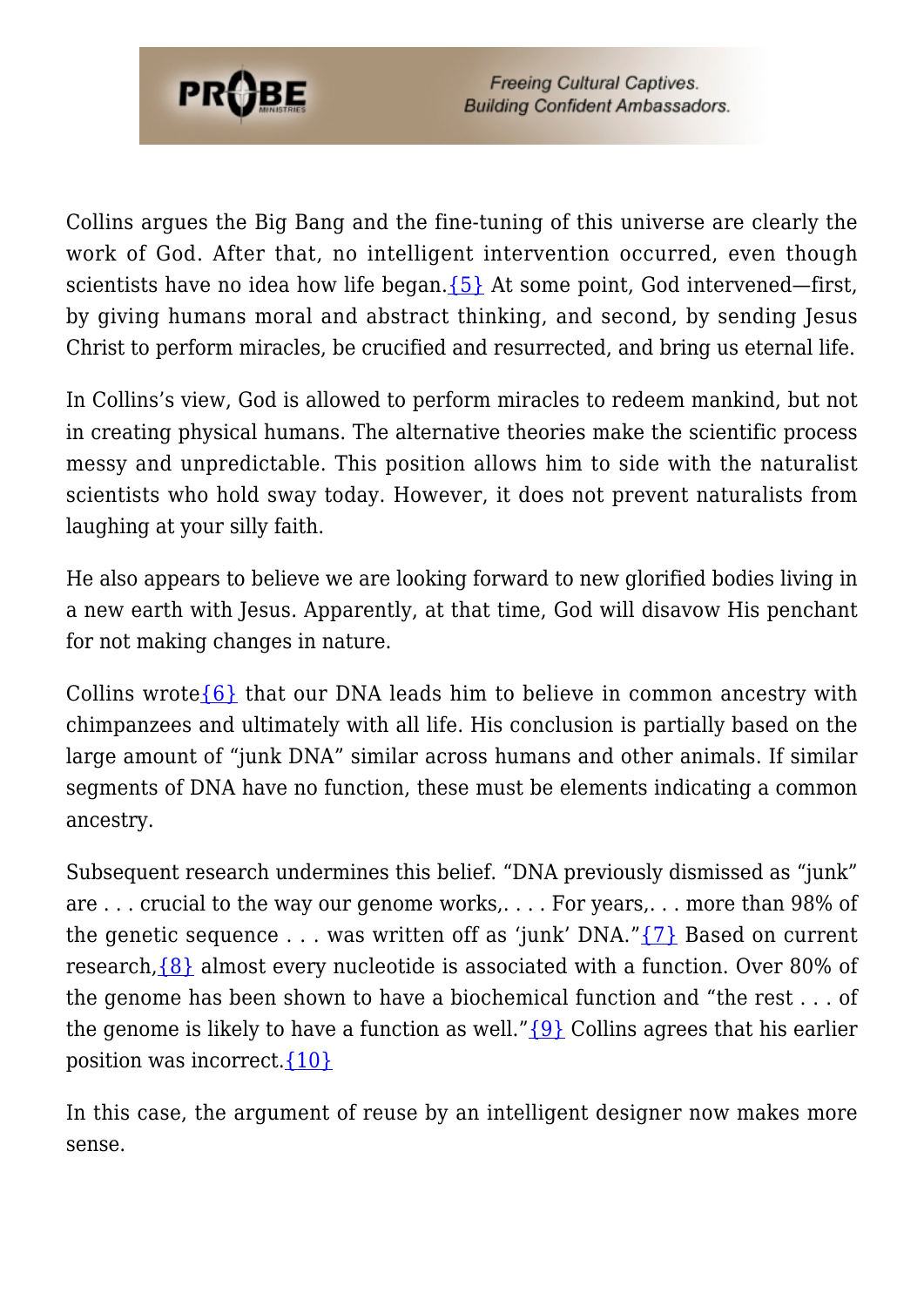Collins argues the Big Bang and the fine-tuning of this universe are clearly the work of God. After that, no intelligent intervention occurred, even though scientists have no idea how life began.{5} At some point, God intervened—first, by giving humans moral and abstract thinking, and second, by sending Jesus Christ to perform miracles, be crucified and resurrected, and bring us eternal life.

In Collins's view, God is allowed to perform miracles to redeem mankind, but not in creating physical humans. The alternative theories make the scientific process messy and unpredictable. This position allows him to side with the naturalist scientists who hold sway today. However, it does not prevent naturalists from laughing at your silly faith.

He also appears to believe we are looking forward to new glorified bodies living in a new earth with Jesus. Apparently, at that time, God will disavow His penchant for not making changes in nature.

Collins wrote{6} that our DNA leads him to believe in common ancestry with chimpanzees and ultimately with all life. His conclusion is partially based on the large amount of "junk DNA" similar across humans and other animals. If similar segments of DNA have no function, these must be elements indicating a common ancestry.

Subsequent research undermines this belief. "DNA previously dismissed as "junk" are . . . crucial to the way our genome works,. . . . For years,. . . more than 98% of the genetic sequence . . . was written off as 'junk' DNA."{7} Based on current research,{8} almost every nucleotide is associated with a function. Over 80% of the genome has been shown to have a biochemical function and "the rest . . . of the genome is likely to have a function as well."{9} Collins agrees that his earlier position was incorrect.{10}

In this case, the argument of reuse by an intelligent designer now makes more sense.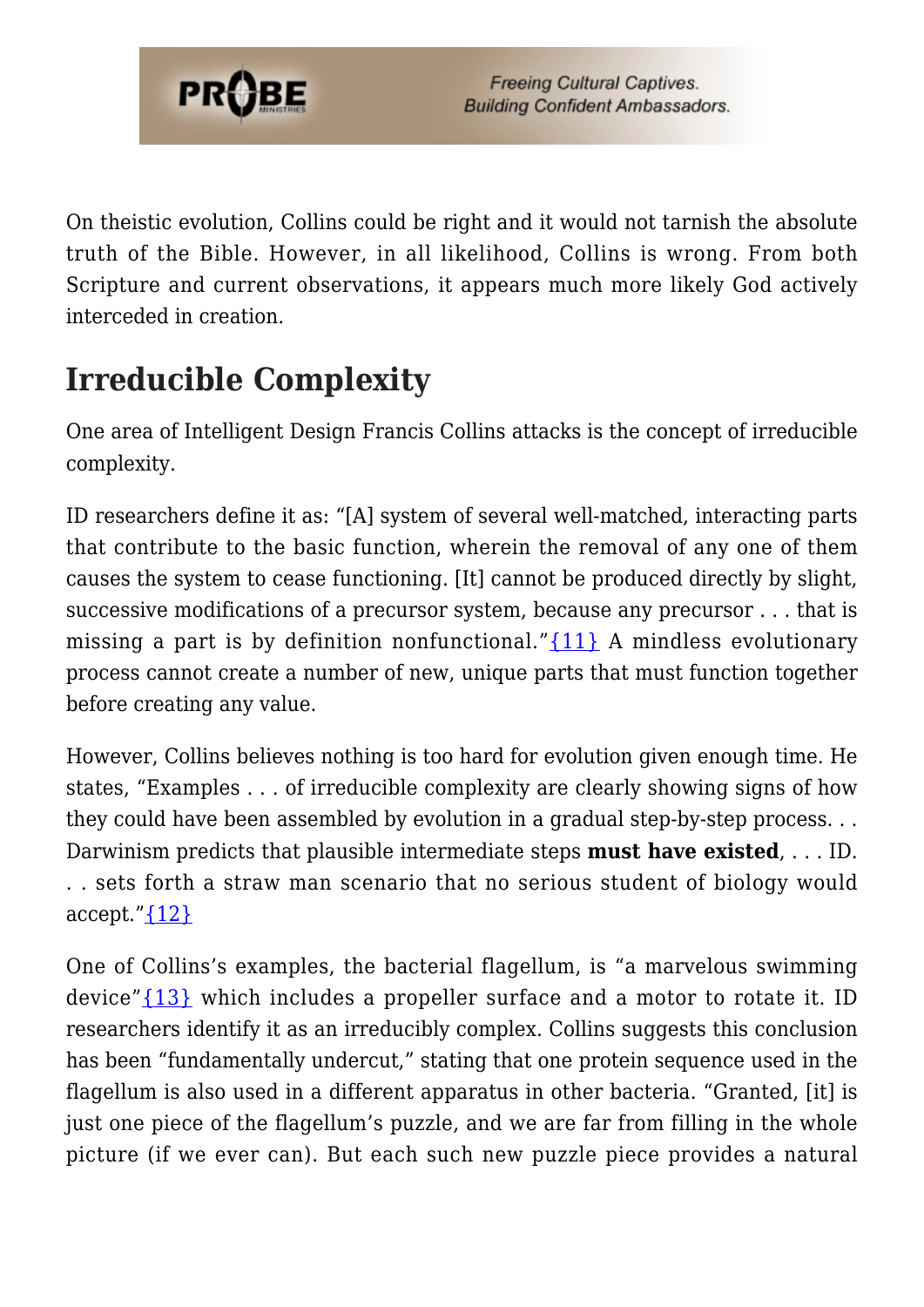On theistic evolution, Collins could be right and it would not tarnish the absolute truth of the Bible. However, in all likelihood, Collins is wrong. From both Scripture and current observations, it appears much more likely God actively interceded in creation.

## Irreducible Complexity

One area of Intelligent Design Francis Collins attacks is the concept of irreducible complexity.

ID researchers define it as: "[A] system of several well-matched, interacting parts that contribute to the basic function, wherein the removal of any one of them causes the system to cease functioning. [It] cannot be produced directly by slight, successive modifications of a precursor system, because any precursor . . . that is missing a part is by definition nonfunctional."{11} A mindless evolutionary process cannot create a number of new, unique parts that must function together before creating any value.

However, Collins believes nothing is too hard for evolution given enough time. He states, "Examples . . . of irreducible complexity are clearly showing signs of how they could have been assembled by evolution in a gradual step-by-step process. . . Darwinism predicts that plausible intermediate steps **must have existed**, . . . ID. . . sets forth a straw man scenario that no serious student of biology would accept."{12}

One of Collins's examples, the bacterial flagellum, is "a marvelous swimming device"{13} which includes a propeller surface and a motor to rotate it. ID researchers identify it as an irreducibly complex. Collins suggests this conclusion has been "fundamentally undercut," stating that one protein sequence used in the flagellum is also used in a different apparatus in other bacteria. "Granted, [it] is just one piece of the flagellum's puzzle, and we are far from filling in the whole picture (if we ever can). But each such new puzzle piece provides a natural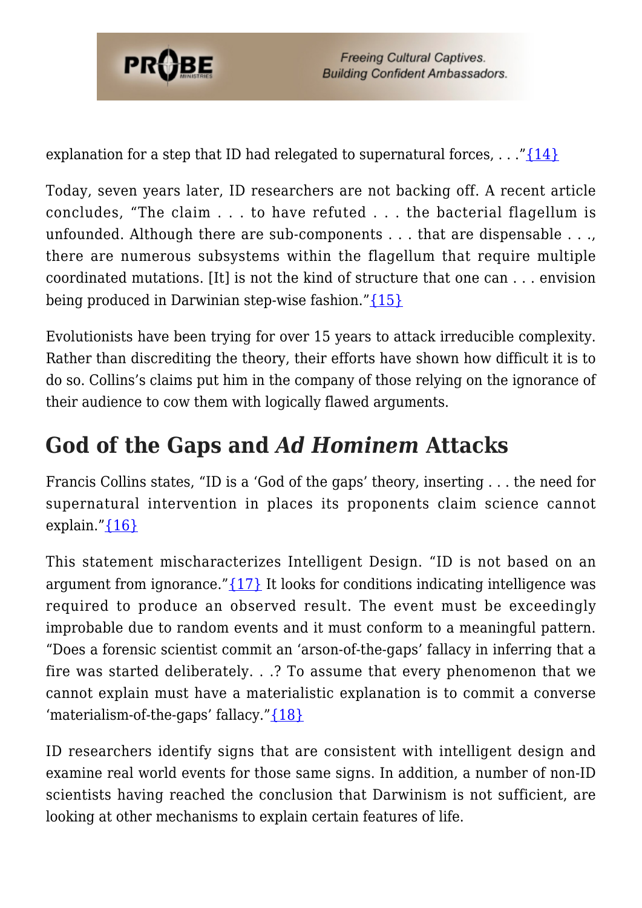explanation for a step that ID had relegated to supernatural forces, . . ."{14}

Today, seven years later, ID researchers are not backing off. A recent article concludes, "The claim . . . to have refuted . . . the bacterial flagellum is unfounded. Although there are sub-components . . . that are dispensable . . ., there are numerous subsystems within the flagellum that require multiple coordinated mutations. [It] is not the kind of structure that one can . . . envision being produced in Darwinian step-wise fashion."{15}

Evolutionists have been trying for over 15 years to attack irreducible complexity. Rather than discrediting the theory, their efforts have shown how difficult it is to do so. Collins's claims put him in the company of those relying on the ignorance of their audience to cow them with logically flawed arguments.

## God of the Gaps and *Ad Hominem* Attacks

Francis Collins states, "ID is a 'God of the gaps' theory, inserting . . . the need for supernatural intervention in places its proponents claim science cannot explain."{16}

This statement mischaracterizes Intelligent Design. "ID is not based on an argument from ignorance."{17} It looks for conditions indicating intelligence was required to produce an observed result. The event must be exceedingly improbable due to random events and it must conform to a meaningful pattern. "Does a forensic scientist commit an 'arson-of-the-gaps' fallacy in inferring that a fire was started deliberately. . .? To assume that every phenomenon that we cannot explain must have a materialistic explanation is to commit a converse 'materialism-of-the-gaps' fallacy."{18}

ID researchers identify signs that are consistent with intelligent design and examine real world events for those same signs. In addition, a number of non-ID scientists having reached the conclusion that Darwinism is not sufficient, are looking at other mechanisms to explain certain features of life.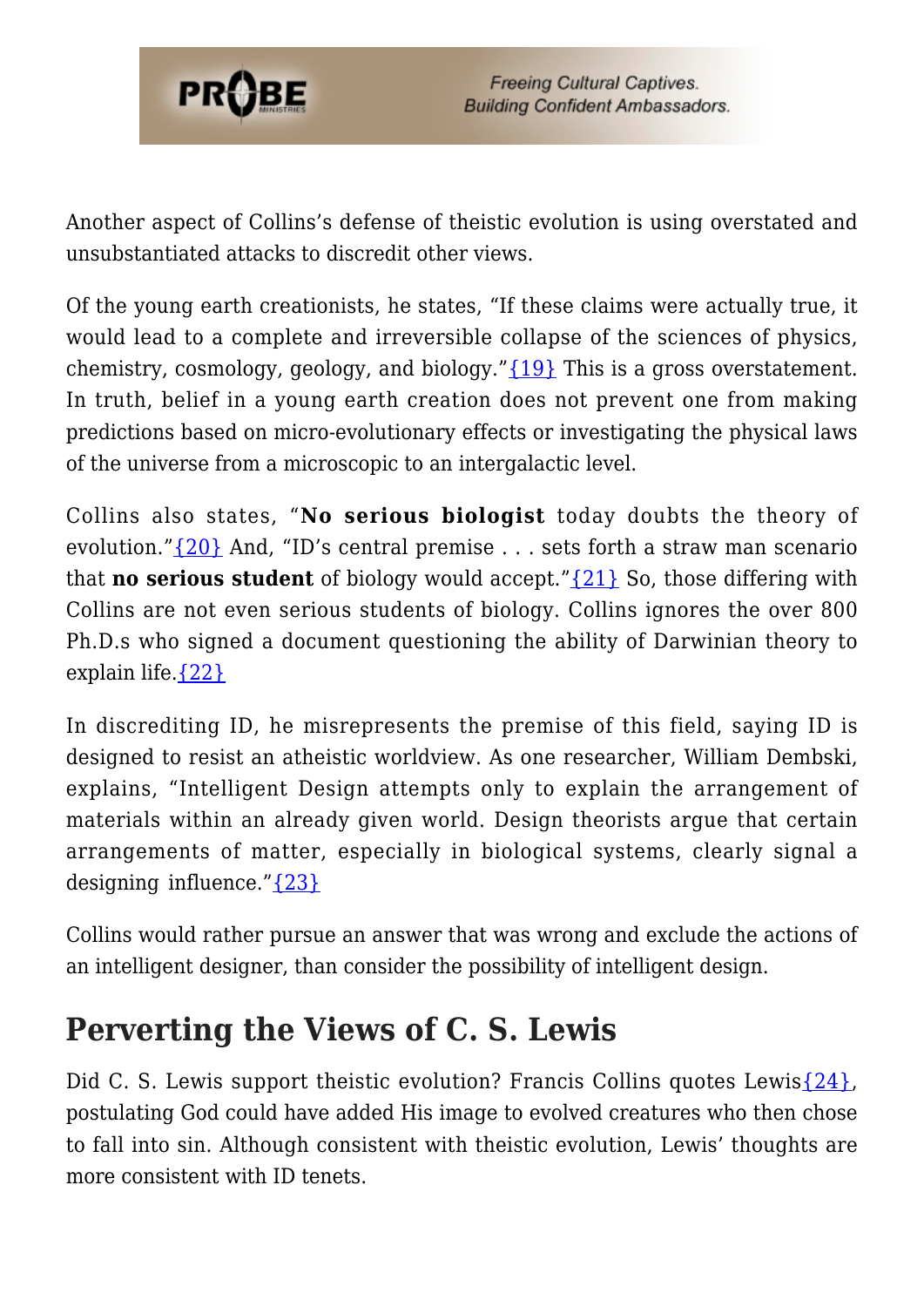Another aspect of Collins's defense of theistic evolution is using overstated and unsubstantiated attacks to discredit other views.

Of the young earth creationists, he states, "If these claims were actually true, it would lead to a complete and irreversible collapse of the sciences of physics, chemistry, cosmology, geology, and biology."{19} This is a gross overstatement. In truth, belief in a young earth creation does not prevent one from making predictions based on micro-evolutionary effects or investigating the physical laws of the universe from a microscopic to an intergalactic level.

Collins also states, "**No serious biologist** today doubts the theory of evolution."{20} And, "ID's central premise . . . sets forth a straw man scenario that **no serious student** of biology would accept."{21} So, those differing with Collins are not even serious students of biology. Collins ignores the over 800 Ph.D.s who signed a document questioning the ability of Darwinian theory to explain life.{22}

In discrediting ID, he misrepresents the premise of this field, saying ID is designed to resist an atheistic worldview. As one researcher, William Dembski, explains, "Intelligent Design attempts only to explain the arrangement of materials within an already given world. Design theorists argue that certain arrangements of matter, especially in biological systems, clearly signal a designing influence."{23}

Collins would rather pursue an answer that was wrong and exclude the actions of an intelligent designer, than consider the possibility of intelligent design.

## Perverting the Views of C. S. Lewis

Did C. S. Lewis support theistic evolution? Francis Collins quotes Lewis{24}, postulating God could have added His image to evolved creatures who then chose to fall into sin. Although consistent with theistic evolution, Lewis' thoughts are more consistent with ID tenets.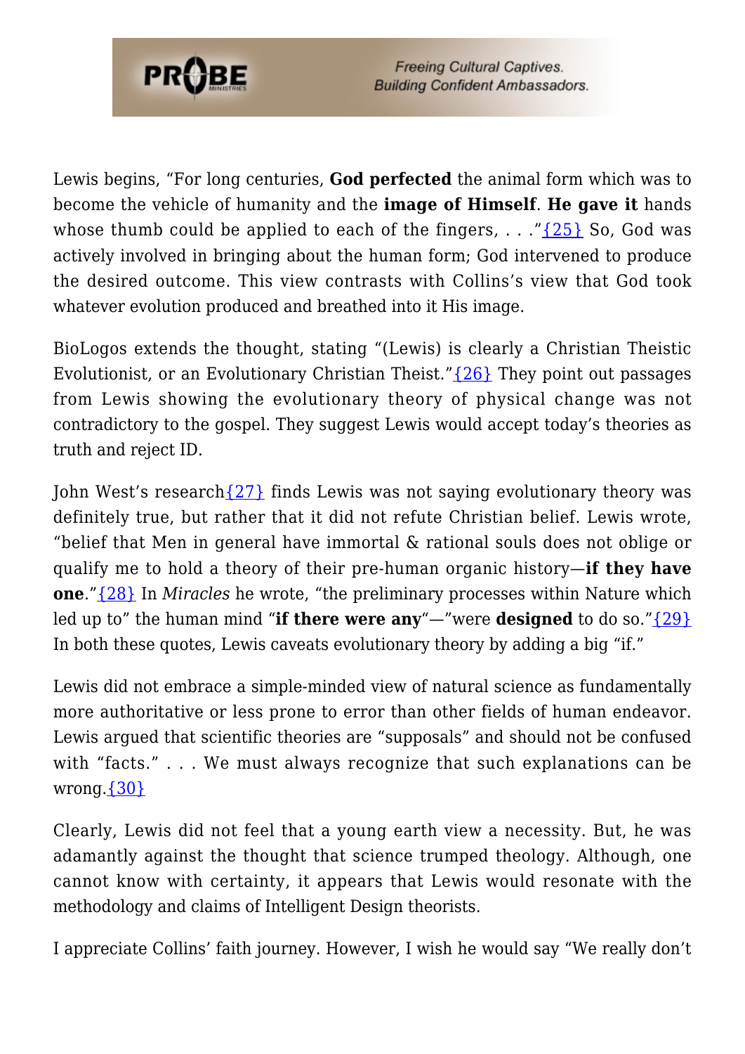Lewis begins, "For long centuries, **God perfected** the animal form which was to become the vehicle of humanity and the **image of Himself**. **He gave it** hands whose thumb could be applied to each of the fingers, . . ."{25} So, God was actively involved in bringing about the human form; God intervened to produce the desired outcome. This view contrasts with Collins's view that God took whatever evolution produced and breathed into it His image.

BioLogos extends the thought, stating "(Lewis) is clearly a Christian Theistic Evolutionist, or an Evolutionary Christian Theist."{26} They point out passages from Lewis showing the evolutionary theory of physical change was not contradictory to the gospel. They suggest Lewis would accept today's theories as truth and reject ID.

John West's research{27} finds Lewis was not saying evolutionary theory was definitely true, but rather that it did not refute Christian belief. Lewis wrote, "belief that Men in general have immortal & rational souls does not oblige or qualify me to hold a theory of their pre-human organic history—**if they have one**."{28} In *Miracles* he wrote, "the preliminary processes within Nature which led up to" the human mind "**if there were any**"—"were **designed** to do so."{29} In both these quotes, Lewis caveats evolutionary theory by adding a big "if."

Lewis did not embrace a simple-minded view of natural science as fundamentally more authoritative or less prone to error than other fields of human endeavor. Lewis argued that scientific theories are "supposals" and should not be confused with "facts." . . . We must always recognize that such explanations can be wrong.{30}

Clearly, Lewis did not feel that a young earth view a necessity. But, he was adamantly against the thought that science trumped theology. Although, one cannot know with certainty, it appears that Lewis would resonate with the methodology and claims of Intelligent Design theorists.

I appreciate Collins' faith journey. However, I wish he would say "We really don't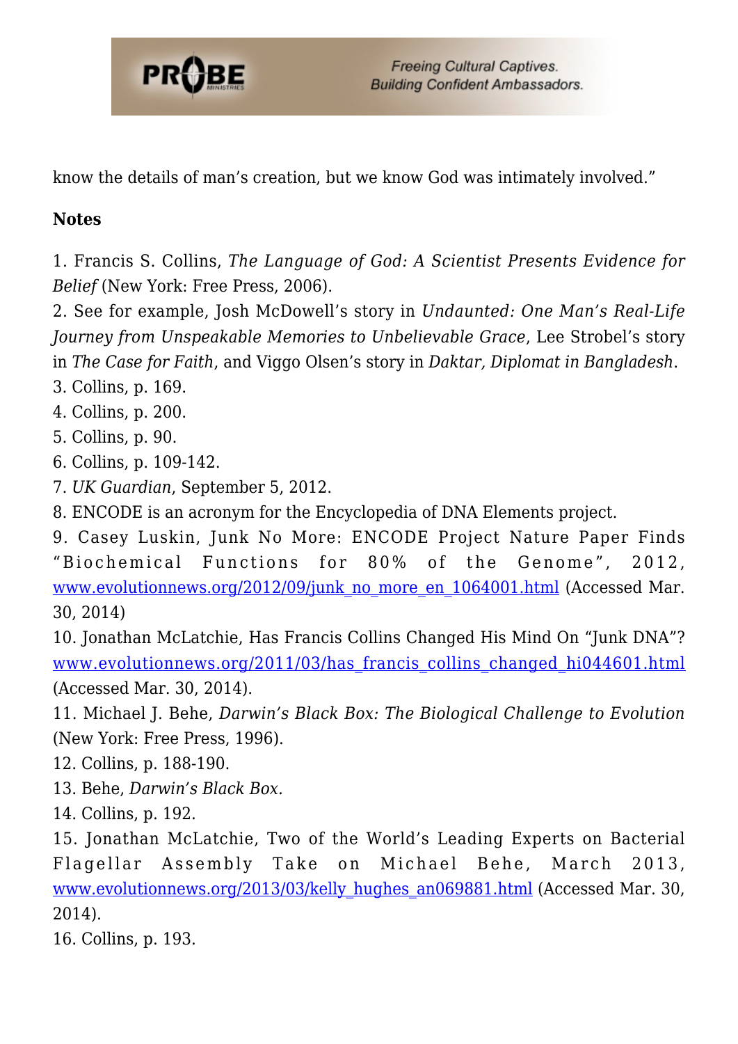know the details of man's creation, but we know God was intimately involved."

**Notes**

1. Francis S. Collins, *The Language of God: A Scientist Presents Evidence for Belief* (New York: Free Press, 2006).
2. See for example, Josh McDowell's story in *Undaunted: One Man's Real-Life Journey from Unspeakable Memories to Unbelievable Grace*, Lee Strobel's story in *The Case for Faith*, and Viggo Olsen's story in *Daktar, Diplomat in Bangladesh*.
3. Collins, p. 169.
4. Collins, p. 200.
5. Collins, p. 90.
6. Collins, p. 109-142.
7. *UK Guardian*, September 5, 2012.
8. ENCODE is an acronym for the Encyclopedia of DNA Elements project.
9. Casey Luskin, Junk No More: ENCODE Project Nature Paper Finds "Biochemical Functions for 80% of the Genome", 2012, www.evolutionnews.org/2012/09/junk_no_more_en_1064001.html (Accessed Mar. 30, 2014)
10. Jonathan McLatchie, Has Francis Collins Changed His Mind On "Junk DNA"? www.evolutionnews.org/2011/03/has_francis_collins_changed_hi044601.html (Accessed Mar. 30, 2014).
11. Michael J. Behe, *Darwin's Black Box: The Biological Challenge to Evolution* (New York: Free Press, 1996).
12. Collins, p. 188-190.
13. Behe, *Darwin's Black Box.*
14. Collins, p. 192.
15. Jonathan McLatchie, Two of the World's Leading Experts on Bacterial Flagellar Assembly Take on Michael Behe, March 2013, www.evolutionnews.org/2013/03/kelly_hughes_an069881.html (Accessed Mar. 30, 2014).
16. Collins, p. 193.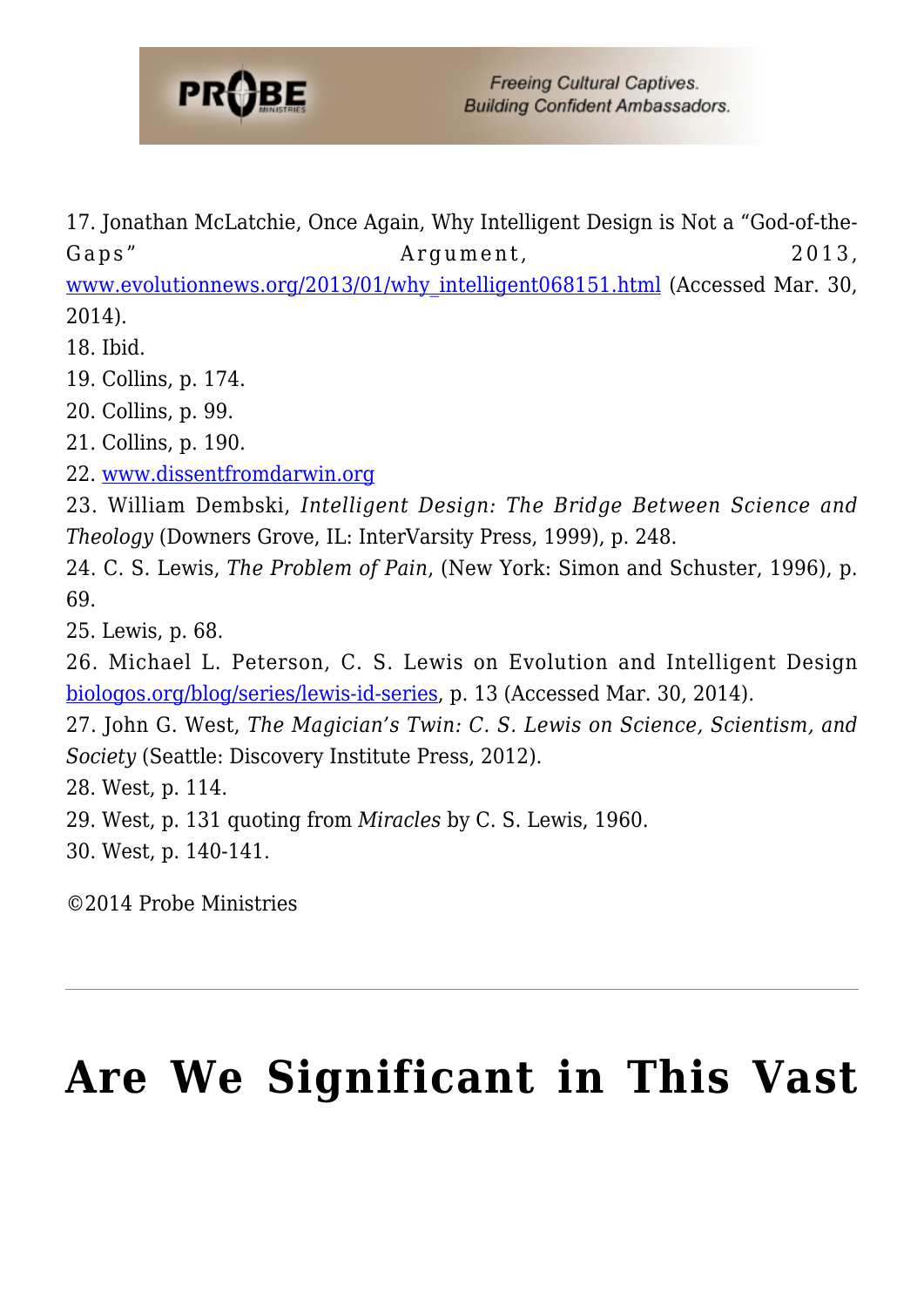17. Jonathan McLatchie, Once Again, Why Intelligent Design is Not a “God-of-the-Gaps” Argument, 2013, www.evolutionnews.org/2013/01/why_intelligent068151.html (Accessed Mar. 30, 2014).
18. Ibid.
19. Collins, p. 174.
20. Collins, p. 99.
21. Collins, p. 190.
22. www.dissentfromdarwin.org
23. William Dembski, *Intelligent Design: The Bridge Between Science and Theology* (Downers Grove, IL: InterVarsity Press, 1999), p. 248.
24. C. S. Lewis, *The Problem of Pain*, (New York: Simon and Schuster, 1996), p. 69.
25. Lewis, p. 68.
26. Michael L. Peterson, C. S. Lewis on Evolution and Intelligent Design biologos.org/blog/series/lewis-id-series, p. 13 (Accessed Mar. 30, 2014).
27. John G. West, *The Magician's Twin: C. S. Lewis on Science, Scientism, and Society* (Seattle: Discovery Institute Press, 2012).
28. West, p. 114.
29. West, p. 131 quoting from *Miracles* by C. S. Lewis, 1960.
30. West, p. 140-141.

©2014 Probe Ministries

---

# Are We Significant in This Vast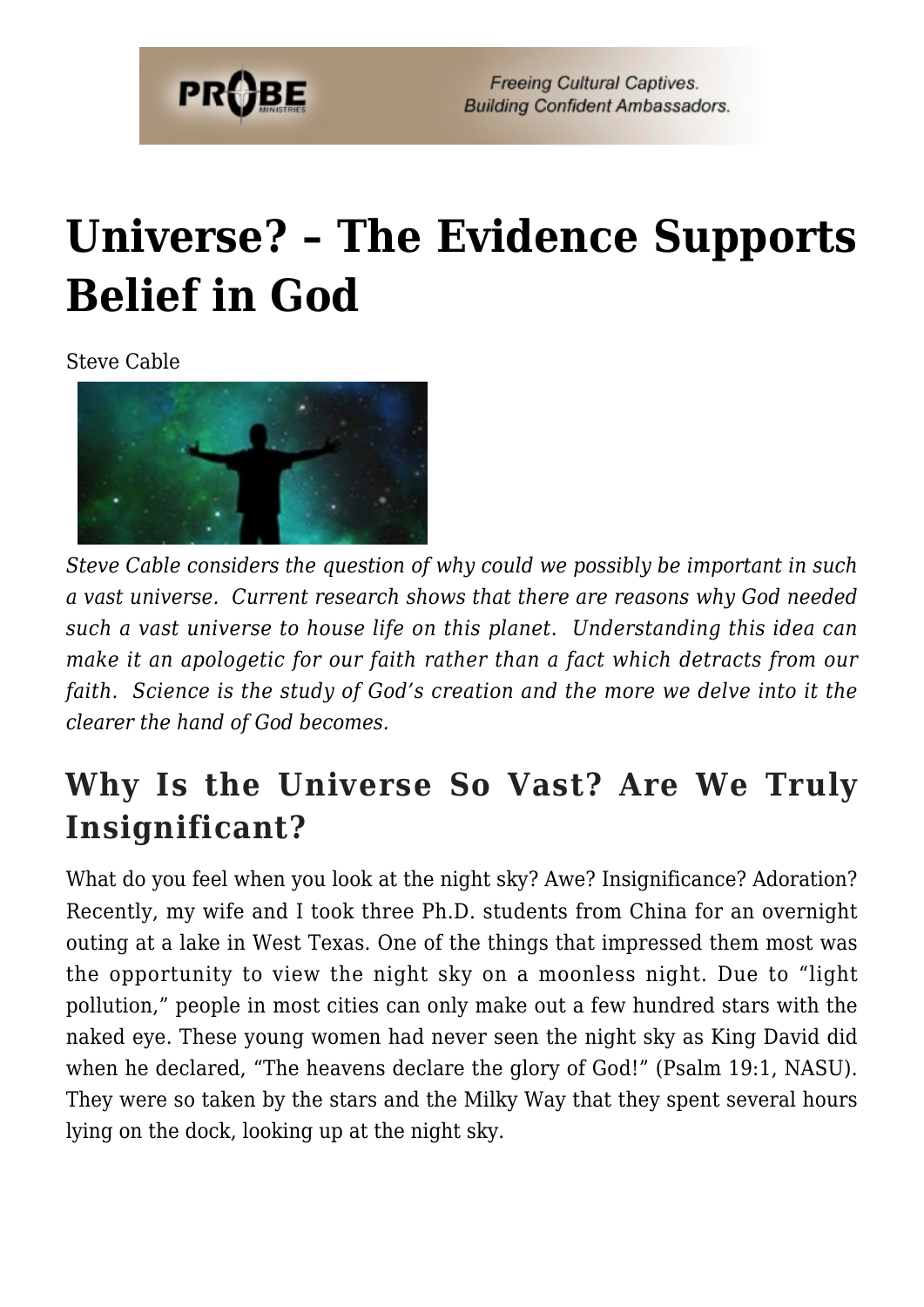# Universe? – The Evidence Supports Belief in God

Steve Cable

*Steve Cable considers the question of why could we possibly be important in such a vast universe. Current research shows that there are reasons why God needed such a vast universe to house life on this planet. Understanding this idea can make it an apologetic for our faith rather than a fact which detracts from our faith. Science is the study of God's creation and the more we delve into it the clearer the hand of God becomes.*

## Why Is the Universe So Vast? Are We Truly Insignificant?

What do you feel when you look at the night sky? Awe? Insignificance? Adoration? Recently, my wife and I took three Ph.D. students from China for an overnight outing at a lake in West Texas. One of the things that impressed them most was the opportunity to view the night sky on a moonless night. Due to "light pollution," people in most cities can only make out a few hundred stars with the naked eye. These young women had never seen the night sky as King David did when he declared, "The heavens declare the glory of God!" (Psalm 19:1, NASU). They were so taken by the stars and the Milky Way that they spent several hours lying on the dock, looking up at the night sky.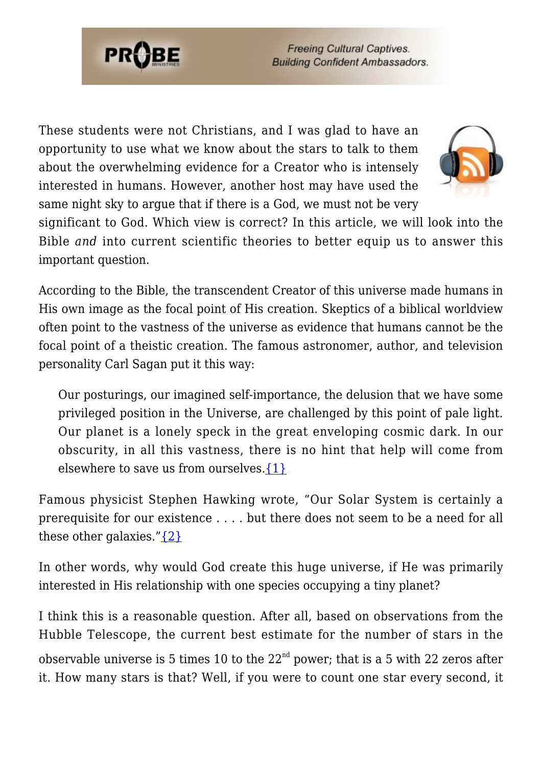These students were not Christians, and I was glad to have an opportunity to use what we know about the stars to talk to them about the overwhelming evidence for a Creator who is intensely interested in humans. However, another host may have used the same night sky to argue that if there is a God, we must not be very significant to God. Which view is correct? In this article, we will look into the Bible *and* into current scientific theories to better equip us to answer this important question.

According to the Bible, the transcendent Creator of this universe made humans in His own image as the focal point of His creation. Skeptics of a biblical worldview often point to the vastness of the universe as evidence that humans cannot be the focal point of a theistic creation. The famous astronomer, author, and television personality Carl Sagan put it this way:

> Our posturings, our imagined self-importance, the delusion that we have some privileged position in the Universe, are challenged by this point of pale light. Our planet is a lonely speck in the great enveloping cosmic dark. In our obscurity, in all this vastness, there is no hint that help will come from elsewhere to save us from ourselves.{1}

Famous physicist Stephen Hawking wrote, "Our Solar System is certainly a prerequisite for our existence . . . . but there does not seem to be a need for all these other galaxies."{2}

In other words, why would God create this huge universe, if He was primarily interested in His relationship with one species occupying a tiny planet?

I think this is a reasonable question. After all, based on observations from the Hubble Telescope, the current best estimate for the number of stars in the observable universe is 5 times 10 to the 22nd power; that is a 5 with 22 zeros after it. How many stars is that? Well, if you were to count one star every second, it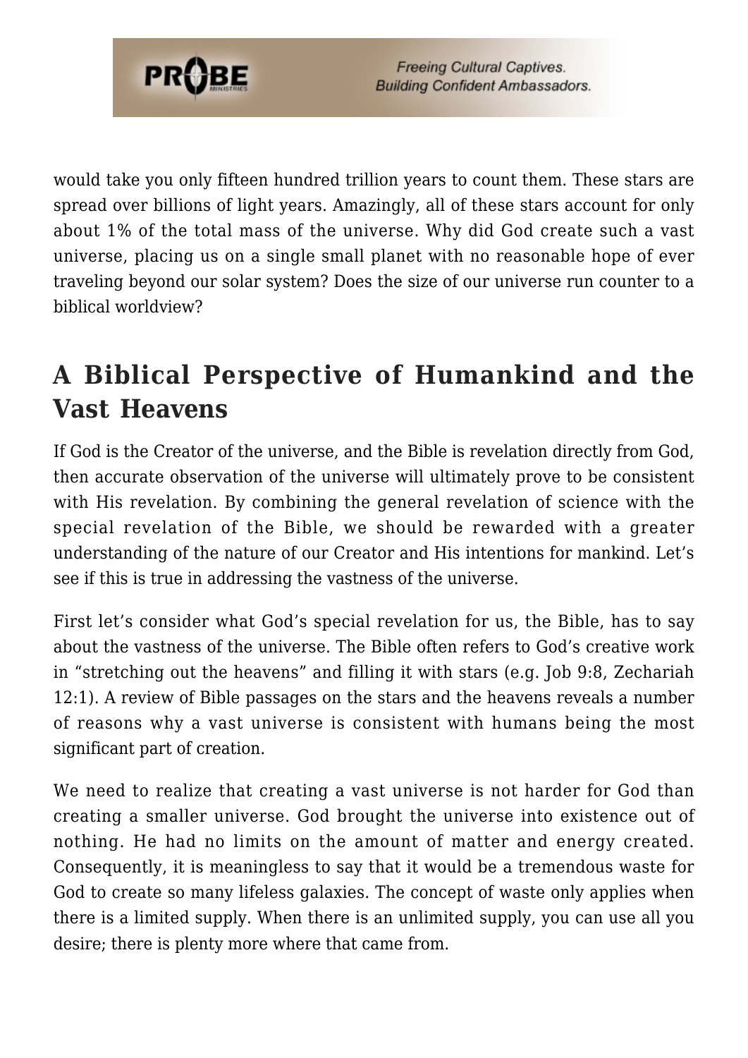would take you only fifteen hundred trillion years to count them. These stars are spread over billions of light years. Amazingly, all of these stars account for only about 1% of the total mass of the universe. Why did God create such a vast universe, placing us on a single small planet with no reasonable hope of ever traveling beyond our solar system? Does the size of our universe run counter to a biblical worldview?

## A Biblical Perspective of Humankind and the Vast Heavens

If God is the Creator of the universe, and the Bible is revelation directly from God, then accurate observation of the universe will ultimately prove to be consistent with His revelation. By combining the general revelation of science with the special revelation of the Bible, we should be rewarded with a greater understanding of the nature of our Creator and His intentions for mankind. Let's see if this is true in addressing the vastness of the universe.

First let's consider what God's special revelation for us, the Bible, has to say about the vastness of the universe. The Bible often refers to God's creative work in "stretching out the heavens" and filling it with stars (e.g. Job 9:8, Zechariah 12:1). A review of Bible passages on the stars and the heavens reveals a number of reasons why a vast universe is consistent with humans being the most significant part of creation.

We need to realize that creating a vast universe is not harder for God than creating a smaller universe. God brought the universe into existence out of nothing. He had no limits on the amount of matter and energy created. Consequently, it is meaningless to say that it would be a tremendous waste for God to create so many lifeless galaxies. The concept of waste only applies when there is a limited supply. When there is an unlimited supply, you can use all you desire; there is plenty more where that came from.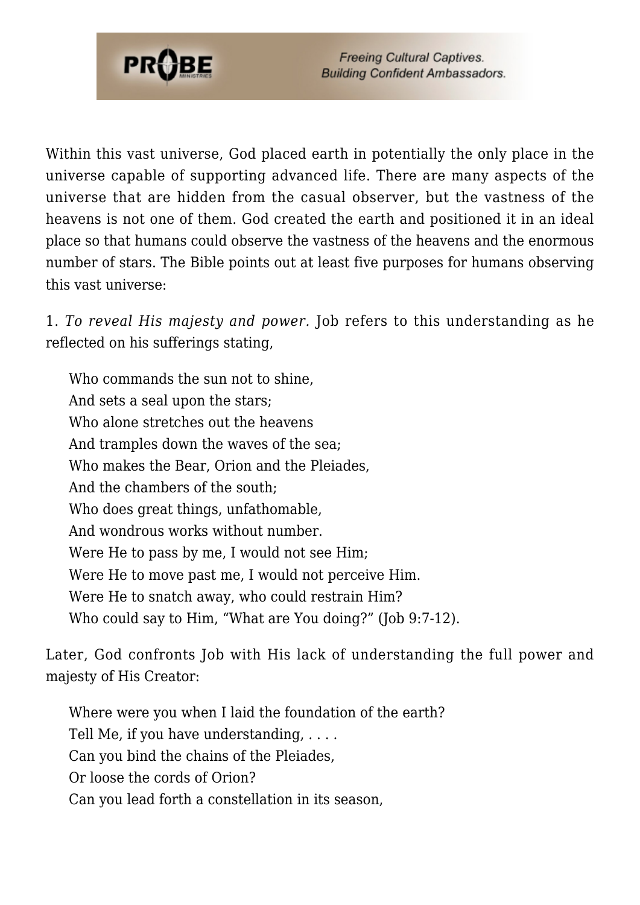Within this vast universe, God placed earth in potentially the only place in the universe capable of supporting advanced life. There are many aspects of the universe that are hidden from the casual observer, but the vastness of the heavens is not one of them. God created the earth and positioned it in an ideal place so that humans could observe the vastness of the heavens and the enormous number of stars. The Bible points out at least five purposes for humans observing this vast universe:

1. *To reveal His majesty and power.* Job refers to this understanding as he reflected on his sufferings stating,

> Who commands the sun not to shine,  
> And sets a seal upon the stars;  
> Who alone stretches out the heavens  
> And tramples down the waves of the sea;  
> Who makes the Bear, Orion and the Pleiades,  
> And the chambers of the south;  
> Who does great things, unfathomable,  
> And wondrous works without number.  
> Were He to pass by me, I would not see Him;  
> Were He to move past me, I would not perceive Him.  
> Were He to snatch away, who could restrain Him?  
> Who could say to Him, "What are You doing?" (Job 9:7-12).

Later, God confronts Job with His lack of understanding the full power and majesty of His Creator:

> Where were you when I laid the foundation of the earth?  
> Tell Me, if you have understanding, . . . .  
> Can you bind the chains of the Pleiades,  
> Or loose the cords of Orion?  
> Can you lead forth a constellation in its season,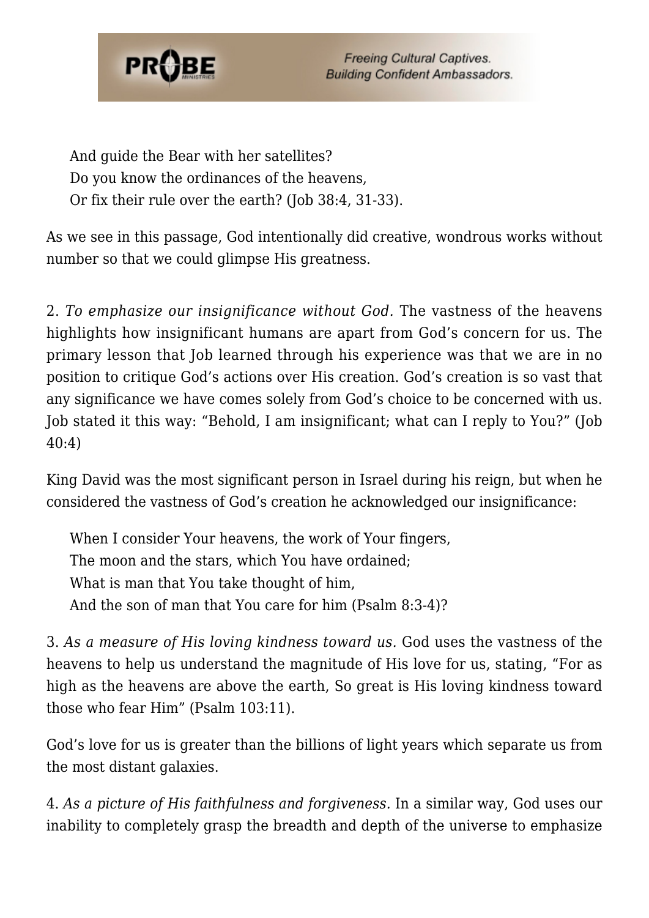> And guide the Bear with her satellites?
> Do you know the ordinances of the heavens,
> Or fix their rule over the earth? (Job 38:4, 31-33).

As we see in this passage, God intentionally did creative, wondrous works without number so that we could glimpse His greatness.

2. *To emphasize our insignificance without God.* The vastness of the heavens highlights how insignificant humans are apart from God's concern for us. The primary lesson that Job learned through his experience was that we are in no position to critique God's actions over His creation. God's creation is so vast that any significance we have comes solely from God's choice to be concerned with us. Job stated it this way: "Behold, I am insignificant; what can I reply to You?" (Job 40:4)

King David was the most significant person in Israel during his reign, but when he considered the vastness of God's creation he acknowledged our insignificance:

> When I consider Your heavens, the work of Your fingers,
> The moon and the stars, which You have ordained;
> What is man that You take thought of him,
> And the son of man that You care for him (Psalm 8:3-4)?

3. *As a measure of His loving kindness toward us.* God uses the vastness of the heavens to help us understand the magnitude of His love for us, stating, "For as high as the heavens are above the earth, So great is His loving kindness toward those who fear Him" (Psalm 103:11).

God's love for us is greater than the billions of light years which separate us from the most distant galaxies.

4. *As a picture of His faithfulness and forgiveness.* In a similar way, God uses our inability to completely grasp the breadth and depth of the universe to emphasize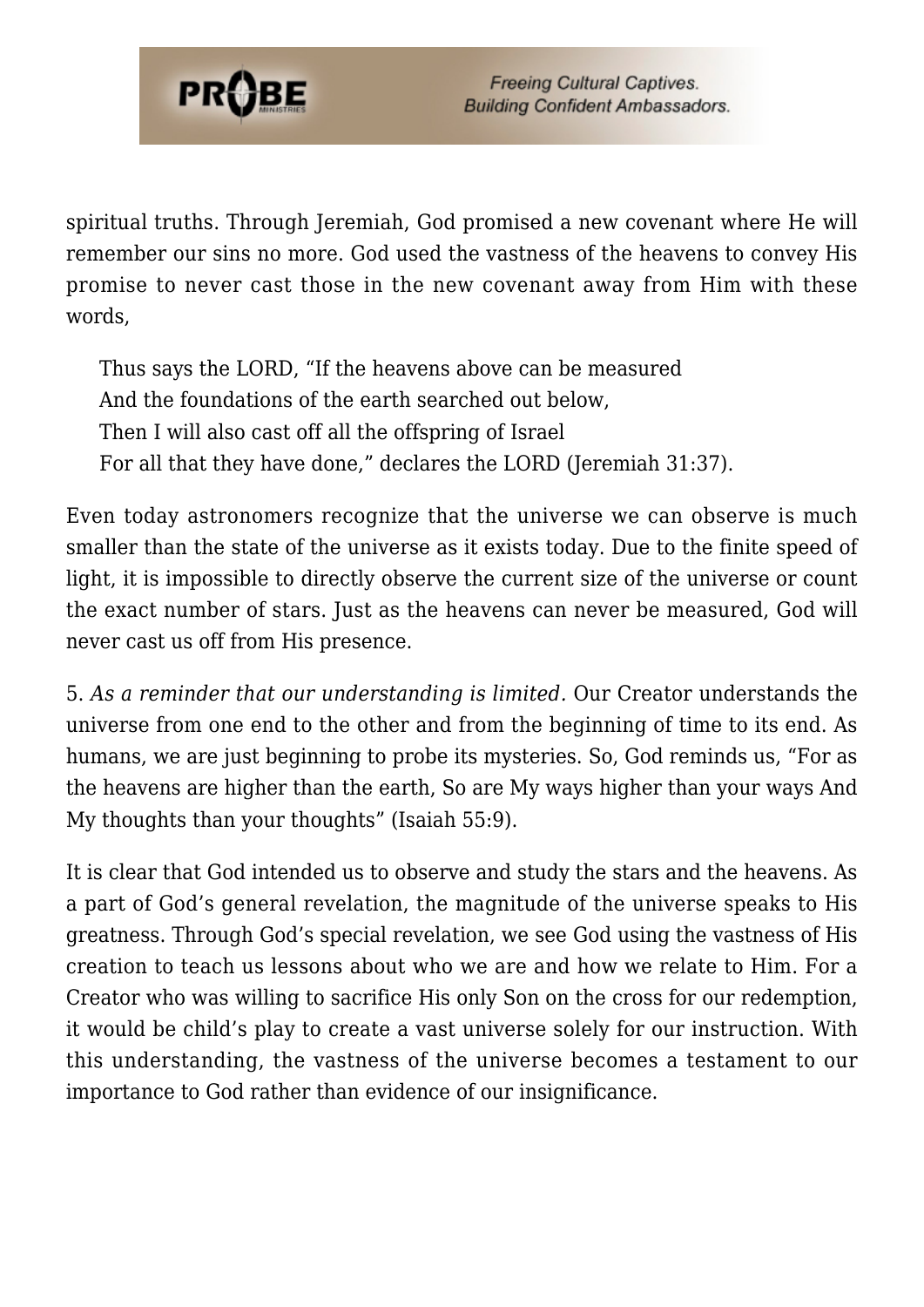spiritual truths. Through Jeremiah, God promised a new covenant where He will remember our sins no more. God used the vastness of the heavens to convey His promise to never cast those in the new covenant away from Him with these words,

> Thus says the LORD, "If the heavens above can be measured
> And the foundations of the earth searched out below,
> Then I will also cast off all the offspring of Israel
> For all that they have done," declares the LORD (Jeremiah 31:37).

Even today astronomers recognize that the universe we can observe is much smaller than the state of the universe as it exists today. Due to the finite speed of light, it is impossible to directly observe the current size of the universe or count the exact number of stars. Just as the heavens can never be measured, God will never cast us off from His presence.

5. *As a reminder that our understanding is limited.* Our Creator understands the universe from one end to the other and from the beginning of time to its end. As humans, we are just beginning to probe its mysteries. So, God reminds us, "For as the heavens are higher than the earth, So are My ways higher than your ways And My thoughts than your thoughts" (Isaiah 55:9).

It is clear that God intended us to observe and study the stars and the heavens. As a part of God's general revelation, the magnitude of the universe speaks to His greatness. Through God's special revelation, we see God using the vastness of His creation to teach us lessons about who we are and how we relate to Him. For a Creator who was willing to sacrifice His only Son on the cross for our redemption, it would be child's play to create a vast universe solely for our instruction. With this understanding, the vastness of the universe becomes a testament to our importance to God rather than evidence of our insignificance.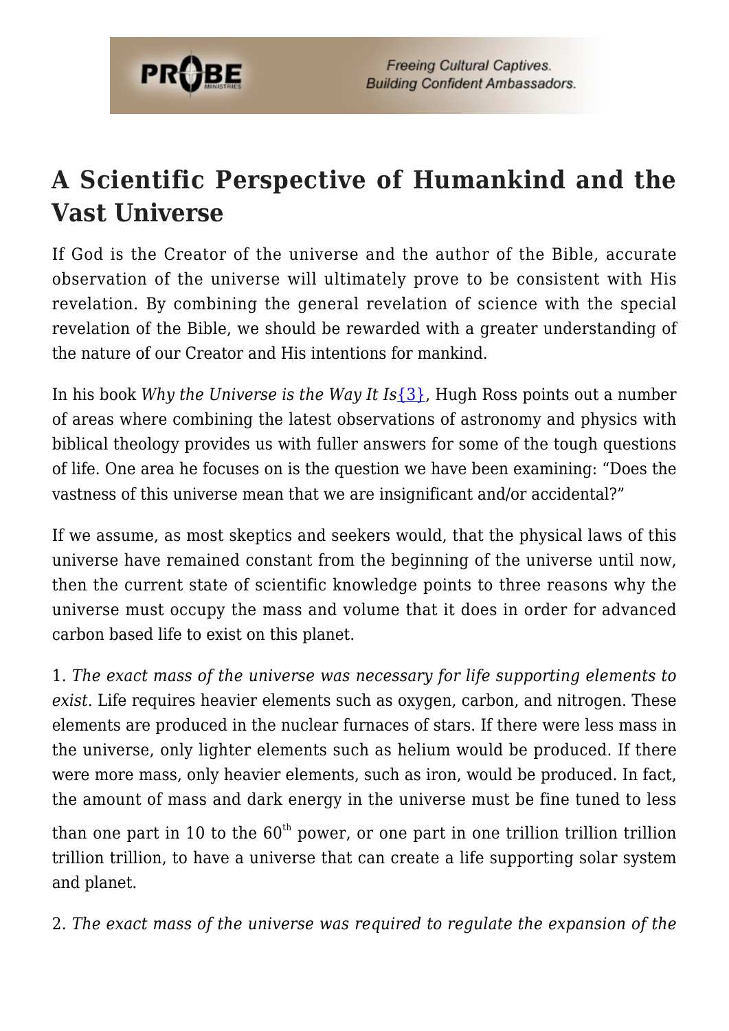## A Scientific Perspective of Humankind and the Vast Universe

If God is the Creator of the universe and the author of the Bible, accurate observation of the universe will ultimately prove to be consistent with His revelation. By combining the general revelation of science with the special revelation of the Bible, we should be rewarded with a greater understanding of the nature of our Creator and His intentions for mankind.

In his book *Why the Universe is the Way It Is*{3}, Hugh Ross points out a number of areas where combining the latest observations of astronomy and physics with biblical theology provides us with fuller answers for some of the tough questions of life. One area he focuses on is the question we have been examining: "Does the vastness of this universe mean that we are insignificant and/or accidental?"

If we assume, as most skeptics and seekers would, that the physical laws of this universe have remained constant from the beginning of the universe until now, then the current state of scientific knowledge points to three reasons why the universe must occupy the mass and volume that it does in order for advanced carbon based life to exist on this planet.

1. *The exact mass of the universe was necessary for life supporting elements to exist*. Life requires heavier elements such as oxygen, carbon, and nitrogen. These elements are produced in the nuclear furnaces of stars. If there were less mass in the universe, only lighter elements such as helium would be produced. If there were more mass, only heavier elements, such as iron, would be produced. In fact, the amount of mass and dark energy in the universe must be fine tuned to less than one part in 10 to the $60^{th}$ power, or one part in one trillion trillion trillion trillion trillion, to have a universe that can create a life supporting solar system and planet.

2. *The exact mass of the universe was required to regulate the expansion of the*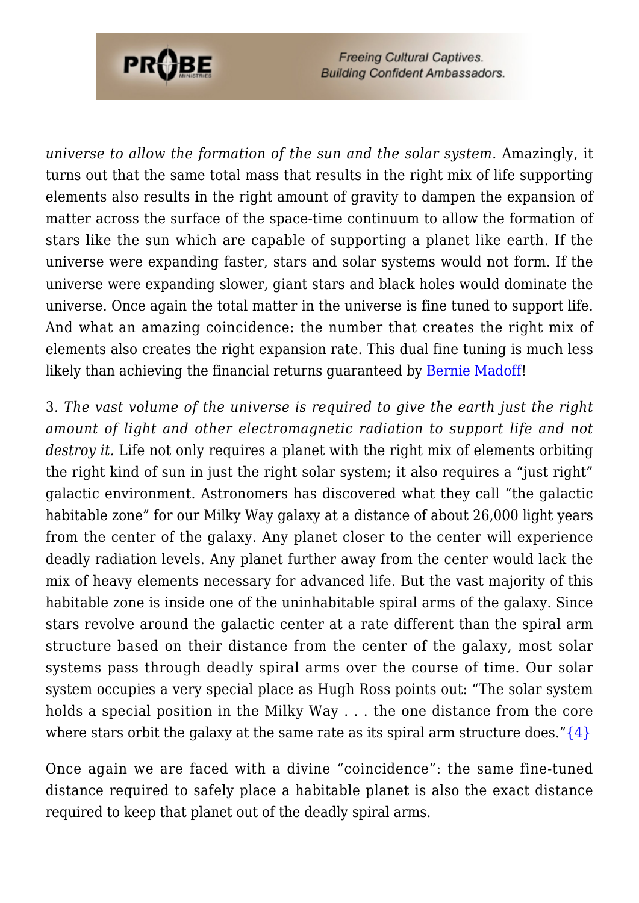*universe to allow the formation of the sun and the solar system.* Amazingly, it turns out that the same total mass that results in the right mix of life supporting elements also results in the right amount of gravity to dampen the expansion of matter across the surface of the space-time continuum to allow the formation of stars like the sun which are capable of supporting a planet like earth. If the universe were expanding faster, stars and solar systems would not form. If the universe were expanding slower, giant stars and black holes would dominate the universe. Once again the total matter in the universe is fine tuned to support life. And what an amazing coincidence: the number that creates the right mix of elements also creates the right expansion rate. This dual fine tuning is much less likely than achieving the financial returns guaranteed by Bernie Madoff!

3. *The vast volume of the universe is required to give the earth just the right amount of light and other electromagnetic radiation to support life and not destroy it.* Life not only requires a planet with the right mix of elements orbiting the right kind of sun in just the right solar system; it also requires a "just right" galactic environment. Astronomers has discovered what they call "the galactic habitable zone" for our Milky Way galaxy at a distance of about 26,000 light years from the center of the galaxy. Any planet closer to the center will experience deadly radiation levels. Any planet further away from the center would lack the mix of heavy elements necessary for advanced life. But the vast majority of this habitable zone is inside one of the uninhabitable spiral arms of the galaxy. Since stars revolve around the galactic center at a rate different than the spiral arm structure based on their distance from the center of the galaxy, most solar systems pass through deadly spiral arms over the course of time. Our solar system occupies a very special place as Hugh Ross points out: "The solar system holds a special position in the Milky Way . . . the one distance from the core where stars orbit the galaxy at the same rate as its spiral arm structure does."{4}

Once again we are faced with a divine "coincidence": the same fine-tuned distance required to safely place a habitable planet is also the exact distance required to keep that planet out of the deadly spiral arms.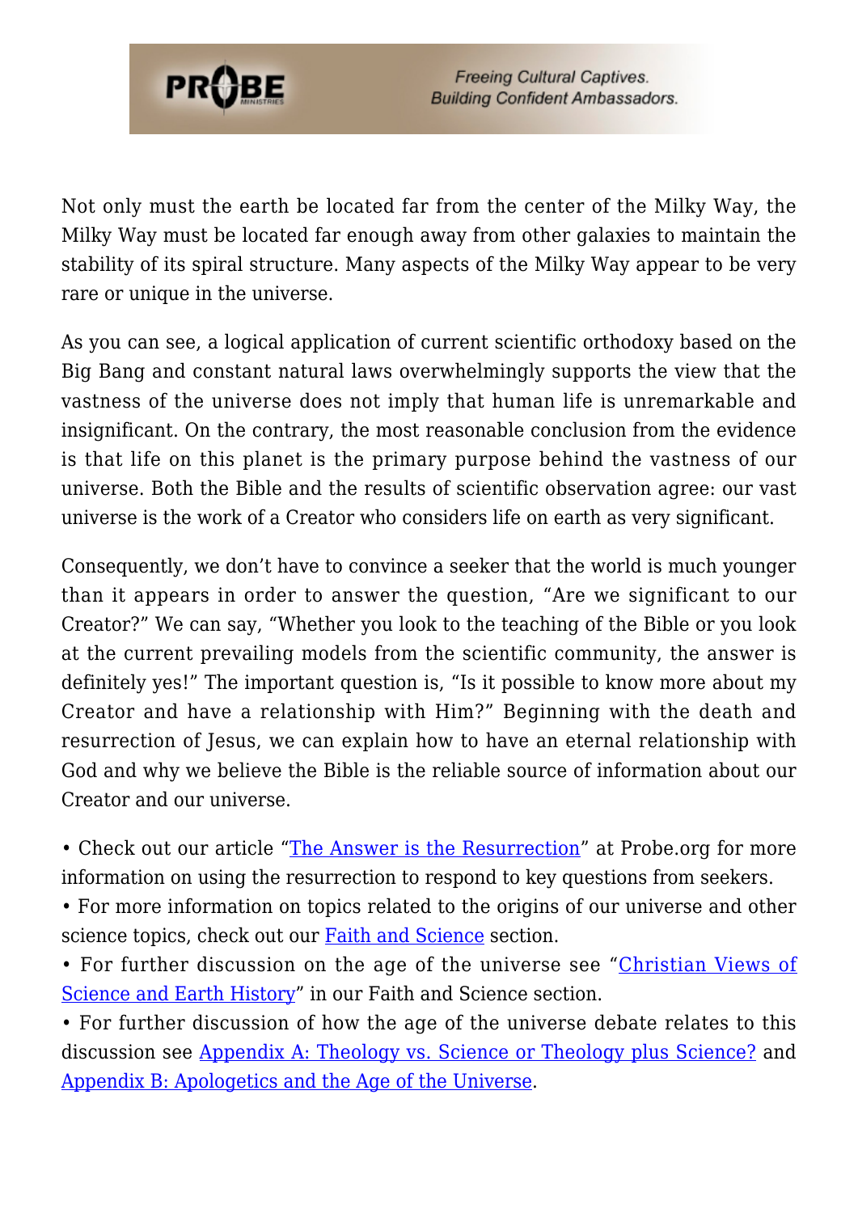Not only must the earth be located far from the center of the Milky Way, the Milky Way must be located far enough away from other galaxies to maintain the stability of its spiral structure. Many aspects of the Milky Way appear to be very rare or unique in the universe.

As you can see, a logical application of current scientific orthodoxy based on the Big Bang and constant natural laws overwhelmingly supports the view that the vastness of the universe does not imply that human life is unremarkable and insignificant. On the contrary, the most reasonable conclusion from the evidence is that life on this planet is the primary purpose behind the vastness of our universe. Both the Bible and the results of scientific observation agree: our vast universe is the work of a Creator who considers life on earth as very significant.

Consequently, we don't have to convince a seeker that the world is much younger than it appears in order to answer the question, "Are we significant to our Creator?" We can say, "Whether you look to the teaching of the Bible or you look at the current prevailing models from the scientific community, the answer is definitely yes!" The important question is, "Is it possible to know more about my Creator and have a relationship with Him?" Beginning with the death and resurrection of Jesus, we can explain how to have an eternal relationship with God and why we believe the Bible is the reliable source of information about our Creator and our universe.

- Check out our article "The Answer is the Resurrection" at Probe.org for more information on using the resurrection to respond to key questions from seekers.
- For more information on topics related to the origins of our universe and other science topics, check out our Faith and Science section.
- For further discussion on the age of the universe see "Christian Views of Science and Earth History" in our Faith and Science section.
- For further discussion of how the age of the universe debate relates to this discussion see Appendix A: Theology vs. Science or Theology plus Science? and Appendix B: Apologetics and the Age of the Universe.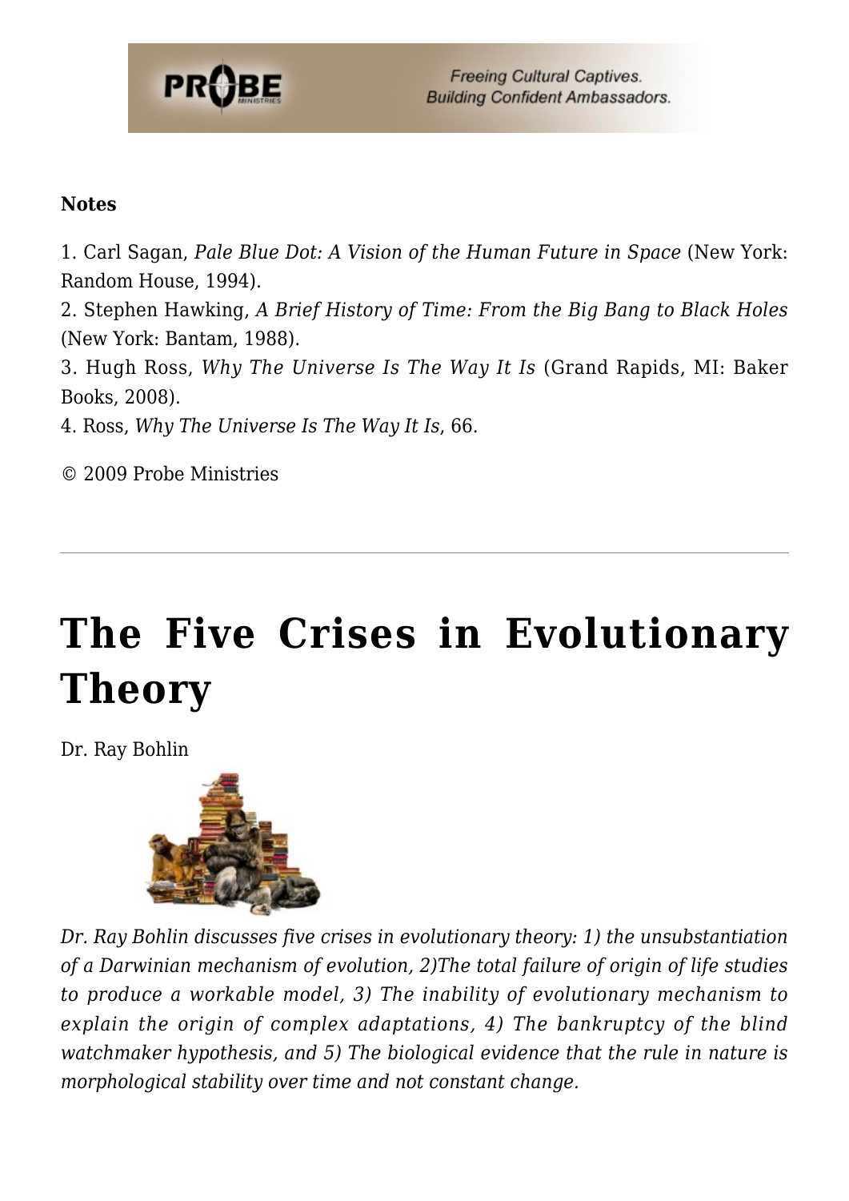**Notes**

1. Carl Sagan, *Pale Blue Dot: A Vision of the Human Future in Space* (New York: Random House, 1994).
2. Stephen Hawking, *A Brief History of Time: From the Big Bang to Black Holes* (New York: Bantam, 1988).
3. Hugh Ross, *Why The Universe Is The Way It Is* (Grand Rapids, MI: Baker Books, 2008).
4. Ross, *Why The Universe Is The Way It Is*, 66.

© 2009 Probe Ministries

---

# The Five Crises in Evolutionary Theory

Dr. Ray Bohlin

*Dr. Ray Bohlin discusses five crises in evolutionary theory: 1) the unsubstantiation of a Darwinian mechanism of evolution, 2)The total failure of origin of life studies to produce a workable model, 3) The inability of evolutionary mechanism to explain the origin of complex adaptations, 4) The bankruptcy of the blind watchmaker hypothesis, and 5) The biological evidence that the rule in nature is morphological stability over time and not constant change.*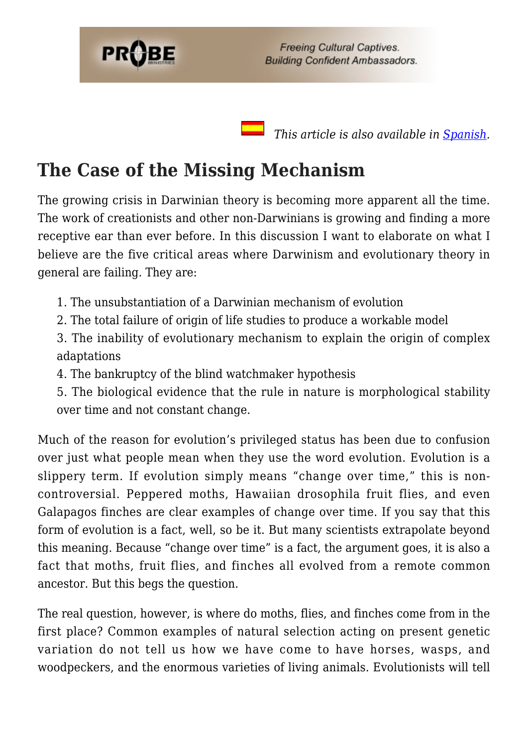*This article is also available in [Spanish](Spanish).*

## The Case of the Missing Mechanism

The growing crisis in Darwinian theory is becoming more apparent all the time. The work of creationists and other non-Darwinians is growing and finding a more receptive ear than ever before. In this discussion I want to elaborate on what I believe are the five critical areas where Darwinism and evolutionary theory in general are failing. They are:

1. The unsubstantiation of a Darwinian mechanism of evolution
2. The total failure of origin of life studies to produce a workable model
3. The inability of evolutionary mechanism to explain the origin of complex adaptations
4. The bankruptcy of the blind watchmaker hypothesis
5. The biological evidence that the rule in nature is morphological stability over time and not constant change.

Much of the reason for evolution's privileged status has been due to confusion over just what people mean when they use the word evolution. Evolution is a slippery term. If evolution simply means "change over time," this is non-controversial. Peppered moths, Hawaiian drosophila fruit flies, and even Galapagos finches are clear examples of change over time. If you say that this form of evolution is a fact, well, so be it. But many scientists extrapolate beyond this meaning. Because "change over time" is a fact, the argument goes, it is also a fact that moths, fruit flies, and finches all evolved from a remote common ancestor. But this begs the question.

The real question, however, is where do moths, flies, and finches come from in the first place? Common examples of natural selection acting on present genetic variation do not tell us how we have come to have horses, wasps, and woodpeckers, and the enormous varieties of living animals. Evolutionists will tell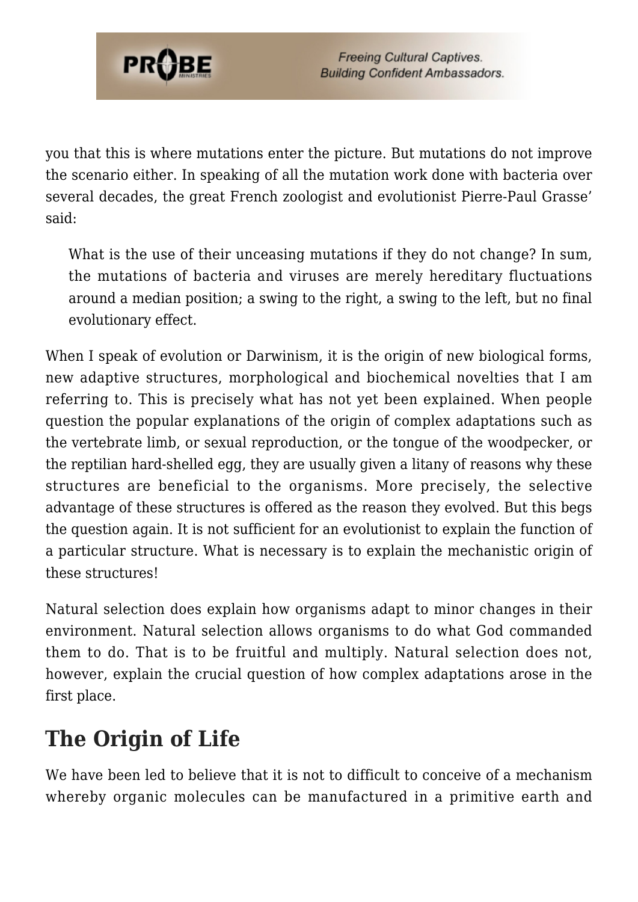you that this is where mutations enter the picture. But mutations do not improve the scenario either. In speaking of all the mutation work done with bacteria over several decades, the great French zoologist and evolutionist Pierre-Paul Grasse' said:

> What is the use of their unceasing mutations if they do not change? In sum, the mutations of bacteria and viruses are merely hereditary fluctuations around a median position; a swing to the right, a swing to the left, but no final evolutionary effect.

When I speak of evolution or Darwinism, it is the origin of new biological forms, new adaptive structures, morphological and biochemical novelties that I am referring to. This is precisely what has not yet been explained. When people question the popular explanations of the origin of complex adaptations such as the vertebrate limb, or sexual reproduction, or the tongue of the woodpecker, or the reptilian hard-shelled egg, they are usually given a litany of reasons why these structures are beneficial to the organisms. More precisely, the selective advantage of these structures is offered as the reason they evolved. But this begs the question again. It is not sufficient for an evolutionist to explain the function of a particular structure. What is necessary is to explain the mechanistic origin of these structures!

Natural selection does explain how organisms adapt to minor changes in their environment. Natural selection allows organisms to do what God commanded them to do. That is to be fruitful and multiply. Natural selection does not, however, explain the crucial question of how complex adaptations arose in the first place.

## The Origin of Life

We have been led to believe that it is not to difficult to conceive of a mechanism whereby organic molecules can be manufactured in a primitive earth and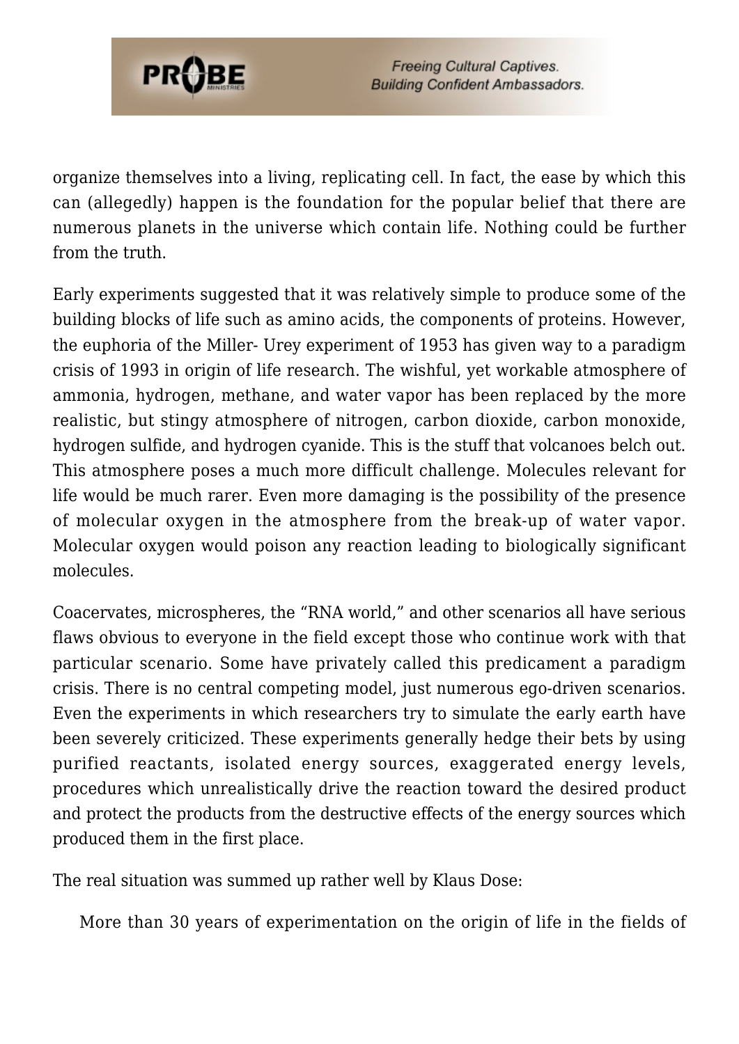organize themselves into a living, replicating cell. In fact, the ease by which this can (allegedly) happen is the foundation for the popular belief that there are numerous planets in the universe which contain life. Nothing could be further from the truth.

Early experiments suggested that it was relatively simple to produce some of the building blocks of life such as amino acids, the components of proteins. However, the euphoria of the Miller- Urey experiment of 1953 has given way to a paradigm crisis of 1993 in origin of life research. The wishful, yet workable atmosphere of ammonia, hydrogen, methane, and water vapor has been replaced by the more realistic, but stingy atmosphere of nitrogen, carbon dioxide, carbon monoxide, hydrogen sulfide, and hydrogen cyanide. This is the stuff that volcanoes belch out. This atmosphere poses a much more difficult challenge. Molecules relevant for life would be much rarer. Even more damaging is the possibility of the presence of molecular oxygen in the atmosphere from the break-up of water vapor. Molecular oxygen would poison any reaction leading to biologically significant molecules.

Coacervates, microspheres, the "RNA world," and other scenarios all have serious flaws obvious to everyone in the field except those who continue work with that particular scenario. Some have privately called this predicament a paradigm crisis. There is no central competing model, just numerous ego-driven scenarios. Even the experiments in which researchers try to simulate the early earth have been severely criticized. These experiments generally hedge their bets by using purified reactants, isolated energy sources, exaggerated energy levels, procedures which unrealistically drive the reaction toward the desired product and protect the products from the destructive effects of the energy sources which produced them in the first place.

The real situation was summed up rather well by Klaus Dose:

> More than 30 years of experimentation on the origin of life in the fields of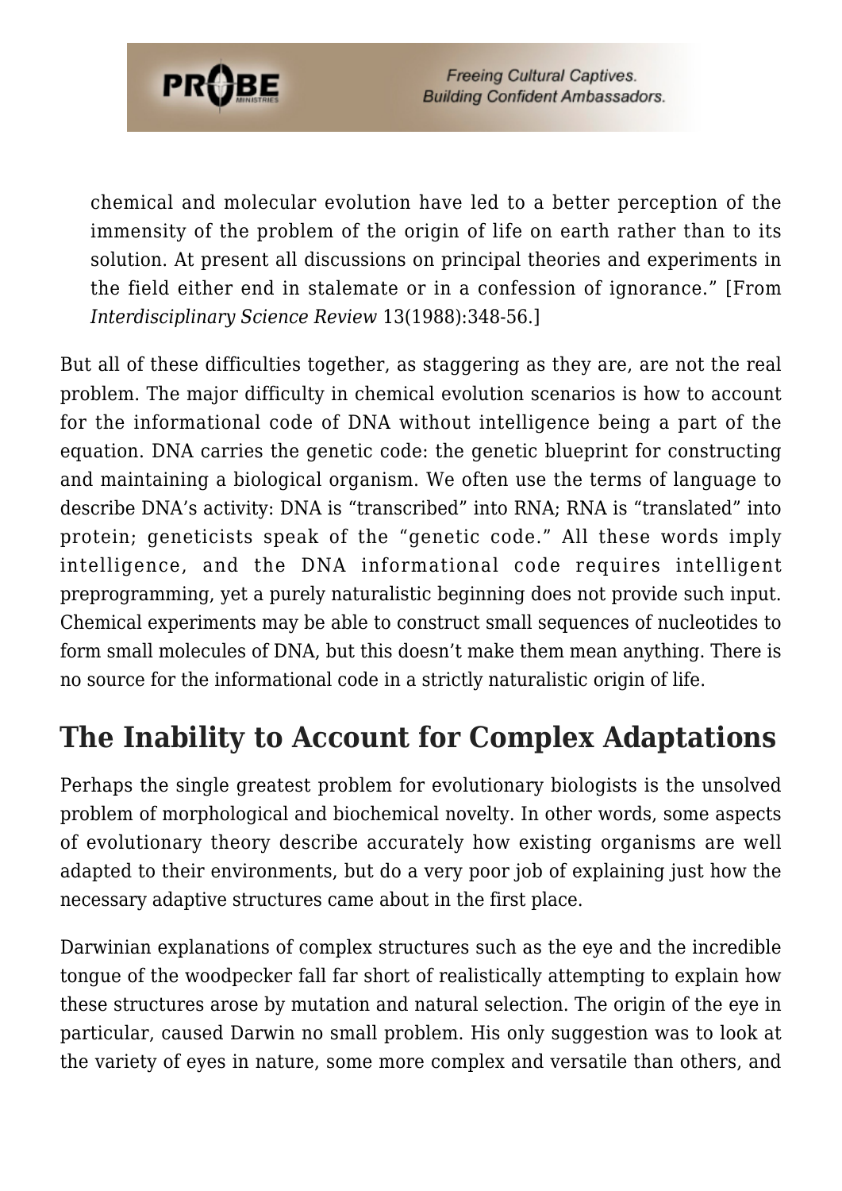> chemical and molecular evolution have led to a better perception of the immensity of the problem of the origin of life on earth rather than to its solution. At present all discussions on principal theories and experiments in the field either end in stalemate or in a confession of ignorance." [From *Interdisciplinary Science Review* 13(1988):348-56.]

But all of these difficulties together, as staggering as they are, are not the real problem. The major difficulty in chemical evolution scenarios is how to account for the informational code of DNA without intelligence being a part of the equation. DNA carries the genetic code: the genetic blueprint for constructing and maintaining a biological organism. We often use the terms of language to describe DNA's activity: DNA is "transcribed" into RNA; RNA is "translated" into protein; geneticists speak of the "genetic code." All these words imply intelligence, and the DNA informational code requires intelligent preprogramming, yet a purely naturalistic beginning does not provide such input. Chemical experiments may be able to construct small sequences of nucleotides to form small molecules of DNA, but this doesn't make them mean anything. There is no source for the informational code in a strictly naturalistic origin of life.

## The Inability to Account for Complex Adaptations

Perhaps the single greatest problem for evolutionary biologists is the unsolved problem of morphological and biochemical novelty. In other words, some aspects of evolutionary theory describe accurately how existing organisms are well adapted to their environments, but do a very poor job of explaining just how the necessary adaptive structures came about in the first place.

Darwinian explanations of complex structures such as the eye and the incredible tongue of the woodpecker fall far short of realistically attempting to explain how these structures arose by mutation and natural selection. The origin of the eye in particular, caused Darwin no small problem. His only suggestion was to look at the variety of eyes in nature, some more complex and versatile than others, and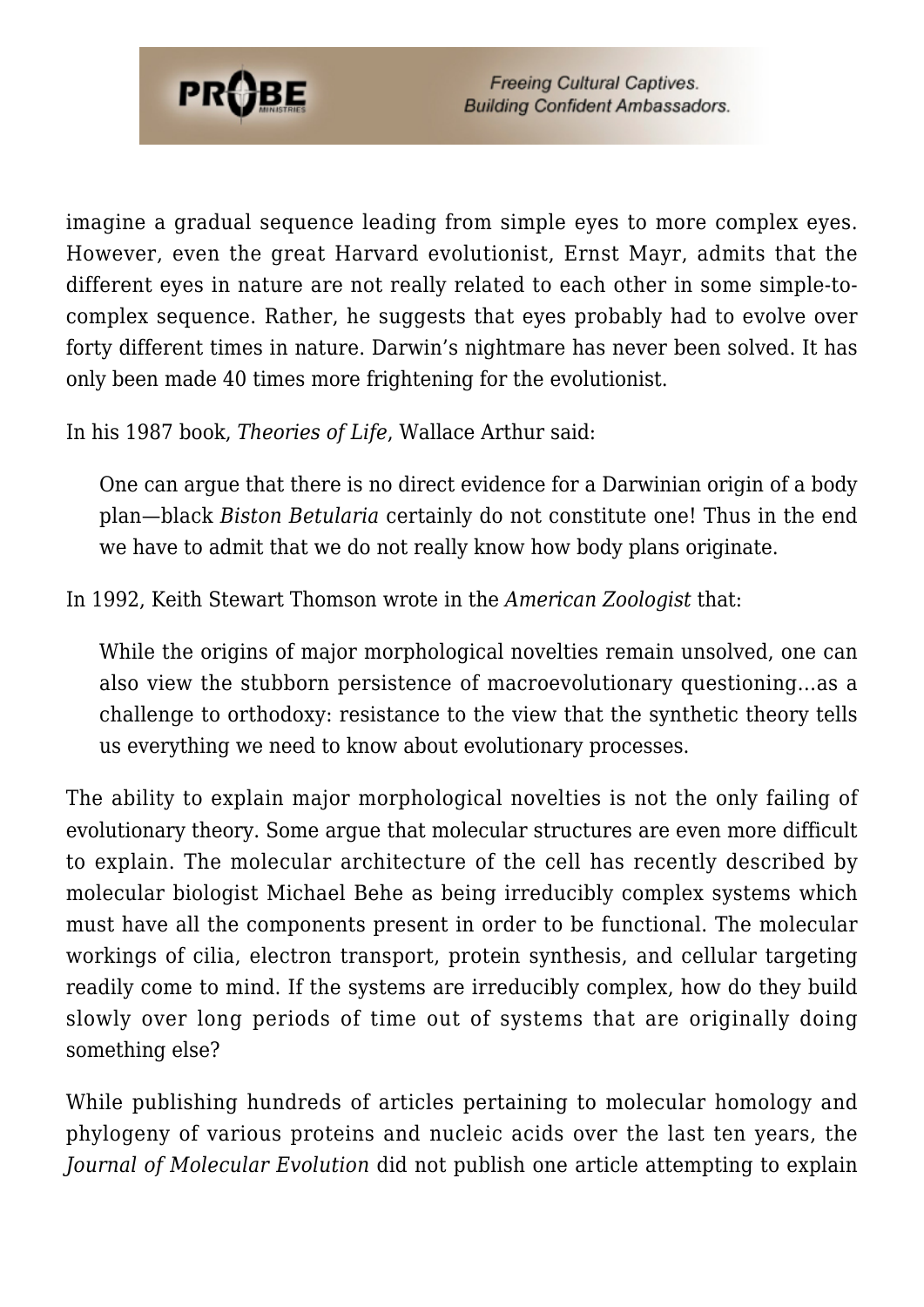imagine a gradual sequence leading from simple eyes to more complex eyes. However, even the great Harvard evolutionist, Ernst Mayr, admits that the different eyes in nature are not really related to each other in some simple-to-complex sequence. Rather, he suggests that eyes probably had to evolve over forty different times in nature. Darwin's nightmare has never been solved. It has only been made 40 times more frightening for the evolutionist.

In his 1987 book, *Theories of Life*, Wallace Arthur said:

> One can argue that there is no direct evidence for a Darwinian origin of a body plan—black *Biston Betularia* certainly do not constitute one! Thus in the end we have to admit that we do not really know how body plans originate.

In 1992, Keith Stewart Thomson wrote in the *American Zoologist* that:

> While the origins of major morphological novelties remain unsolved, one can also view the stubborn persistence of macroevolutionary questioning…as a challenge to orthodoxy: resistance to the view that the synthetic theory tells us everything we need to know about evolutionary processes.

The ability to explain major morphological novelties is not the only failing of evolutionary theory. Some argue that molecular structures are even more difficult to explain. The molecular architecture of the cell has recently described by molecular biologist Michael Behe as being irreducibly complex systems which must have all the components present in order to be functional. The molecular workings of cilia, electron transport, protein synthesis, and cellular targeting readily come to mind. If the systems are irreducibly complex, how do they build slowly over long periods of time out of systems that are originally doing something else?

While publishing hundreds of articles pertaining to molecular homology and phylogeny of various proteins and nucleic acids over the last ten years, the *Journal of Molecular Evolution* did not publish one article attempting to explain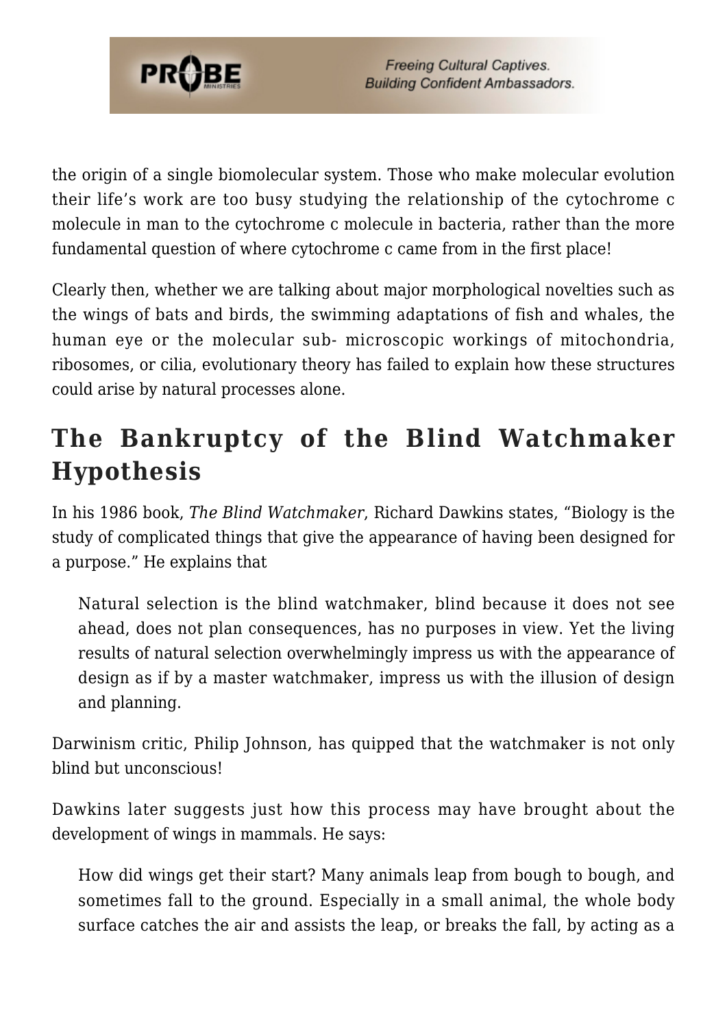the origin of a single biomolecular system. Those who make molecular evolution their life's work are too busy studying the relationship of the cytochrome c molecule in man to the cytochrome c molecule in bacteria, rather than the more fundamental question of where cytochrome c came from in the first place!

Clearly then, whether we are talking about major morphological novelties such as the wings of bats and birds, the swimming adaptations of fish and whales, the human eye or the molecular sub- microscopic workings of mitochondria, ribosomes, or cilia, evolutionary theory has failed to explain how these structures could arise by natural processes alone.

## The Bankruptcy of the Blind Watchmaker Hypothesis

In his 1986 book, *The Blind Watchmaker*, Richard Dawkins states, "Biology is the study of complicated things that give the appearance of having been designed for a purpose." He explains that

> Natural selection is the blind watchmaker, blind because it does not see ahead, does not plan consequences, has no purposes in view. Yet the living results of natural selection overwhelmingly impress us with the appearance of design as if by a master watchmaker, impress us with the illusion of design and planning.

Darwinism critic, Philip Johnson, has quipped that the watchmaker is not only blind but unconscious!

Dawkins later suggests just how this process may have brought about the development of wings in mammals. He says:

> How did wings get their start? Many animals leap from bough to bough, and sometimes fall to the ground. Especially in a small animal, the whole body surface catches the air and assists the leap, or breaks the fall, by acting as a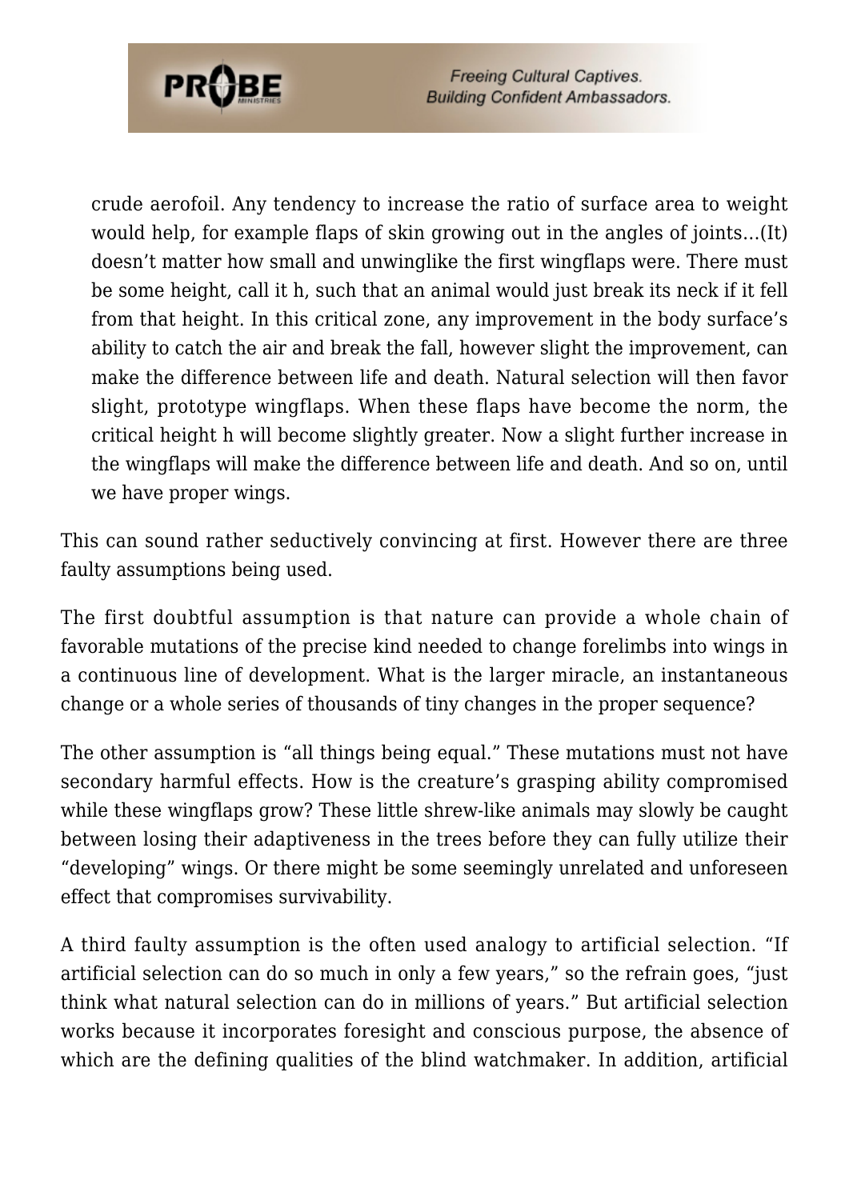> crude aerofoil. Any tendency to increase the ratio of surface area to weight would help, for example flaps of skin growing out in the angles of joints…(It) doesn't matter how small and unwinglike the first wingflaps were. There must be some height, call it h, such that an animal would just break its neck if it fell from that height. In this critical zone, any improvement in the body surface's ability to catch the air and break the fall, however slight the improvement, can make the difference between life and death. Natural selection will then favor slight, prototype wingflaps. When these flaps have become the norm, the critical height h will become slightly greater. Now a slight further increase in the wingflaps will make the difference between life and death. And so on, until we have proper wings.

This can sound rather seductively convincing at first. However there are three faulty assumptions being used.

The first doubtful assumption is that nature can provide a whole chain of favorable mutations of the precise kind needed to change forelimbs into wings in a continuous line of development. What is the larger miracle, an instantaneous change or a whole series of thousands of tiny changes in the proper sequence?

The other assumption is "all things being equal." These mutations must not have secondary harmful effects. How is the creature's grasping ability compromised while these wingflaps grow? These little shrew-like animals may slowly be caught between losing their adaptiveness in the trees before they can fully utilize their "developing" wings. Or there might be some seemingly unrelated and unforeseen effect that compromises survivability.

A third faulty assumption is the often used analogy to artificial selection. "If artificial selection can do so much in only a few years," so the refrain goes, "just think what natural selection can do in millions of years." But artificial selection works because it incorporates foresight and conscious purpose, the absence of which are the defining qualities of the blind watchmaker. In addition, artificial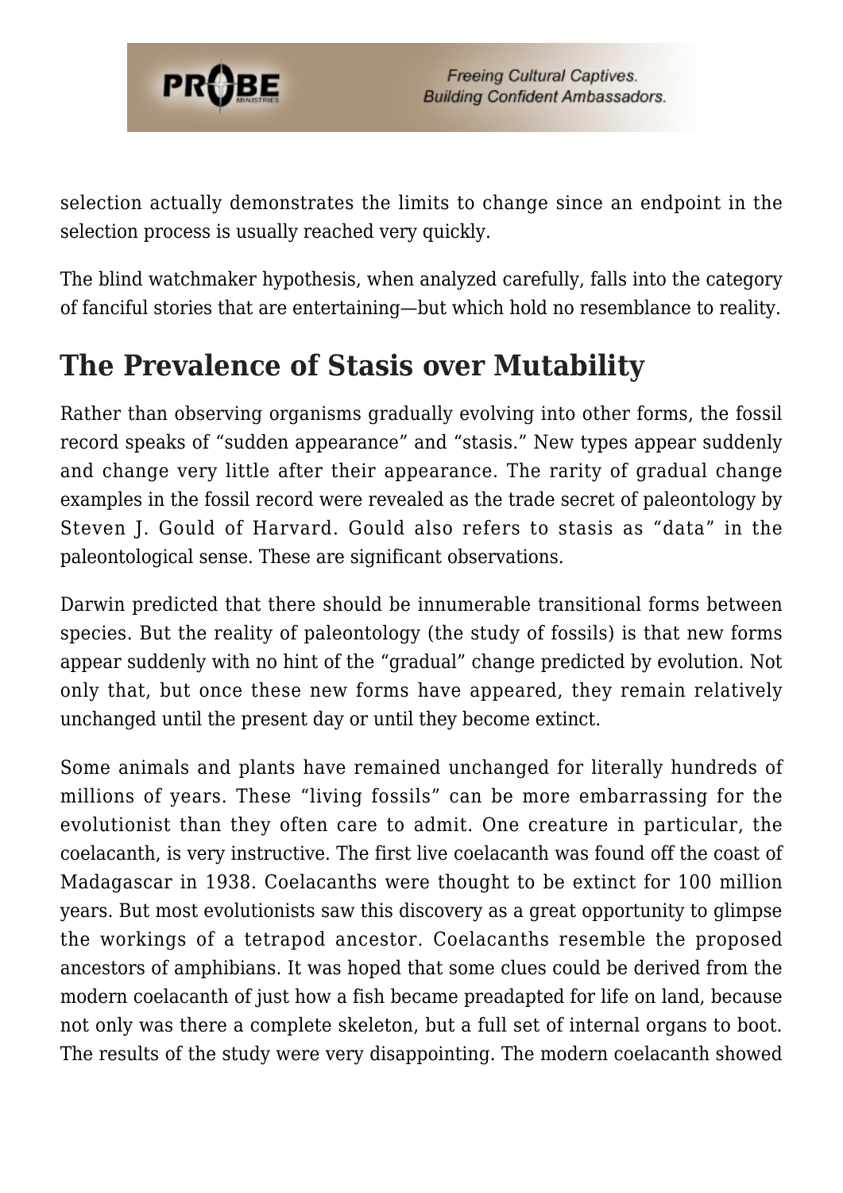selection actually demonstrates the limits to change since an endpoint in the selection process is usually reached very quickly.

The blind watchmaker hypothesis, when analyzed carefully, falls into the category of fanciful stories that are entertaining—but which hold no resemblance to reality.

## The Prevalence of Stasis over Mutability

Rather than observing organisms gradually evolving into other forms, the fossil record speaks of "sudden appearance" and "stasis." New types appear suddenly and change very little after their appearance. The rarity of gradual change examples in the fossil record were revealed as the trade secret of paleontology by Steven J. Gould of Harvard. Gould also refers to stasis as "data" in the paleontological sense. These are significant observations.

Darwin predicted that there should be innumerable transitional forms between species. But the reality of paleontology (the study of fossils) is that new forms appear suddenly with no hint of the "gradual" change predicted by evolution. Not only that, but once these new forms have appeared, they remain relatively unchanged until the present day or until they become extinct.

Some animals and plants have remained unchanged for literally hundreds of millions of years. These "living fossils" can be more embarrassing for the evolutionist than they often care to admit. One creature in particular, the coelacanth, is very instructive. The first live coelacanth was found off the coast of Madagascar in 1938. Coelacanths were thought to be extinct for 100 million years. But most evolutionists saw this discovery as a great opportunity to glimpse the workings of a tetrapod ancestor. Coelacanths resemble the proposed ancestors of amphibians. It was hoped that some clues could be derived from the modern coelacanth of just how a fish became preadapted for life on land, because not only was there a complete skeleton, but a full set of internal organs to boot. The results of the study were very disappointing. The modern coelacanth showed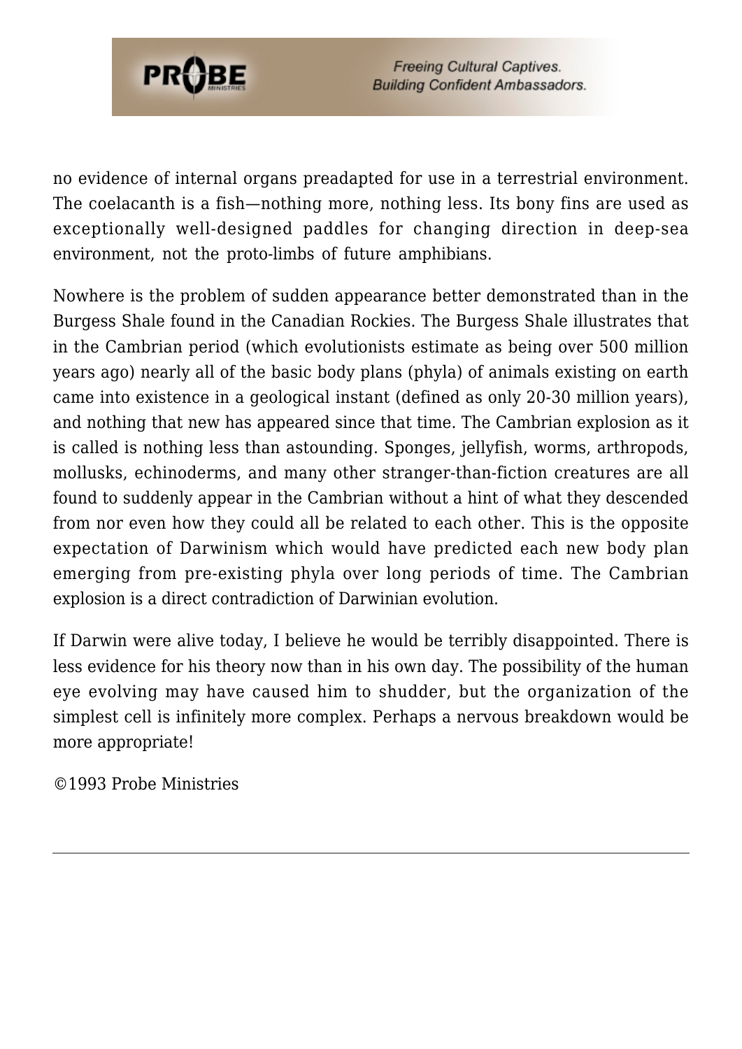no evidence of internal organs preadapted for use in a terrestrial environment. The coelacanth is a fish—nothing more, nothing less. Its bony fins are used as exceptionally well-designed paddles for changing direction in deep-sea environment, not the proto-limbs of future amphibians.

Nowhere is the problem of sudden appearance better demonstrated than in the Burgess Shale found in the Canadian Rockies. The Burgess Shale illustrates that in the Cambrian period (which evolutionists estimate as being over 500 million years ago) nearly all of the basic body plans (phyla) of animals existing on earth came into existence in a geological instant (defined as only 20-30 million years), and nothing that new has appeared since that time. The Cambrian explosion as it is called is nothing less than astounding. Sponges, jellyfish, worms, arthropods, mollusks, echinoderms, and many other stranger-than-fiction creatures are all found to suddenly appear in the Cambrian without a hint of what they descended from nor even how they could all be related to each other. This is the opposite expectation of Darwinism which would have predicted each new body plan emerging from pre-existing phyla over long periods of time. The Cambrian explosion is a direct contradiction of Darwinian evolution.

If Darwin were alive today, I believe he would be terribly disappointed. There is less evidence for his theory now than in his own day. The possibility of the human eye evolving may have caused him to shudder, but the organization of the simplest cell is infinitely more complex. Perhaps a nervous breakdown would be more appropriate!

©1993 Probe Ministries

---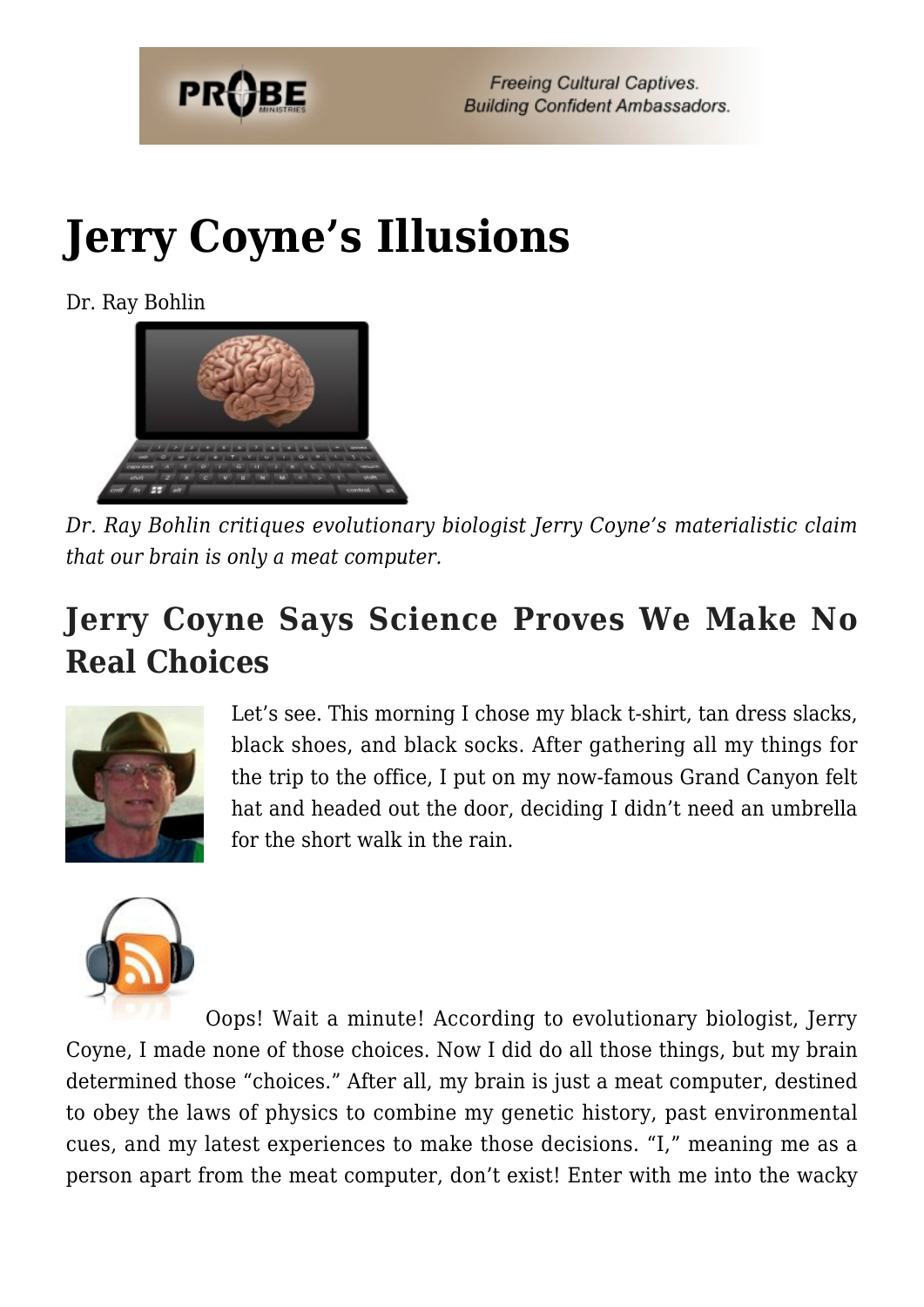# Jerry Coyne's Illusions

Dr. Ray Bohlin

*Dr. Ray Bohlin critiques evolutionary biologist Jerry Coyne's materialistic claim that our brain is only a meat computer.*

## Jerry Coyne Says Science Proves We Make No Real Choices

Let's see. This morning I chose my black t-shirt, tan dress slacks, black shoes, and black socks. After gathering all my things for the trip to the office, I put on my now-famous Grand Canyon felt hat and headed out the door, deciding I didn't need an umbrella for the short walk in the rain.

Oops! Wait a minute! According to evolutionary biologist, Jerry Coyne, I made none of those choices. Now I did do all those things, but my brain determined those "choices." After all, my brain is just a meat computer, destined to obey the laws of physics to combine my genetic history, past environmental cues, and my latest experiences to make those decisions. "I," meaning me as a person apart from the meat computer, don't exist! Enter with me into the wacky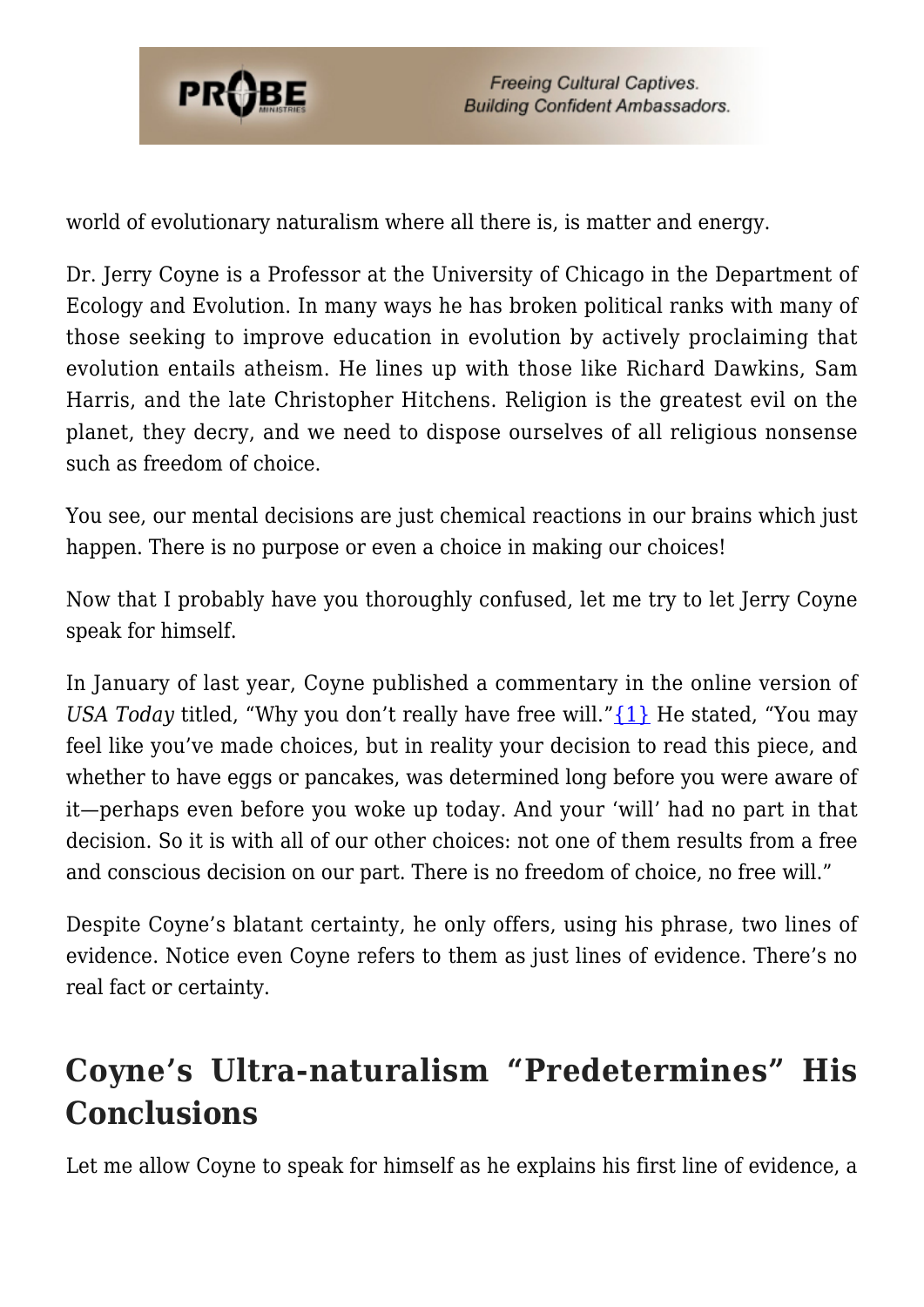world of evolutionary naturalism where all there is, is matter and energy.

Dr. Jerry Coyne is a Professor at the University of Chicago in the Department of Ecology and Evolution. In many ways he has broken political ranks with many of those seeking to improve education in evolution by actively proclaiming that evolution entails atheism. He lines up with those like Richard Dawkins, Sam Harris, and the late Christopher Hitchens. Religion is the greatest evil on the planet, they decry, and we need to dispose ourselves of all religious nonsense such as freedom of choice.

You see, our mental decisions are just chemical reactions in our brains which just happen. There is no purpose or even a choice in making our choices!

Now that I probably have you thoroughly confused, let me try to let Jerry Coyne speak for himself.

In January of last year, Coyne published a commentary in the online version of *USA Today* titled, "Why you don't really have free will."{1} He stated, "You may feel like you've made choices, but in reality your decision to read this piece, and whether to have eggs or pancakes, was determined long before you were aware of it—perhaps even before you woke up today. And your 'will' had no part in that decision. So it is with all of our other choices: not one of them results from a free and conscious decision on our part. There is no freedom of choice, no free will."

Despite Coyne's blatant certainty, he only offers, using his phrase, two lines of evidence. Notice even Coyne refers to them as just lines of evidence. There's no real fact or certainty.

## Coyne's Ultra-naturalism "Predetermines" His Conclusions

Let me allow Coyne to speak for himself as he explains his first line of evidence, a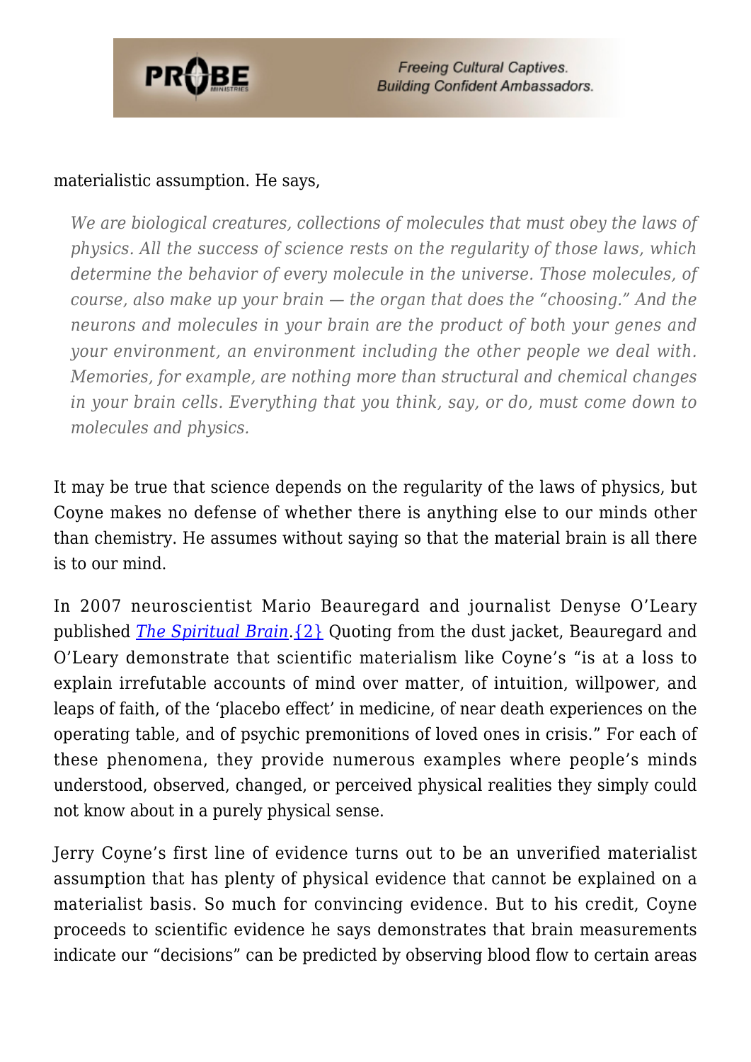materialistic assumption. He says,

> *We are biological creatures, collections of molecules that must obey the laws of physics. All the success of science rests on the regularity of those laws, which determine the behavior of every molecule in the universe. Those molecules, of course, also make up your brain — the organ that does the "choosing." And the neurons and molecules in your brain are the product of both your genes and your environment, an environment including the other people we deal with. Memories, for example, are nothing more than structural and chemical changes in your brain cells. Everything that you think, say, or do, must come down to molecules and physics.*

It may be true that science depends on the regularity of the laws of physics, but Coyne makes no defense of whether there is anything else to our minds other than chemistry. He assumes without saying so that the material brain is all there is to our mind.

In 2007 neuroscientist Mario Beauregard and journalist Denyse O'Leary published *The Spiritual Brain*.{2} Quoting from the dust jacket, Beauregard and O'Leary demonstrate that scientific materialism like Coyne's "is at a loss to explain irrefutable accounts of mind over matter, of intuition, willpower, and leaps of faith, of the 'placebo effect' in medicine, of near death experiences on the operating table, and of psychic premonitions of loved ones in crisis." For each of these phenomena, they provide numerous examples where people's minds understood, observed, changed, or perceived physical realities they simply could not know about in a purely physical sense.

Jerry Coyne's first line of evidence turns out to be an unverified materialist assumption that has plenty of physical evidence that cannot be explained on a materialist basis. So much for convincing evidence. But to his credit, Coyne proceeds to scientific evidence he says demonstrates that brain measurements indicate our "decisions" can be predicted by observing blood flow to certain areas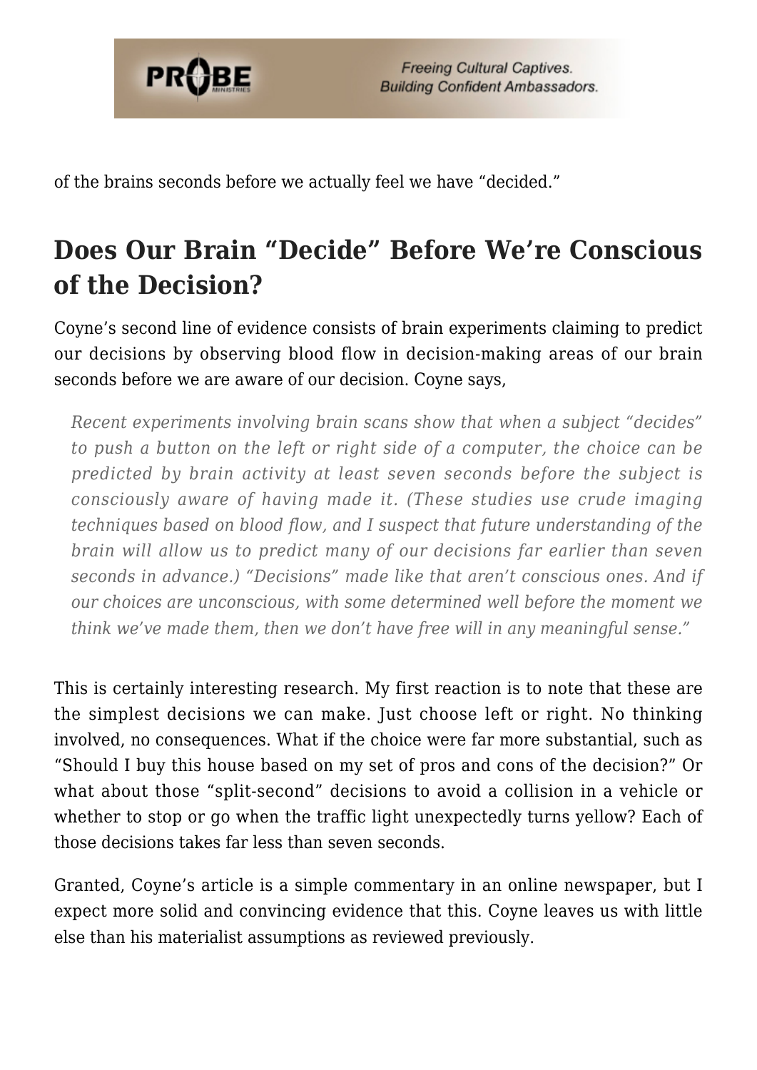of the brains seconds before we actually feel we have "decided."

## Does Our Brain "Decide" Before We're Conscious of the Decision?

Coyne's second line of evidence consists of brain experiments claiming to predict our decisions by observing blood flow in decision-making areas of our brain seconds before we are aware of our decision. Coyne says,

> *Recent experiments involving brain scans show that when a subject "decides" to push a button on the left or right side of a computer, the choice can be predicted by brain activity at least seven seconds before the subject is consciously aware of having made it. (These studies use crude imaging techniques based on blood flow, and I suspect that future understanding of the brain will allow us to predict many of our decisions far earlier than seven seconds in advance.) "Decisions" made like that aren't conscious ones. And if our choices are unconscious, with some determined well before the moment we think we've made them, then we don't have free will in any meaningful sense."*

This is certainly interesting research. My first reaction is to note that these are the simplest decisions we can make. Just choose left or right. No thinking involved, no consequences. What if the choice were far more substantial, such as "Should I buy this house based on my set of pros and cons of the decision?" Or what about those "split-second" decisions to avoid a collision in a vehicle or whether to stop or go when the traffic light unexpectedly turns yellow? Each of those decisions takes far less than seven seconds.

Granted, Coyne's article is a simple commentary in an online newspaper, but I expect more solid and convincing evidence that this. Coyne leaves us with little else than his materialist assumptions as reviewed previously.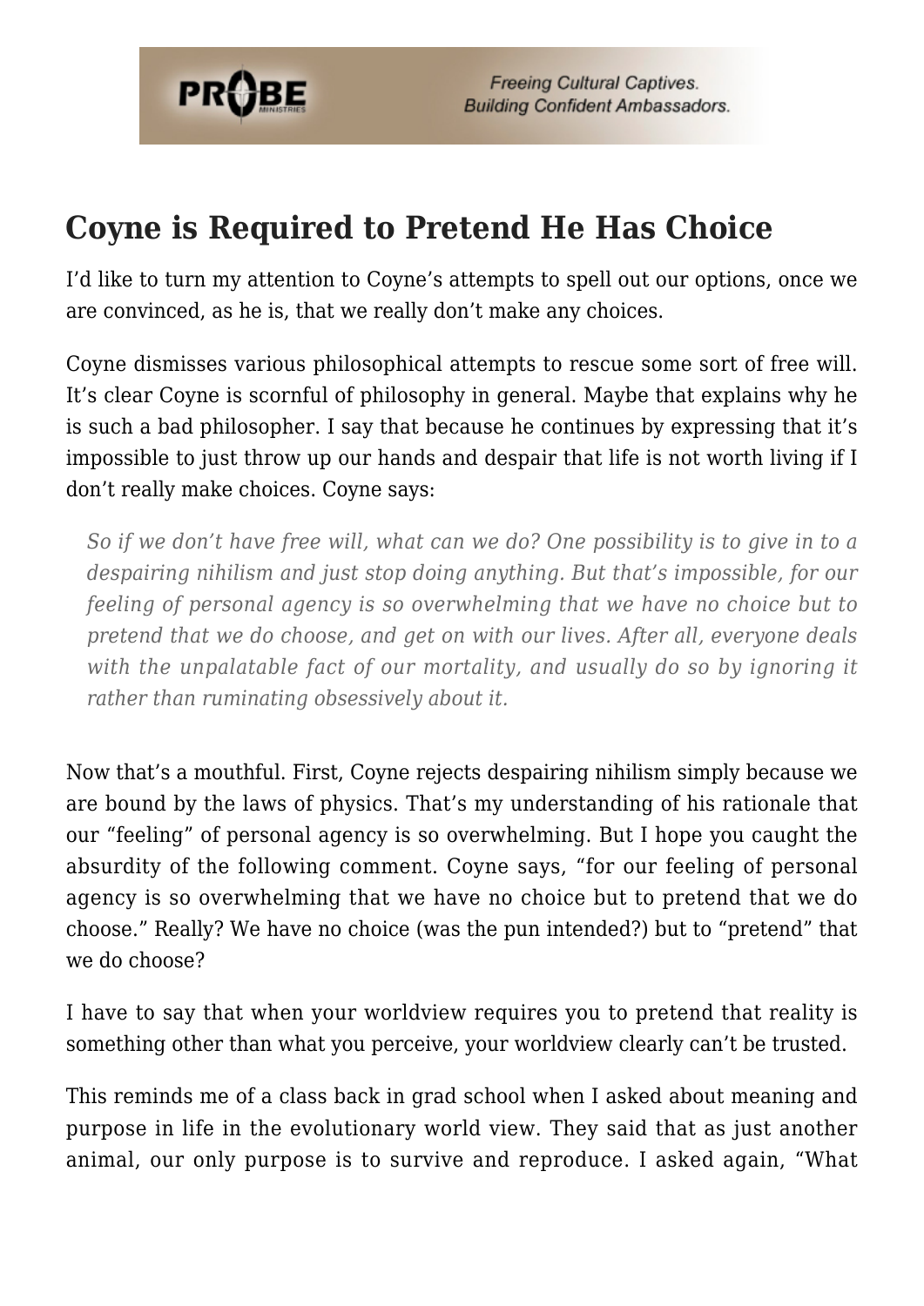## Coyne is Required to Pretend He Has Choice

I'd like to turn my attention to Coyne's attempts to spell out our options, once we are convinced, as he is, that we really don't make any choices.

Coyne dismisses various philosophical attempts to rescue some sort of free will. It's clear Coyne is scornful of philosophy in general. Maybe that explains why he is such a bad philosopher. I say that because he continues by expressing that it's impossible to just throw up our hands and despair that life is not worth living if I don't really make choices. Coyne says:

> *So if we don't have free will, what can we do? One possibility is to give in to a despairing nihilism and just stop doing anything. But that's impossible, for our feeling of personal agency is so overwhelming that we have no choice but to pretend that we do choose, and get on with our lives. After all, everyone deals with the unpalatable fact of our mortality, and usually do so by ignoring it rather than ruminating obsessively about it.*

Now that's a mouthful. First, Coyne rejects despairing nihilism simply because we are bound by the laws of physics. That's my understanding of his rationale that our "feeling" of personal agency is so overwhelming. But I hope you caught the absurdity of the following comment. Coyne says, "for our feeling of personal agency is so overwhelming that we have no choice but to pretend that we do choose." Really? We have no choice (was the pun intended?) but to "pretend" that we do choose?

I have to say that when your worldview requires you to pretend that reality is something other than what you perceive, your worldview clearly can't be trusted.

This reminds me of a class back in grad school when I asked about meaning and purpose in life in the evolutionary world view. They said that as just another animal, our only purpose is to survive and reproduce. I asked again, "What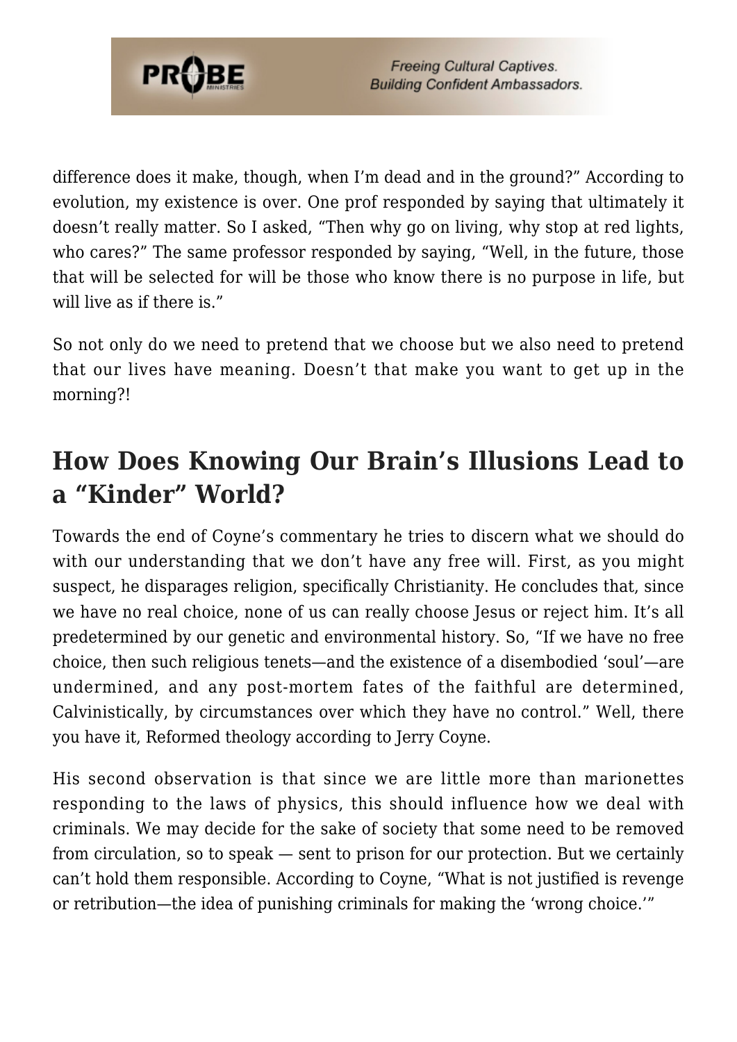difference does it make, though, when I'm dead and in the ground?" According to evolution, my existence is over. One prof responded by saying that ultimately it doesn't really matter. So I asked, "Then why go on living, why stop at red lights, who cares?" The same professor responded by saying, "Well, in the future, those that will be selected for will be those who know there is no purpose in life, but will live as if there is."

So not only do we need to pretend that we choose but we also need to pretend that our lives have meaning. Doesn't that make you want to get up in the morning?!

## How Does Knowing Our Brain's Illusions Lead to a "Kinder" World?

Towards the end of Coyne's commentary he tries to discern what we should do with our understanding that we don't have any free will. First, as you might suspect, he disparages religion, specifically Christianity. He concludes that, since we have no real choice, none of us can really choose Jesus or reject him. It's all predetermined by our genetic and environmental history. So, "If we have no free choice, then such religious tenets—and the existence of a disembodied 'soul'—are undermined, and any post-mortem fates of the faithful are determined, Calvinistically, by circumstances over which they have no control." Well, there you have it, Reformed theology according to Jerry Coyne.

His second observation is that since we are little more than marionettes responding to the laws of physics, this should influence how we deal with criminals. We may decide for the sake of society that some need to be removed from circulation, so to speak — sent to prison for our protection. But we certainly can't hold them responsible. According to Coyne, "What is not justified is revenge or retribution—the idea of punishing criminals for making the 'wrong choice.'"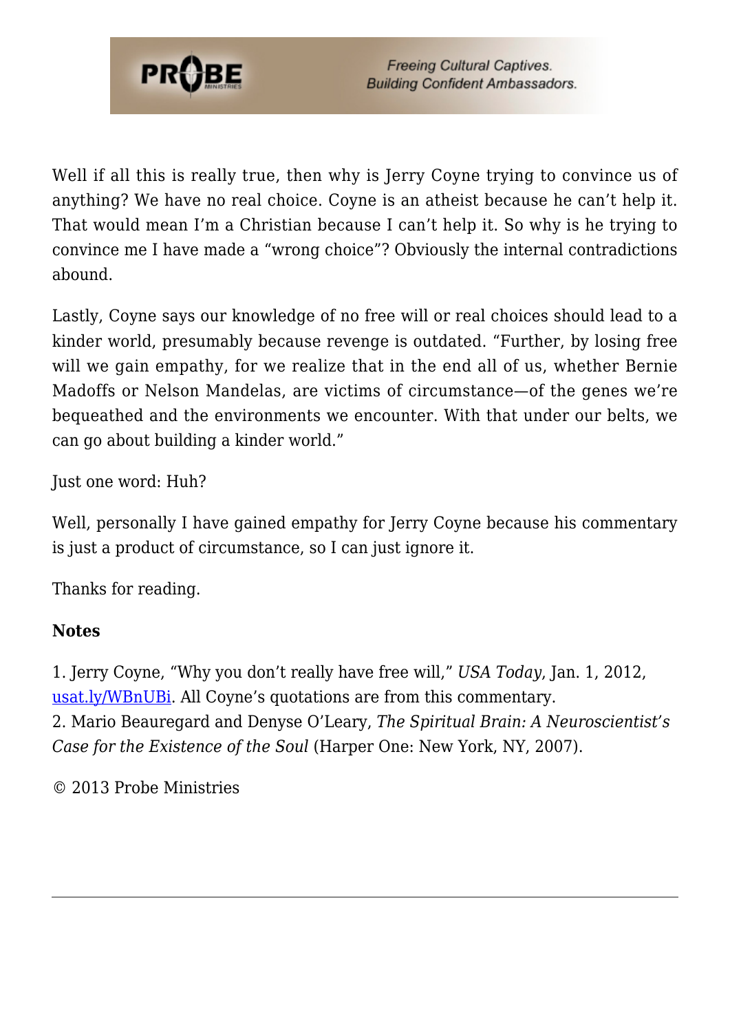Well if all this is really true, then why is Jerry Coyne trying to convince us of anything? We have no real choice. Coyne is an atheist because he can't help it. That would mean I'm a Christian because I can't help it. So why is he trying to convince me I have made a "wrong choice"? Obviously the internal contradictions abound.

Lastly, Coyne says our knowledge of no free will or real choices should lead to a kinder world, presumably because revenge is outdated. "Further, by losing free will we gain empathy, for we realize that in the end all of us, whether Bernie Madoffs or Nelson Mandelas, are victims of circumstance—of the genes we're bequeathed and the environments we encounter. With that under our belts, we can go about building a kinder world."

Just one word: Huh?

Well, personally I have gained empathy for Jerry Coyne because his commentary is just a product of circumstance, so I can just ignore it.

Thanks for reading.

**Notes**

1. Jerry Coyne, "Why you don't really have free will," *USA Today*, Jan. 1, 2012, usat.ly/WBnUBi. All Coyne's quotations are from this commentary.
2. Mario Beauregard and Denyse O'Leary, *The Spiritual Brain: A Neuroscientist's Case for the Existence of the Soul* (Harper One: New York, NY, 2007).

© 2013 Probe Ministries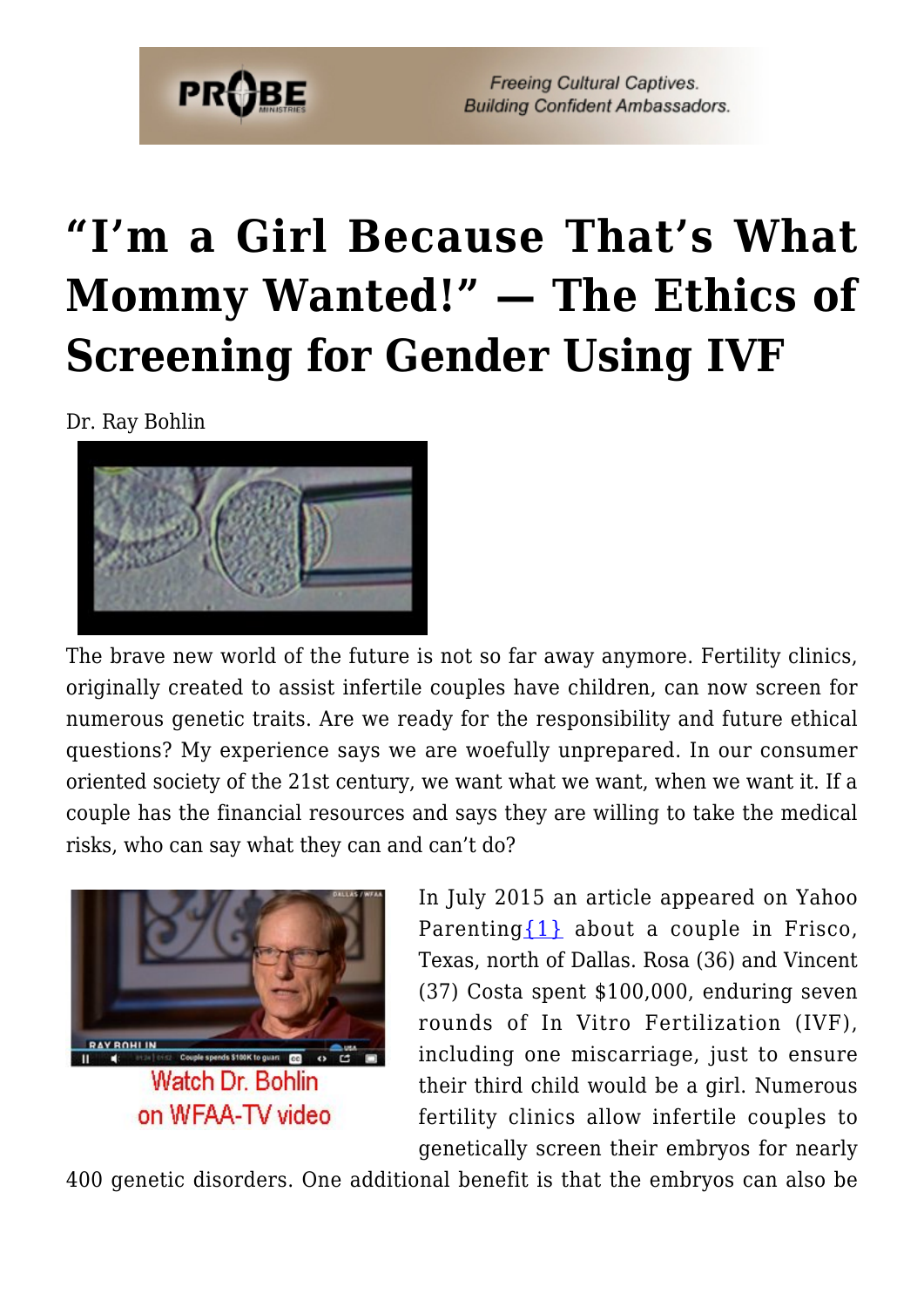# "I'm a Girl Because That's What Mommy Wanted!" — The Ethics of Screening for Gender Using IVF

Dr. Ray Bohlin

The brave new world of the future is not so far away anymore. Fertility clinics, originally created to assist infertile couples have children, can now screen for numerous genetic traits. Are we ready for the responsibility and future ethical questions? My experience says we are woefully unprepared. In our consumer oriented society of the 21st century, we want what we want, when we want it. If a couple has the financial resources and says they are willing to take the medical risks, who can say what they can and can't do?

Watch Dr. Bohlin on WFAA-TV video

In July 2015 an article appeared on Yahoo Parenting{1} about a couple in Frisco, Texas, north of Dallas. Rosa (36) and Vincent (37) Costa spent $100,000, enduring seven rounds of In Vitro Fertilization (IVF), including one miscarriage, just to ensure their third child would be a girl. Numerous fertility clinics allow infertile couples to genetically screen their embryos for nearly 400 genetic disorders. One additional benefit is that the embryos can also be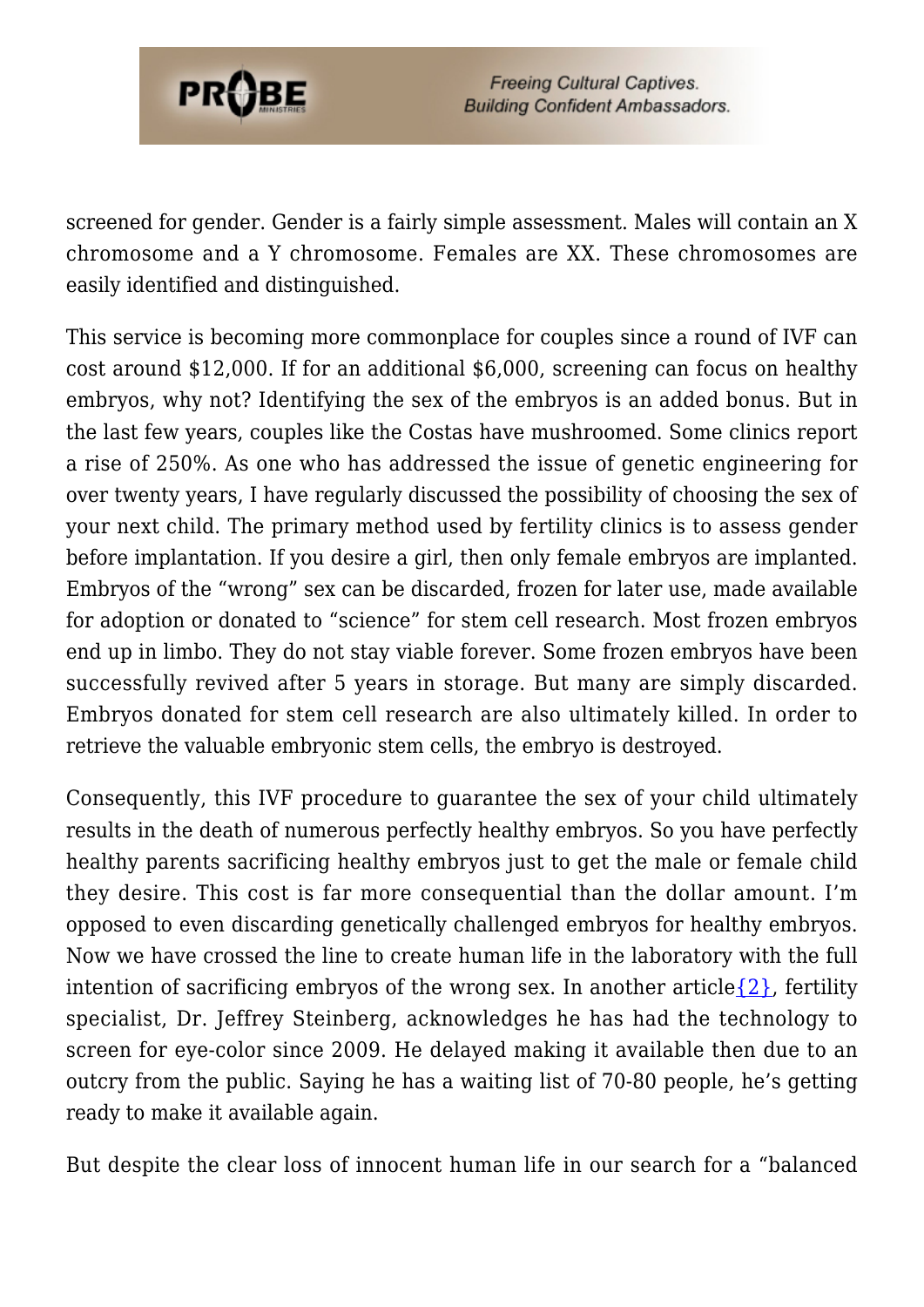screened for gender. Gender is a fairly simple assessment. Males will contain an X chromosome and a Y chromosome. Females are XX. These chromosomes are easily identified and distinguished.

This service is becoming more commonplace for couples since a round of IVF can cost around $12,000. If for an additional $6,000, screening can focus on healthy embryos, why not? Identifying the sex of the embryos is an added bonus. But in the last few years, couples like the Costas have mushroomed. Some clinics report a rise of 250%. As one who has addressed the issue of genetic engineering for over twenty years, I have regularly discussed the possibility of choosing the sex of your next child. The primary method used by fertility clinics is to assess gender before implantation. If you desire a girl, then only female embryos are implanted. Embryos of the "wrong" sex can be discarded, frozen for later use, made available for adoption or donated to "science" for stem cell research. Most frozen embryos end up in limbo. They do not stay viable forever. Some frozen embryos have been successfully revived after 5 years in storage. But many are simply discarded. Embryos donated for stem cell research are also ultimately killed. In order to retrieve the valuable embryonic stem cells, the embryo is destroyed.

Consequently, this IVF procedure to guarantee the sex of your child ultimately results in the death of numerous perfectly healthy embryos. So you have perfectly healthy parents sacrificing healthy embryos just to get the male or female child they desire. This cost is far more consequential than the dollar amount. I'm opposed to even discarding genetically challenged embryos for healthy embryos. Now we have crossed the line to create human life in the laboratory with the full intention of sacrificing embryos of the wrong sex. In another article{2}, fertility specialist, Dr. Jeffrey Steinberg, acknowledges he has had the technology to screen for eye-color since 2009. He delayed making it available then due to an outcry from the public. Saying he has a waiting list of 70-80 people, he's getting ready to make it available again.

But despite the clear loss of innocent human life in our search for a "balanced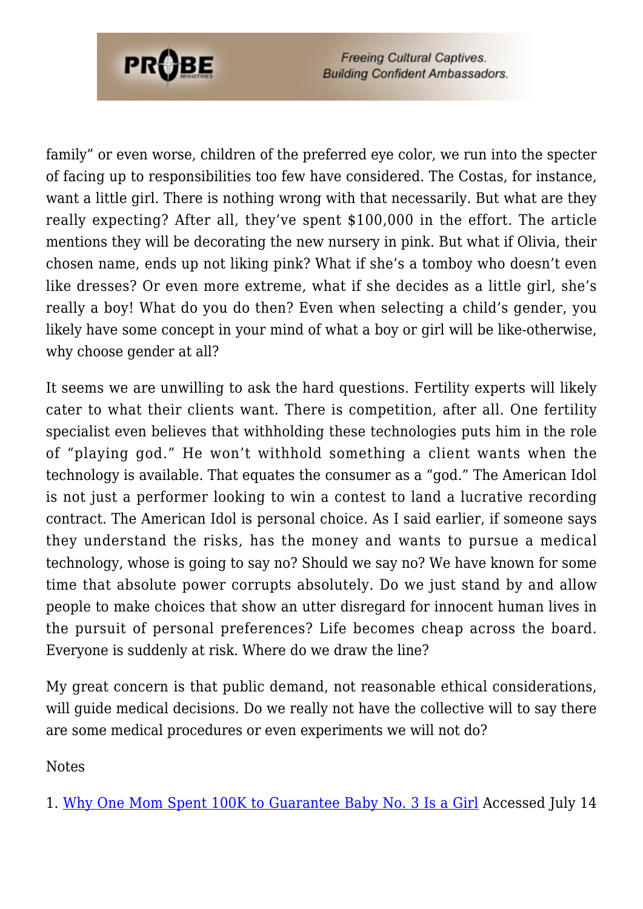family" or even worse, children of the preferred eye color, we run into the specter of facing up to responsibilities too few have considered. The Costas, for instance, want a little girl. There is nothing wrong with that necessarily. But what are they really expecting? After all, they've spent $100,000 in the effort. The article mentions they will be decorating the new nursery in pink. But what if Olivia, their chosen name, ends up not liking pink? What if she's a tomboy who doesn't even like dresses? Or even more extreme, what if she decides as a little girl, she's really a boy! What do you do then? Even when selecting a child's gender, you likely have some concept in your mind of what a boy or girl will be like-otherwise, why choose gender at all?

It seems we are unwilling to ask the hard questions. Fertility experts will likely cater to what their clients want. There is competition, after all. One fertility specialist even believes that withholding these technologies puts him in the role of "playing god." He won't withhold something a client wants when the technology is available. That equates the consumer as a "god." The American Idol is not just a performer looking to win a contest to land a lucrative recording contract. The American Idol is personal choice. As I said earlier, if someone says they understand the risks, has the money and wants to pursue a medical technology, whose is going to say no? Should we say no? We have known for some time that absolute power corrupts absolutely. Do we just stand by and allow people to make choices that show an utter disregard for innocent human lives in the pursuit of personal preferences? Life becomes cheap across the board. Everyone is suddenly at risk. Where do we draw the line?

My great concern is that public demand, not reasonable ethical considerations, will guide medical decisions. Do we really not have the collective will to say there are some medical procedures or even experiments we will not do?

Notes

1. Why One Mom Spent 100K to Guarantee Baby No. 3 Is a Girl Accessed July 14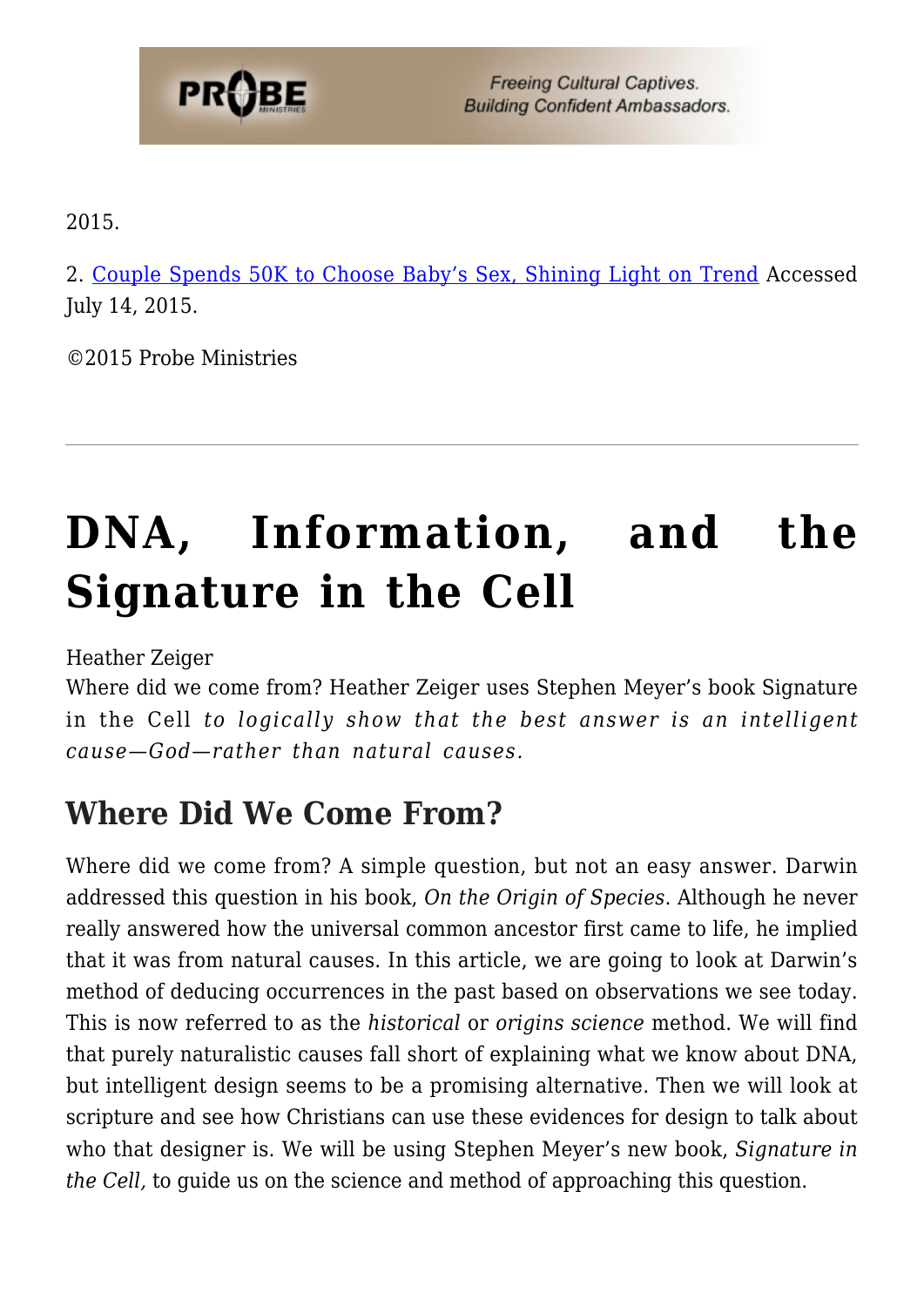2015.

2. Couple Spends 50K to Choose Baby's Sex, Shining Light on Trend Accessed July 14, 2015.

©2015 Probe Ministries

---

# DNA, Information, and the Signature in the Cell

Heather Zeiger

Where did we come from? Heather Zeiger uses Stephen Meyer's book Signature in the Cell *to logically show that the best answer is an intelligent cause—God—rather than natural causes.*

## Where Did We Come From?

Where did we come from? A simple question, but not an easy answer. Darwin addressed this question in his book, *On the Origin of Species*. Although he never really answered how the universal common ancestor first came to life, he implied that it was from natural causes. In this article, we are going to look at Darwin's method of deducing occurrences in the past based on observations we see today. This is now referred to as the *historical* or *origins science* method. We will find that purely naturalistic causes fall short of explaining what we know about DNA, but intelligent design seems to be a promising alternative. Then we will look at scripture and see how Christians can use these evidences for design to talk about who that designer is. We will be using Stephen Meyer's new book, *Signature in the Cell,* to guide us on the science and method of approaching this question.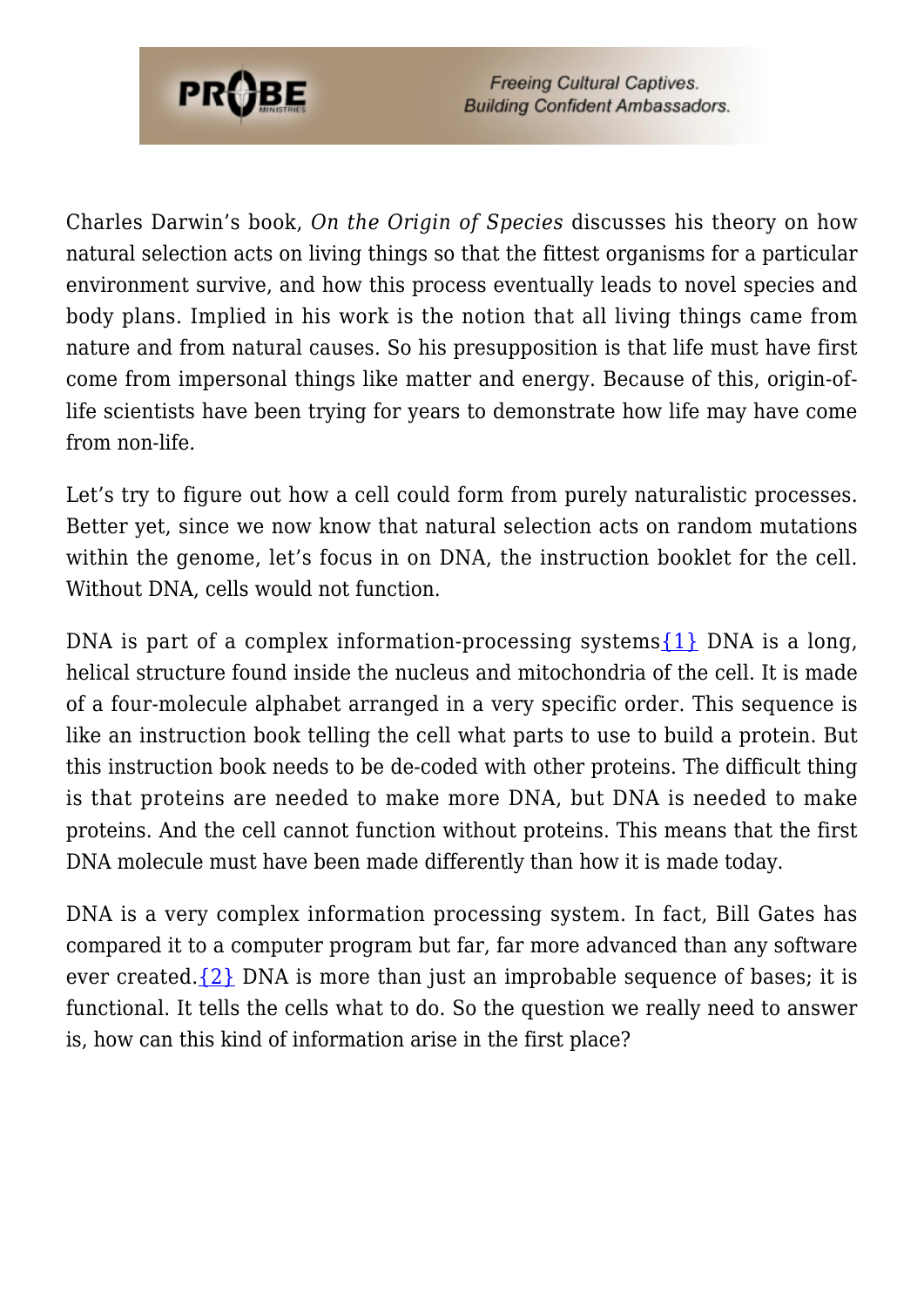Charles Darwin's book, *On the Origin of Species* discusses his theory on how natural selection acts on living things so that the fittest organisms for a particular environment survive, and how this process eventually leads to novel species and body plans. Implied in his work is the notion that all living things came from nature and from natural causes. So his presupposition is that life must have first come from impersonal things like matter and energy. Because of this, origin-of-life scientists have been trying for years to demonstrate how life may have come from non-life.

Let's try to figure out how a cell could form from purely naturalistic processes. Better yet, since we now know that natural selection acts on random mutations within the genome, let's focus in on DNA, the instruction booklet for the cell. Without DNA, cells would not function.

DNA is part of a complex information-processing systems{1} DNA is a long, helical structure found inside the nucleus and mitochondria of the cell. It is made of a four-molecule alphabet arranged in a very specific order. This sequence is like an instruction book telling the cell what parts to use to build a protein. But this instruction book needs to be de-coded with other proteins. The difficult thing is that proteins are needed to make more DNA, but DNA is needed to make proteins. And the cell cannot function without proteins. This means that the first DNA molecule must have been made differently than how it is made today.

DNA is a very complex information processing system. In fact, Bill Gates has compared it to a computer program but far, far more advanced than any software ever created.{2} DNA is more than just an improbable sequence of bases; it is functional. It tells the cells what to do. So the question we really need to answer is, how can this kind of information arise in the first place?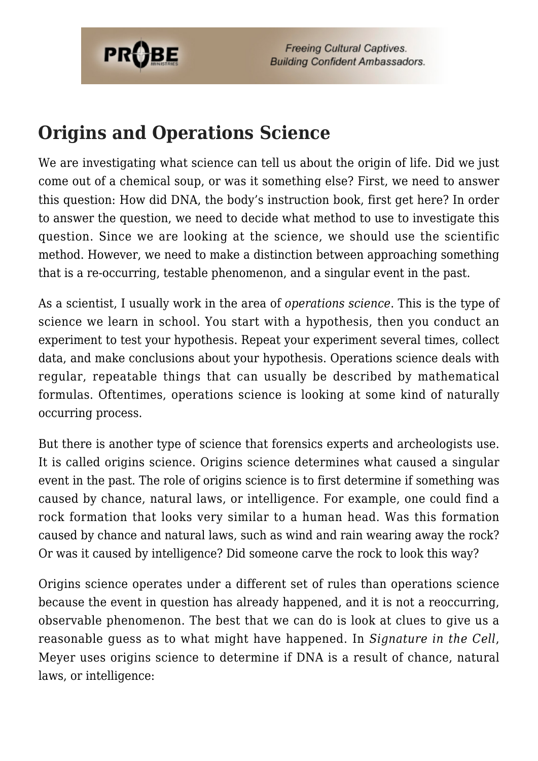## Origins and Operations Science

We are investigating what science can tell us about the origin of life. Did we just come out of a chemical soup, or was it something else? First, we need to answer this question: How did DNA, the body's instruction book, first get here? In order to answer the question, we need to decide what method to use to investigate this question. Since we are looking at the science, we should use the scientific method. However, we need to make a distinction between approaching something that is a re-occurring, testable phenomenon, and a singular event in the past.

As a scientist, I usually work in the area of *operations science*. This is the type of science we learn in school. You start with a hypothesis, then you conduct an experiment to test your hypothesis. Repeat your experiment several times, collect data, and make conclusions about your hypothesis. Operations science deals with regular, repeatable things that can usually be described by mathematical formulas. Oftentimes, operations science is looking at some kind of naturally occurring process.

But there is another type of science that forensics experts and archeologists use. It is called origins science. Origins science determines what caused a singular event in the past. The role of origins science is to first determine if something was caused by chance, natural laws, or intelligence. For example, one could find a rock formation that looks very similar to a human head. Was this formation caused by chance and natural laws, such as wind and rain wearing away the rock? Or was it caused by intelligence? Did someone carve the rock to look this way?

Origins science operates under a different set of rules than operations science because the event in question has already happened, and it is not a reoccurring, observable phenomenon. The best that we can do is look at clues to give us a reasonable guess as to what might have happened. In *Signature in the Cell*, Meyer uses origins science to determine if DNA is a result of chance, natural laws, or intelligence: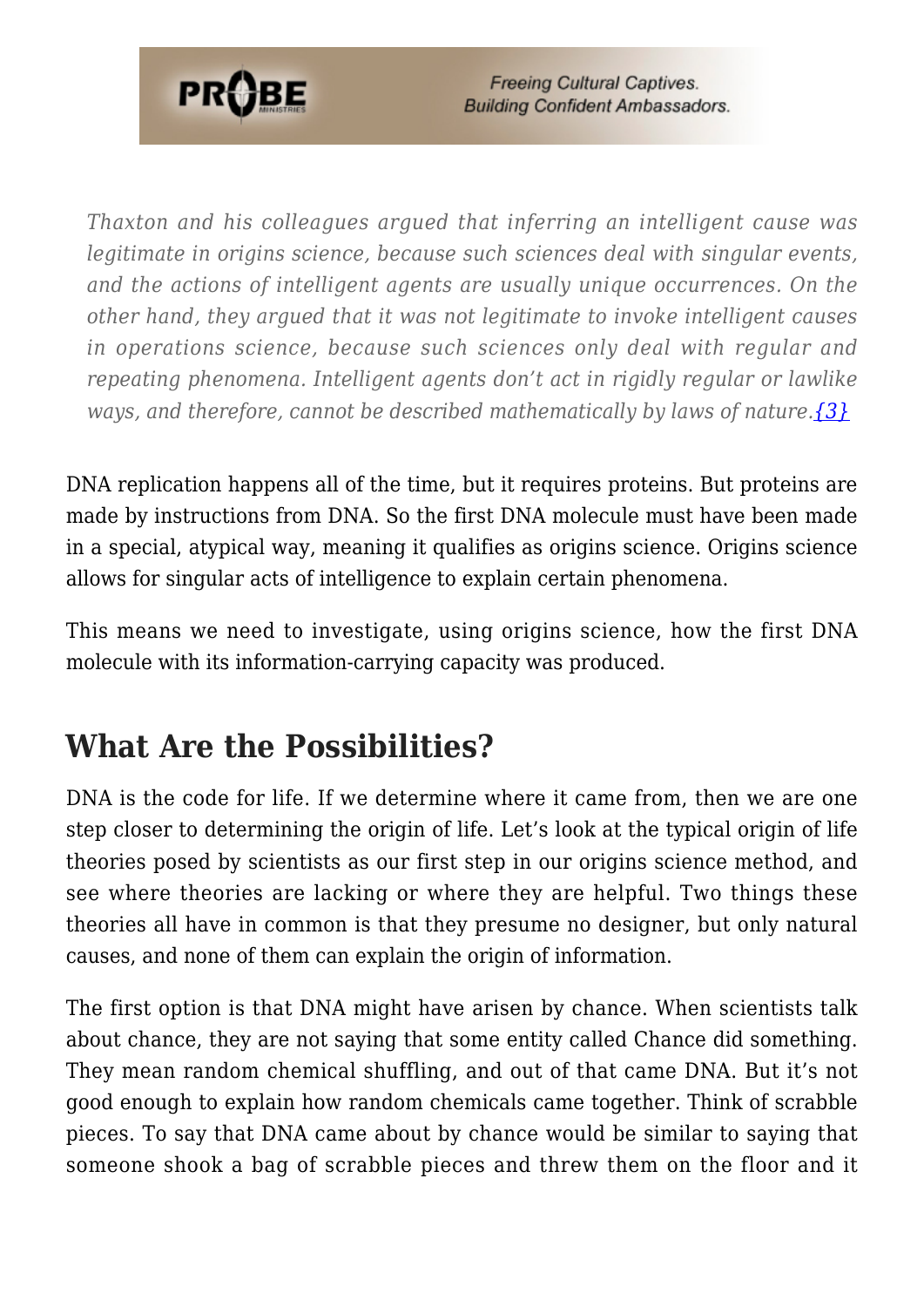> *Thaxton and his colleagues argued that inferring an intelligent cause was legitimate in origins science, because such sciences deal with singular events, and the actions of intelligent agents are usually unique occurrences. On the other hand, they argued that it was not legitimate to invoke intelligent causes in operations science, because such sciences only deal with regular and repeating phenomena. Intelligent agents don't act in rigidly regular or lawlike ways, and therefore, cannot be described mathematically by laws of nature.{3}*

DNA replication happens all of the time, but it requires proteins. But proteins are made by instructions from DNA. So the first DNA molecule must have been made in a special, atypical way, meaning it qualifies as origins science. Origins science allows for singular acts of intelligence to explain certain phenomena.

This means we need to investigate, using origins science, how the first DNA molecule with its information-carrying capacity was produced.

## What Are the Possibilities?

DNA is the code for life. If we determine where it came from, then we are one step closer to determining the origin of life. Let's look at the typical origin of life theories posed by scientists as our first step in our origins science method, and see where theories are lacking or where they are helpful. Two things these theories all have in common is that they presume no designer, but only natural causes, and none of them can explain the origin of information.

The first option is that DNA might have arisen by chance. When scientists talk about chance, they are not saying that some entity called Chance did something. They mean random chemical shuffling, and out of that came DNA. But it's not good enough to explain how random chemicals came together. Think of scrabble pieces. To say that DNA came about by chance would be similar to saying that someone shook a bag of scrabble pieces and threw them on the floor and it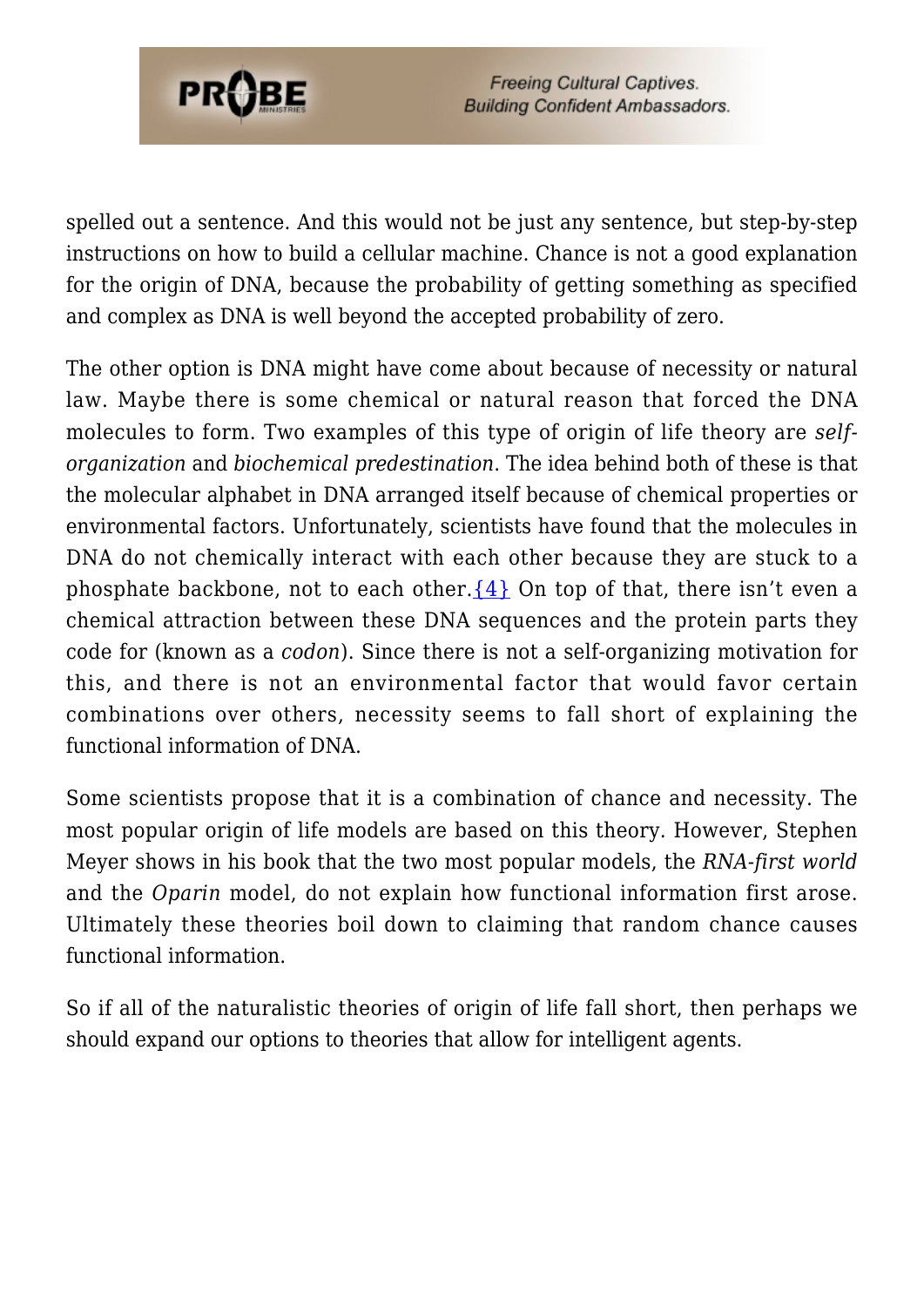spelled out a sentence. And this would not be just any sentence, but step-by-step instructions on how to build a cellular machine. Chance is not a good explanation for the origin of DNA, because the probability of getting something as specified and complex as DNA is well beyond the accepted probability of zero.

The other option is DNA might have come about because of necessity or natural law. Maybe there is some chemical or natural reason that forced the DNA molecules to form. Two examples of this type of origin of life theory are *self-organization* and *biochemical predestination*. The idea behind both of these is that the molecular alphabet in DNA arranged itself because of chemical properties or environmental factors. Unfortunately, scientists have found that the molecules in DNA do not chemically interact with each other because they are stuck to a phosphate backbone, not to each other.{4} On top of that, there isn't even a chemical attraction between these DNA sequences and the protein parts they code for (known as a *codon*). Since there is not a self-organizing motivation for this, and there is not an environmental factor that would favor certain combinations over others, necessity seems to fall short of explaining the functional information of DNA.

Some scientists propose that it is a combination of chance and necessity. The most popular origin of life models are based on this theory. However, Stephen Meyer shows in his book that the two most popular models, the *RNA-first world* and the *Oparin* model, do not explain how functional information first arose. Ultimately these theories boil down to claiming that random chance causes functional information.

So if all of the naturalistic theories of origin of life fall short, then perhaps we should expand our options to theories that allow for intelligent agents.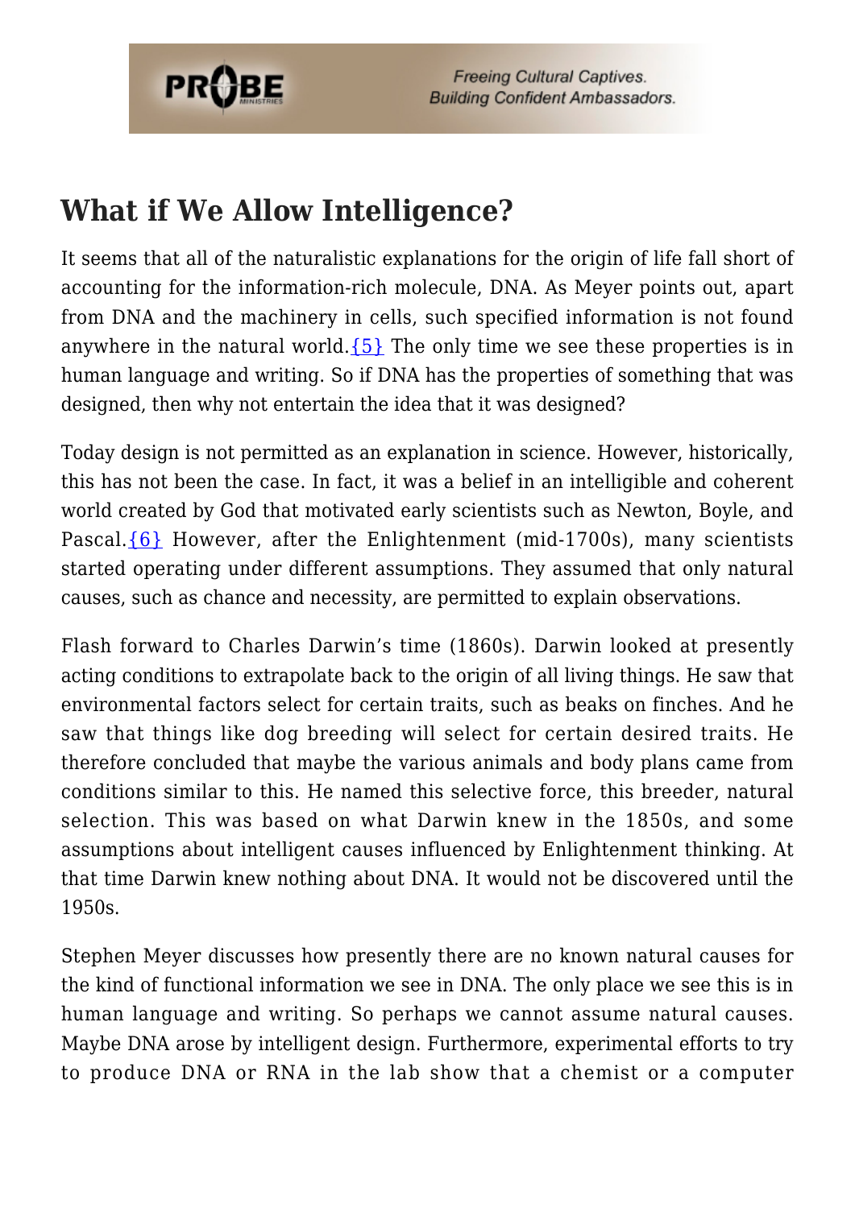## What if We Allow Intelligence?

It seems that all of the naturalistic explanations for the origin of life fall short of accounting for the information-rich molecule, DNA. As Meyer points out, apart from DNA and the machinery in cells, such specified information is not found anywhere in the natural world.{5} The only time we see these properties is in human language and writing. So if DNA has the properties of something that was designed, then why not entertain the idea that it was designed?

Today design is not permitted as an explanation in science. However, historically, this has not been the case. In fact, it was a belief in an intelligible and coherent world created by God that motivated early scientists such as Newton, Boyle, and Pascal.{6} However, after the Enlightenment (mid-1700s), many scientists started operating under different assumptions. They assumed that only natural causes, such as chance and necessity, are permitted to explain observations.

Flash forward to Charles Darwin's time (1860s). Darwin looked at presently acting conditions to extrapolate back to the origin of all living things. He saw that environmental factors select for certain traits, such as beaks on finches. And he saw that things like dog breeding will select for certain desired traits. He therefore concluded that maybe the various animals and body plans came from conditions similar to this. He named this selective force, this breeder, natural selection. This was based on what Darwin knew in the 1850s, and some assumptions about intelligent causes influenced by Enlightenment thinking. At that time Darwin knew nothing about DNA. It would not be discovered until the 1950s.

Stephen Meyer discusses how presently there are no known natural causes for the kind of functional information we see in DNA. The only place we see this is in human language and writing. So perhaps we cannot assume natural causes. Maybe DNA arose by intelligent design. Furthermore, experimental efforts to try to produce DNA or RNA in the lab show that a chemist or a computer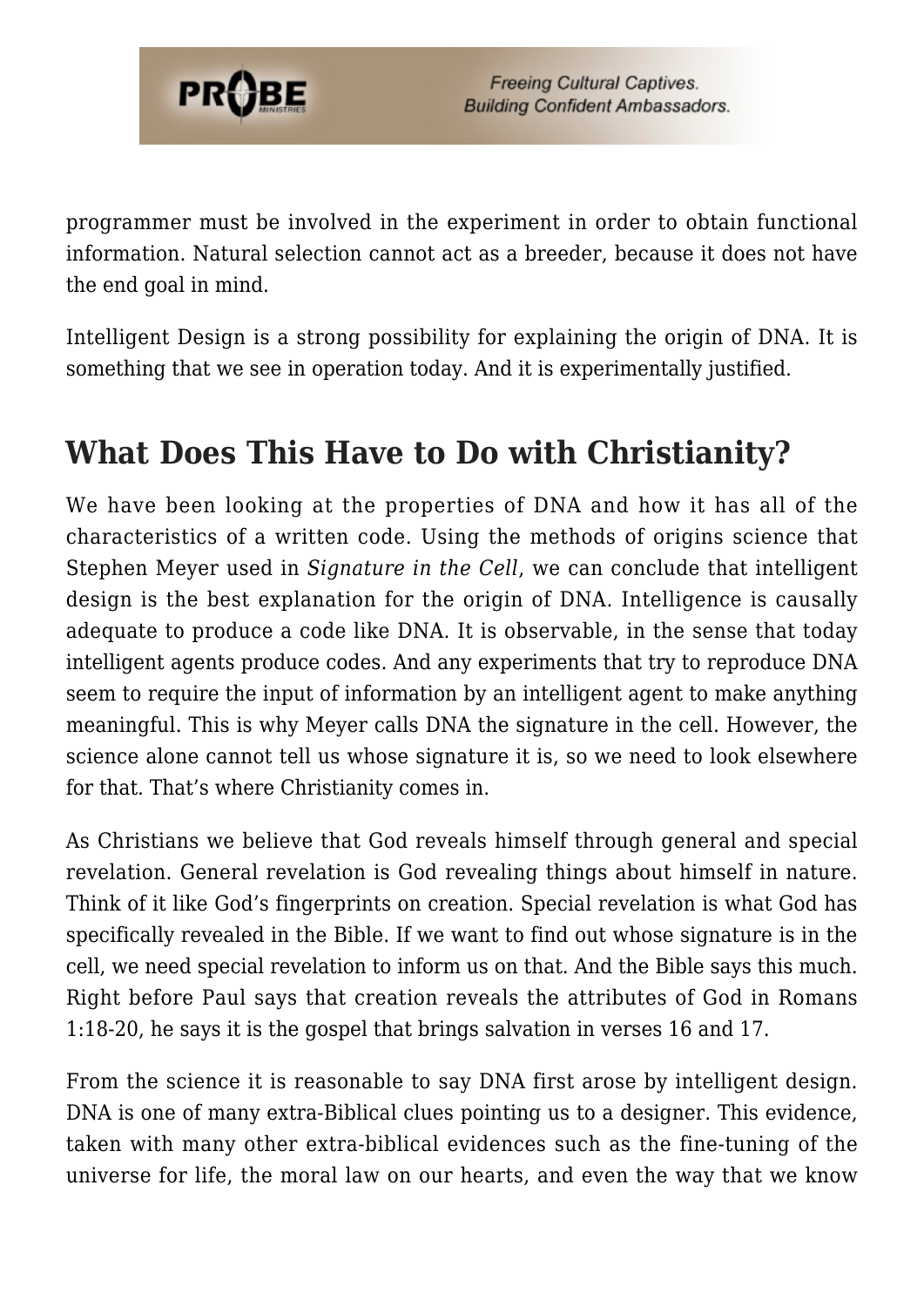programmer must be involved in the experiment in order to obtain functional information. Natural selection cannot act as a breeder, because it does not have the end goal in mind.

Intelligent Design is a strong possibility for explaining the origin of DNA. It is something that we see in operation today. And it is experimentally justified.

## What Does This Have to Do with Christianity?

We have been looking at the properties of DNA and how it has all of the characteristics of a written code. Using the methods of origins science that Stephen Meyer used in *Signature in the Cell*, we can conclude that intelligent design is the best explanation for the origin of DNA. Intelligence is causally adequate to produce a code like DNA. It is observable, in the sense that today intelligent agents produce codes. And any experiments that try to reproduce DNA seem to require the input of information by an intelligent agent to make anything meaningful. This is why Meyer calls DNA the signature in the cell. However, the science alone cannot tell us whose signature it is, so we need to look elsewhere for that. That's where Christianity comes in.

As Christians we believe that God reveals himself through general and special revelation. General revelation is God revealing things about himself in nature. Think of it like God's fingerprints on creation. Special revelation is what God has specifically revealed in the Bible. If we want to find out whose signature is in the cell, we need special revelation to inform us on that. And the Bible says this much. Right before Paul says that creation reveals the attributes of God in Romans 1:18-20, he says it is the gospel that brings salvation in verses 16 and 17.

From the science it is reasonable to say DNA first arose by intelligent design. DNA is one of many extra-Biblical clues pointing us to a designer. This evidence, taken with many other extra-biblical evidences such as the fine-tuning of the universe for life, the moral law on our hearts, and even the way that we know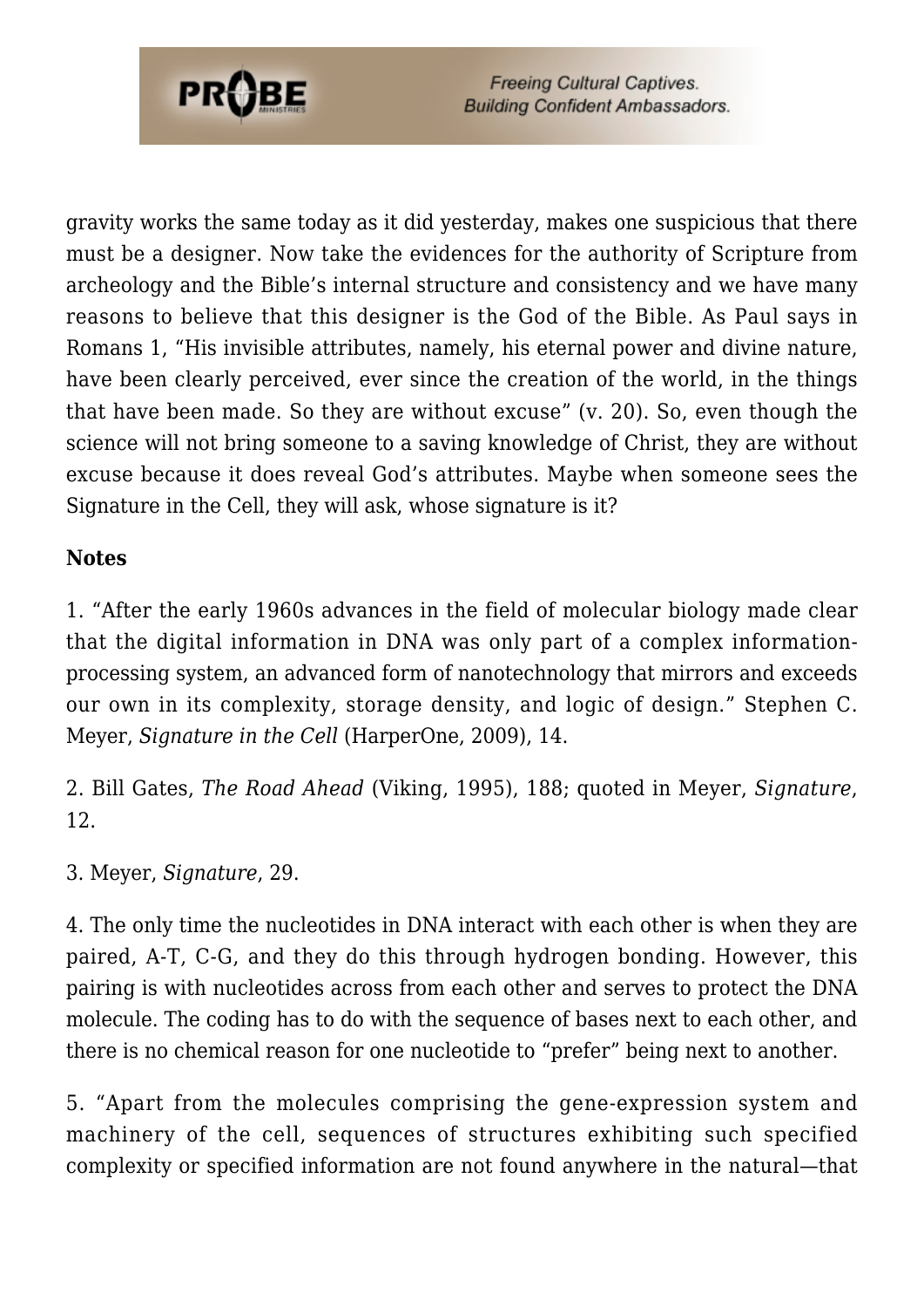gravity works the same today as it did yesterday, makes one suspicious that there must be a designer. Now take the evidences for the authority of Scripture from archeology and the Bible's internal structure and consistency and we have many reasons to believe that this designer is the God of the Bible. As Paul says in Romans 1, "His invisible attributes, namely, his eternal power and divine nature, have been clearly perceived, ever since the creation of the world, in the things that have been made. So they are without excuse" (v. 20). So, even though the science will not bring someone to a saving knowledge of Christ, they are without excuse because it does reveal God's attributes. Maybe when someone sees the Signature in the Cell, they will ask, whose signature is it?

**Notes**

1. "After the early 1960s advances in the field of molecular biology made clear that the digital information in DNA was only part of a complex information-processing system, an advanced form of nanotechnology that mirrors and exceeds our own in its complexity, storage density, and logic of design." Stephen C. Meyer, *Signature in the Cell* (HarperOne, 2009), 14.

2. Bill Gates, *The Road Ahead* (Viking, 1995), 188; quoted in Meyer, *Signature*, 12.

3. Meyer, *Signature*, 29.

4. The only time the nucleotides in DNA interact with each other is when they are paired, A-T, C-G, and they do this through hydrogen bonding. However, this pairing is with nucleotides across from each other and serves to protect the DNA molecule. The coding has to do with the sequence of bases next to each other, and there is no chemical reason for one nucleotide to "prefer" being next to another.

5. "Apart from the molecules comprising the gene-expression system and machinery of the cell, sequences of structures exhibiting such specified complexity or specified information are not found anywhere in the natural—that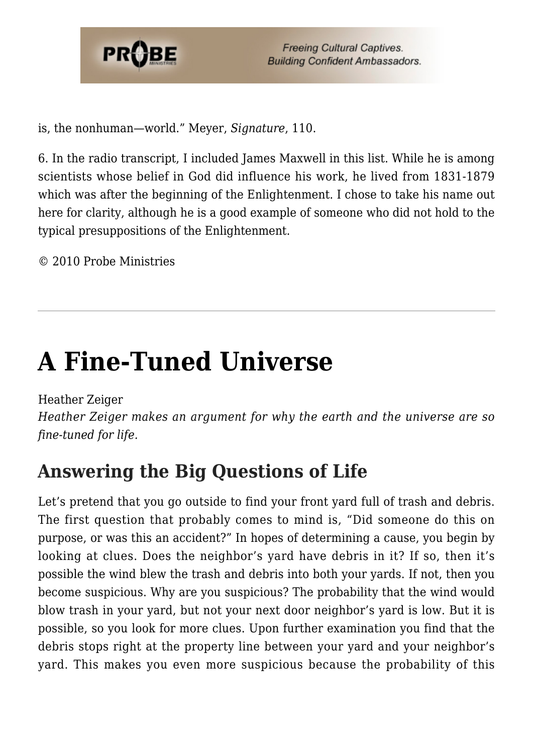is, the nonhuman—world." Meyer, *Signature*, 110.

6. In the radio transcript, I included James Maxwell in this list. While he is among scientists whose belief in God did influence his work, he lived from 1831-1879 which was after the beginning of the Enlightenment. I chose to take his name out here for clarity, although he is a good example of someone who did not hold to the typical presuppositions of the Enlightenment.

© 2010 Probe Ministries

---

# A Fine-Tuned Universe

Heather Zeiger
*Heather Zeiger makes an argument for why the earth and the universe are so fine-tuned for life.*

## Answering the Big Questions of Life

Let's pretend that you go outside to find your front yard full of trash and debris. The first question that probably comes to mind is, "Did someone do this on purpose, or was this an accident?" In hopes of determining a cause, you begin by looking at clues. Does the neighbor's yard have debris in it? If so, then it's possible the wind blew the trash and debris into both your yards. If not, then you become suspicious. Why are you suspicious? The probability that the wind would blow trash in your yard, but not your next door neighbor's yard is low. But it is possible, so you look for more clues. Upon further examination you find that the debris stops right at the property line between your yard and your neighbor's yard. This makes you even more suspicious because the probability of this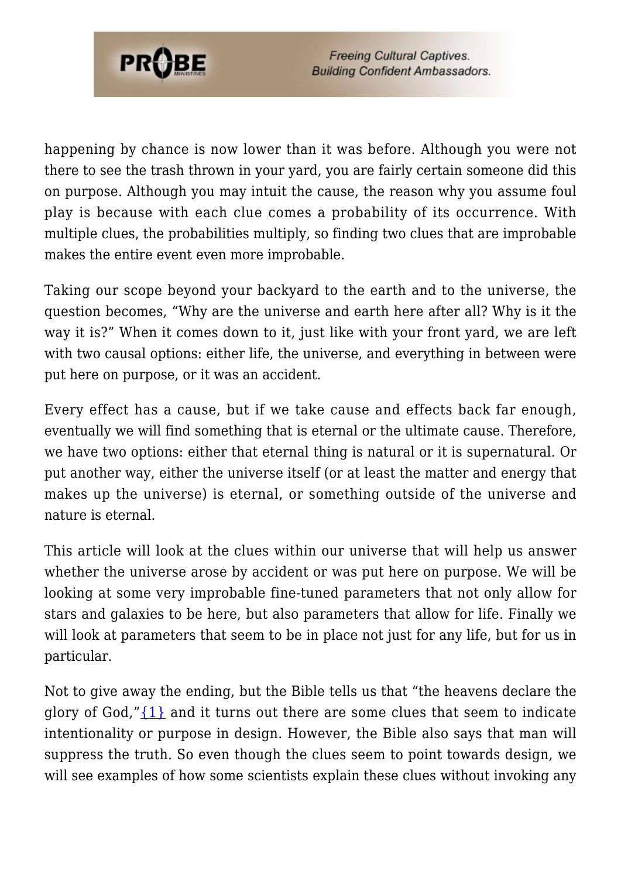happening by chance is now lower than it was before. Although you were not there to see the trash thrown in your yard, you are fairly certain someone did this on purpose. Although you may intuit the cause, the reason why you assume foul play is because with each clue comes a probability of its occurrence. With multiple clues, the probabilities multiply, so finding two clues that are improbable makes the entire event even more improbable.

Taking our scope beyond your backyard to the earth and to the universe, the question becomes, "Why are the universe and earth here after all? Why is it the way it is?" When it comes down to it, just like with your front yard, we are left with two causal options: either life, the universe, and everything in between were put here on purpose, or it was an accident.

Every effect has a cause, but if we take cause and effects back far enough, eventually we will find something that is eternal or the ultimate cause. Therefore, we have two options: either that eternal thing is natural or it is supernatural. Or put another way, either the universe itself (or at least the matter and energy that makes up the universe) is eternal, or something outside of the universe and nature is eternal.

This article will look at the clues within our universe that will help us answer whether the universe arose by accident or was put here on purpose. We will be looking at some very improbable fine-tuned parameters that not only allow for stars and galaxies to be here, but also parameters that allow for life. Finally we will look at parameters that seem to be in place not just for any life, but for us in particular.

Not to give away the ending, but the Bible tells us that "the heavens declare the glory of God,"{1} and it turns out there are some clues that seem to indicate intentionality or purpose in design. However, the Bible also says that man will suppress the truth. So even though the clues seem to point towards design, we will see examples of how some scientists explain these clues without invoking any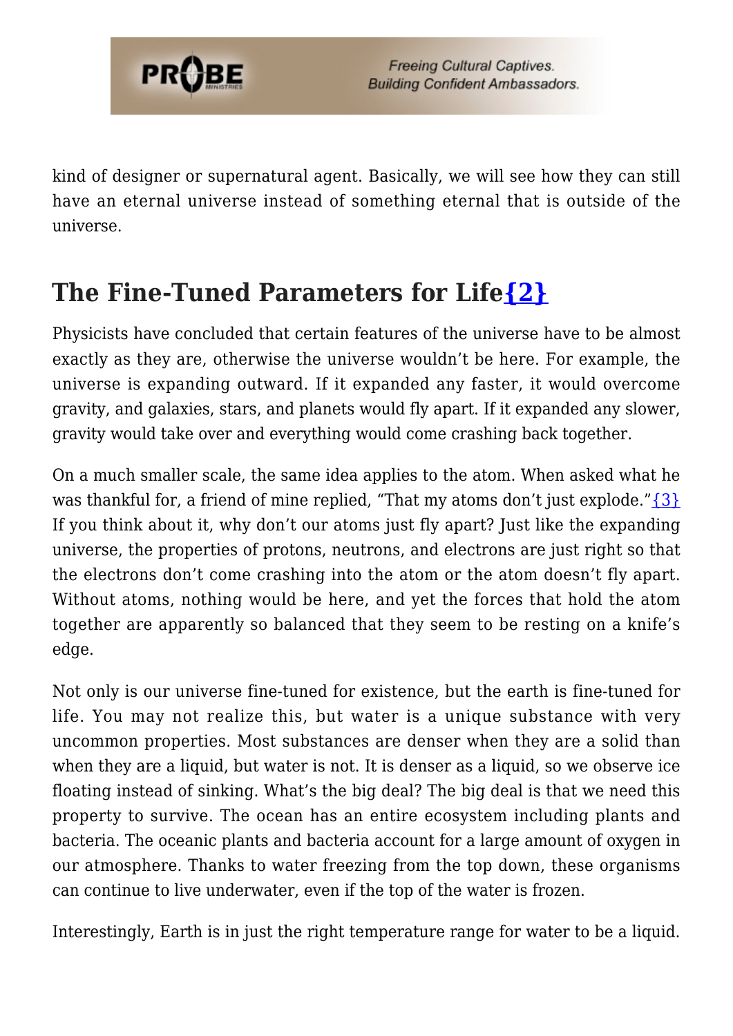kind of designer or supernatural agent. Basically, we will see how they can still have an eternal universe instead of something eternal that is outside of the universe.

## The Fine-Tuned Parameters for Life{2}

Physicists have concluded that certain features of the universe have to be almost exactly as they are, otherwise the universe wouldn't be here. For example, the universe is expanding outward. If it expanded any faster, it would overcome gravity, and galaxies, stars, and planets would fly apart. If it expanded any slower, gravity would take over and everything would come crashing back together.

On a much smaller scale, the same idea applies to the atom. When asked what he was thankful for, a friend of mine replied, "That my atoms don't just explode."{3} If you think about it, why don't our atoms just fly apart? Just like the expanding universe, the properties of protons, neutrons, and electrons are just right so that the electrons don't come crashing into the atom or the atom doesn't fly apart. Without atoms, nothing would be here, and yet the forces that hold the atom together are apparently so balanced that they seem to be resting on a knife's edge.

Not only is our universe fine-tuned for existence, but the earth is fine-tuned for life. You may not realize this, but water is a unique substance with very uncommon properties. Most substances are denser when they are a solid than when they are a liquid, but water is not. It is denser as a liquid, so we observe ice floating instead of sinking. What's the big deal? The big deal is that we need this property to survive. The ocean has an entire ecosystem including plants and bacteria. The oceanic plants and bacteria account for a large amount of oxygen in our atmosphere. Thanks to water freezing from the top down, these organisms can continue to live underwater, even if the top of the water is frozen.

Interestingly, Earth is in just the right temperature range for water to be a liquid.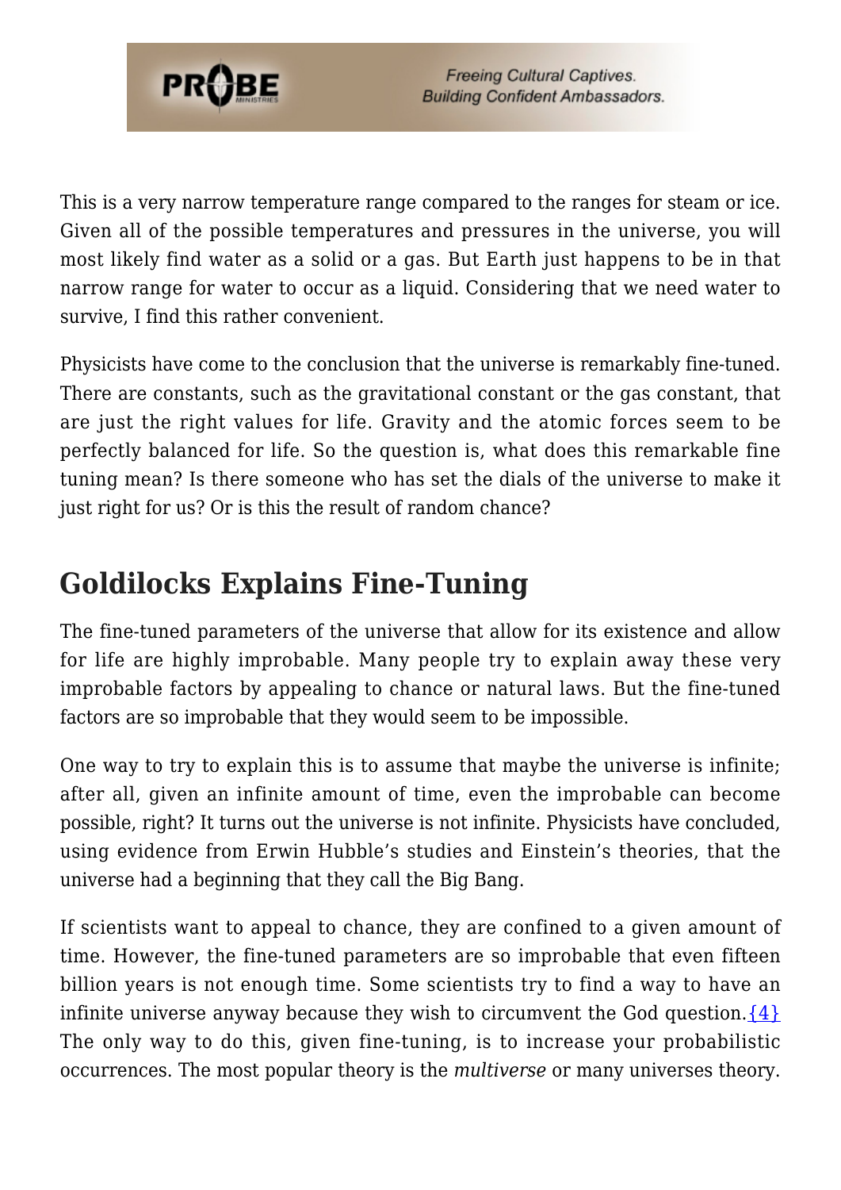This is a very narrow temperature range compared to the ranges for steam or ice. Given all of the possible temperatures and pressures in the universe, you will most likely find water as a solid or a gas. But Earth just happens to be in that narrow range for water to occur as a liquid. Considering that we need water to survive, I find this rather convenient.

Physicists have come to the conclusion that the universe is remarkably fine-tuned. There are constants, such as the gravitational constant or the gas constant, that are just the right values for life. Gravity and the atomic forces seem to be perfectly balanced for life. So the question is, what does this remarkable fine tuning mean? Is there someone who has set the dials of the universe to make it just right for us? Or is this the result of random chance?

## Goldilocks Explains Fine-Tuning

The fine-tuned parameters of the universe that allow for its existence and allow for life are highly improbable. Many people try to explain away these very improbable factors by appealing to chance or natural laws. But the fine-tuned factors are so improbable that they would seem to be impossible.

One way to try to explain this is to assume that maybe the universe is infinite; after all, given an infinite amount of time, even the improbable can become possible, right? It turns out the universe is not infinite. Physicists have concluded, using evidence from Erwin Hubble's studies and Einstein's theories, that the universe had a beginning that they call the Big Bang.

If scientists want to appeal to chance, they are confined to a given amount of time. However, the fine-tuned parameters are so improbable that even fifteen billion years is not enough time. Some scientists try to find a way to have an infinite universe anyway because they wish to circumvent the God question.{4} The only way to do this, given fine-tuning, is to increase your probabilistic occurrences. The most popular theory is the *multiverse* or many universes theory.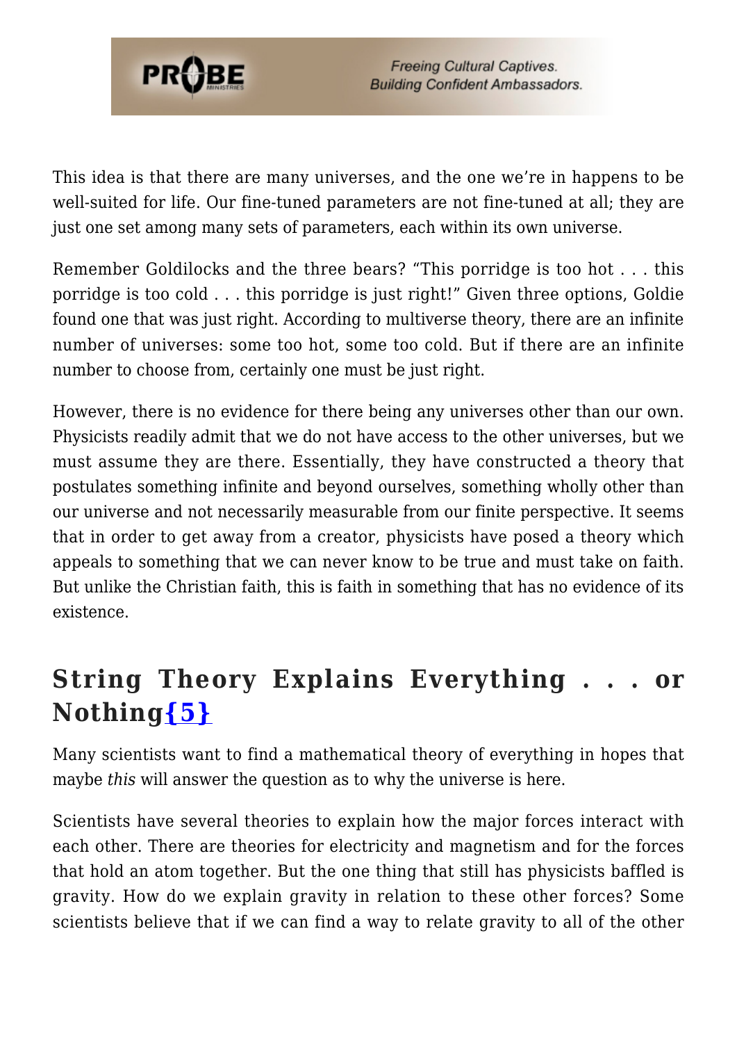This idea is that there are many universes, and the one we're in happens to be well-suited for life. Our fine-tuned parameters are not fine-tuned at all; they are just one set among many sets of parameters, each within its own universe.

Remember Goldilocks and the three bears? "This porridge is too hot . . . this porridge is too cold . . . this porridge is just right!" Given three options, Goldie found one that was just right. According to multiverse theory, there are an infinite number of universes: some too hot, some too cold. But if there are an infinite number to choose from, certainly one must be just right.

However, there is no evidence for there being any universes other than our own. Physicists readily admit that we do not have access to the other universes, but we must assume they are there. Essentially, they have constructed a theory that postulates something infinite and beyond ourselves, something wholly other than our universe and not necessarily measurable from our finite perspective. It seems that in order to get away from a creator, physicists have posed a theory which appeals to something that we can never know to be true and must take on faith. But unlike the Christian faith, this is faith in something that has no evidence of its existence.

## String Theory Explains Everything . . . or Nothing{5}

Many scientists want to find a mathematical theory of everything in hopes that maybe *this* will answer the question as to why the universe is here.

Scientists have several theories to explain how the major forces interact with each other. There are theories for electricity and magnetism and for the forces that hold an atom together. But the one thing that still has physicists baffled is gravity. How do we explain gravity in relation to these other forces? Some scientists believe that if we can find a way to relate gravity to all of the other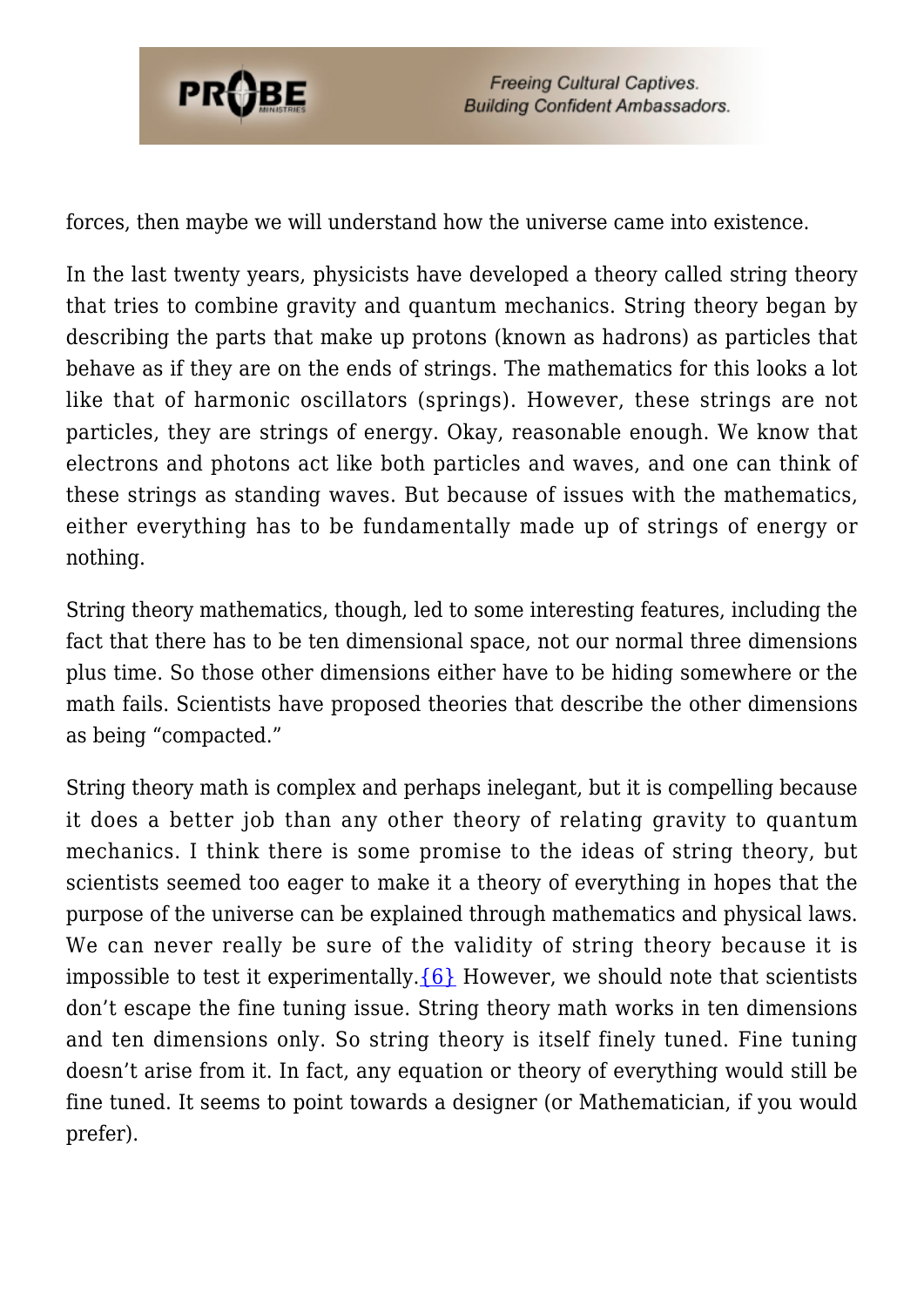forces, then maybe we will understand how the universe came into existence.

In the last twenty years, physicists have developed a theory called string theory that tries to combine gravity and quantum mechanics. String theory began by describing the parts that make up protons (known as hadrons) as particles that behave as if they are on the ends of strings. The mathematics for this looks a lot like that of harmonic oscillators (springs). However, these strings are not particles, they are strings of energy. Okay, reasonable enough. We know that electrons and photons act like both particles and waves, and one can think of these strings as standing waves. But because of issues with the mathematics, either everything has to be fundamentally made up of strings of energy or nothing.

String theory mathematics, though, led to some interesting features, including the fact that there has to be ten dimensional space, not our normal three dimensions plus time. So those other dimensions either have to be hiding somewhere or the math fails. Scientists have proposed theories that describe the other dimensions as being "compacted."

String theory math is complex and perhaps inelegant, but it is compelling because it does a better job than any other theory of relating gravity to quantum mechanics. I think there is some promise to the ideas of string theory, but scientists seemed too eager to make it a theory of everything in hopes that the purpose of the universe can be explained through mathematics and physical laws. We can never really be sure of the validity of string theory because it is impossible to test it experimentally.{6} However, we should note that scientists don't escape the fine tuning issue. String theory math works in ten dimensions and ten dimensions only. So string theory is itself finely tuned. Fine tuning doesn't arise from it. In fact, any equation or theory of everything would still be fine tuned. It seems to point towards a designer (or Mathematician, if you would prefer).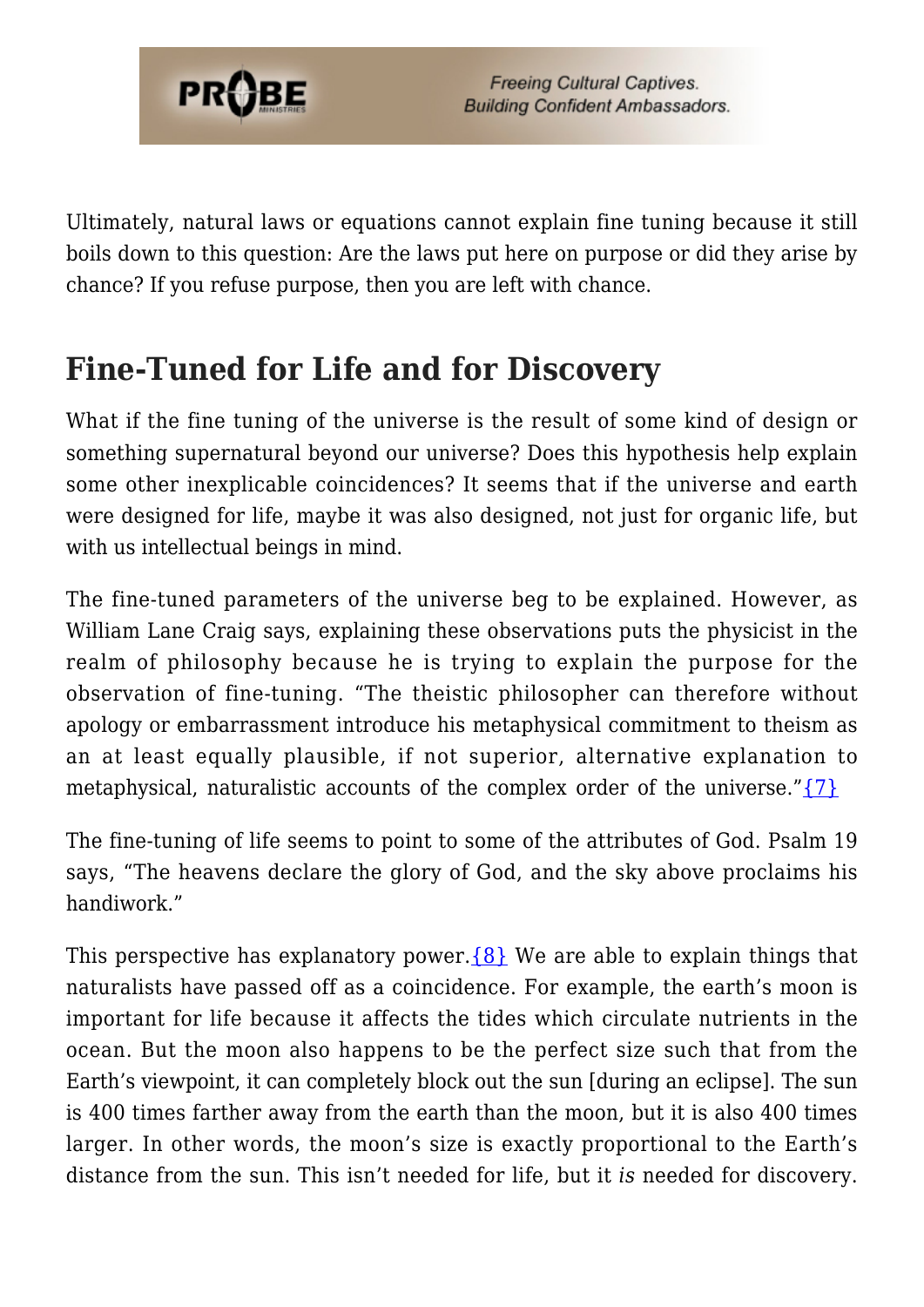Ultimately, natural laws or equations cannot explain fine tuning because it still boils down to this question: Are the laws put here on purpose or did they arise by chance? If you refuse purpose, then you are left with chance.

## Fine-Tuned for Life and for Discovery

What if the fine tuning of the universe is the result of some kind of design or something supernatural beyond our universe? Does this hypothesis help explain some other inexplicable coincidences? It seems that if the universe and earth were designed for life, maybe it was also designed, not just for organic life, but with us intellectual beings in mind.

The fine-tuned parameters of the universe beg to be explained. However, as William Lane Craig says, explaining these observations puts the physicist in the realm of philosophy because he is trying to explain the purpose for the observation of fine-tuning. "The theistic philosopher can therefore without apology or embarrassment introduce his metaphysical commitment to theism as an at least equally plausible, if not superior, alternative explanation to metaphysical, naturalistic accounts of the complex order of the universe."{7}

The fine-tuning of life seems to point to some of the attributes of God. Psalm 19 says, "The heavens declare the glory of God, and the sky above proclaims his handiwork."

This perspective has explanatory power.{8} We are able to explain things that naturalists have passed off as a coincidence. For example, the earth's moon is important for life because it affects the tides which circulate nutrients in the ocean. But the moon also happens to be the perfect size such that from the Earth's viewpoint, it can completely block out the sun [during an eclipse]. The sun is 400 times farther away from the earth than the moon, but it is also 400 times larger. In other words, the moon's size is exactly proportional to the Earth's distance from the sun. This isn't needed for life, but it *is* needed for discovery.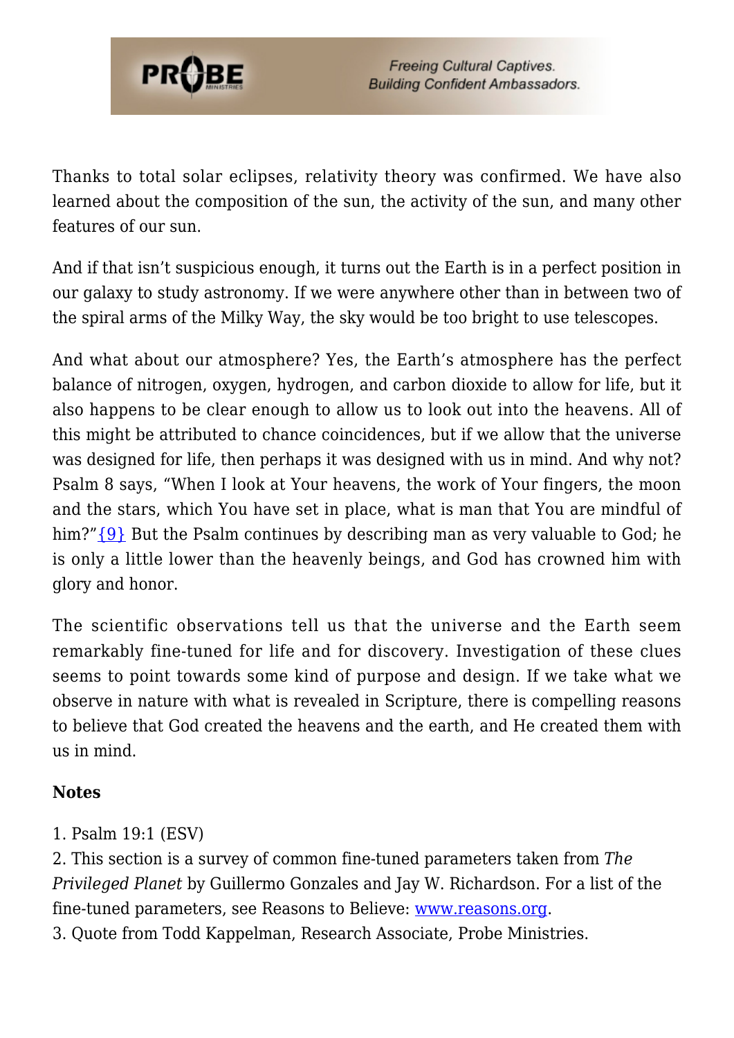Thanks to total solar eclipses, relativity theory was confirmed. We have also learned about the composition of the sun, the activity of the sun, and many other features of our sun.

And if that isn't suspicious enough, it turns out the Earth is in a perfect position in our galaxy to study astronomy. If we were anywhere other than in between two of the spiral arms of the Milky Way, the sky would be too bright to use telescopes.

And what about our atmosphere? Yes, the Earth's atmosphere has the perfect balance of nitrogen, oxygen, hydrogen, and carbon dioxide to allow for life, but it also happens to be clear enough to allow us to look out into the heavens. All of this might be attributed to chance coincidences, but if we allow that the universe was designed for life, then perhaps it was designed with us in mind. And why not? Psalm 8 says, "When I look at Your heavens, the work of Your fingers, the moon and the stars, which You have set in place, what is man that You are mindful of him?"{9} But the Psalm continues by describing man as very valuable to God; he is only a little lower than the heavenly beings, and God has crowned him with glory and honor.

The scientific observations tell us that the universe and the Earth seem remarkably fine-tuned for life and for discovery. Investigation of these clues seems to point towards some kind of purpose and design. If we take what we observe in nature with what is revealed in Scripture, there is compelling reasons to believe that God created the heavens and the earth, and He created them with us in mind.

**Notes**

1. Psalm 19:1 (ESV)
2. This section is a survey of common fine-tuned parameters taken from *The Privileged Planet* by Guillermo Gonzales and Jay W. Richardson. For a list of the fine-tuned parameters, see Reasons to Believe: www.reasons.org.
3. Quote from Todd Kappelman, Research Associate, Probe Ministries.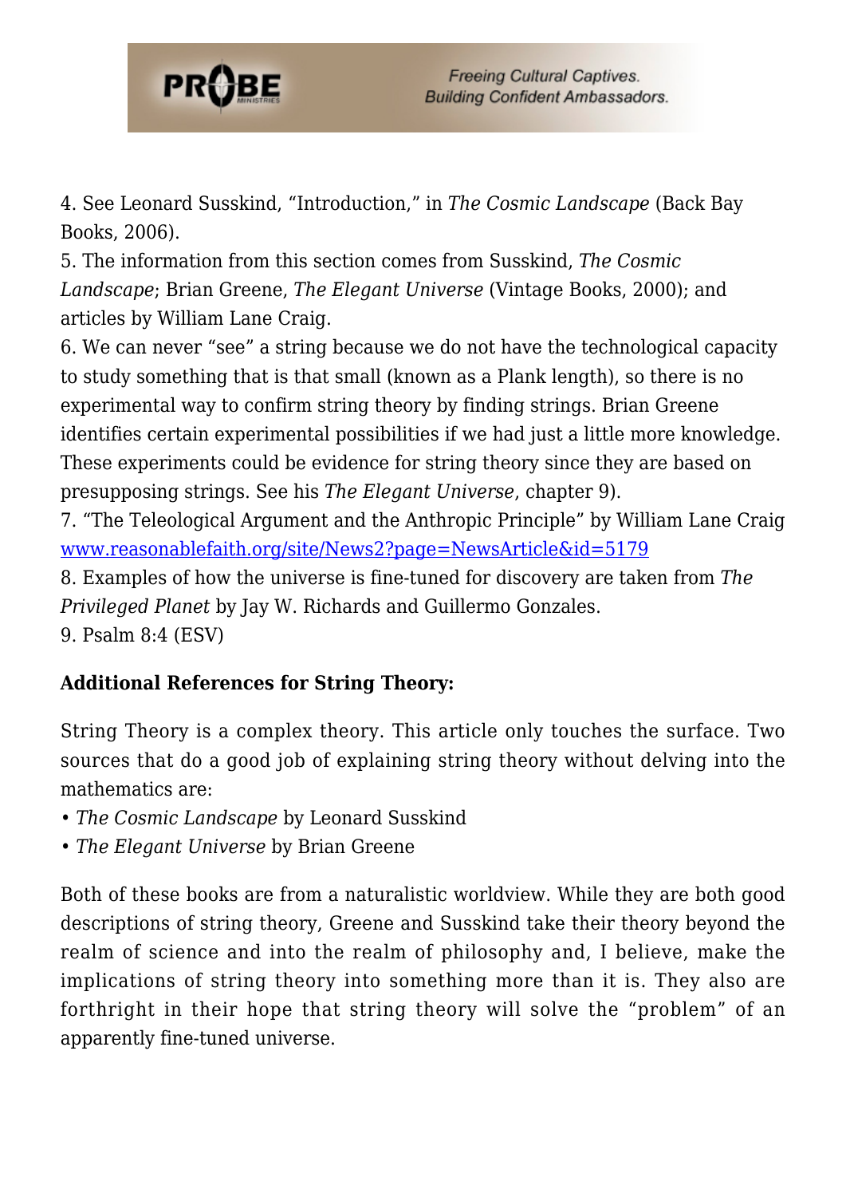4. See Leonard Susskind, "Introduction," in *The Cosmic Landscape* (Back Bay Books, 2006).
5. The information from this section comes from Susskind, *The Cosmic Landscape*; Brian Greene, *The Elegant Universe* (Vintage Books, 2000); and articles by William Lane Craig.
6. We can never "see" a string because we do not have the technological capacity to study something that is that small (known as a Plank length), so there is no experimental way to confirm string theory by finding strings. Brian Greene identifies certain experimental possibilities if we had just a little more knowledge. These experiments could be evidence for string theory since they are based on presupposing strings. See his *The Elegant Universe*, chapter 9).
7. "The Teleological Argument and the Anthropic Principle" by William Lane Craig [www.reasonablefaith.org/site/News2?page=NewsArticle&id=5179](www.reasonablefaith.org/site/News2?page=NewsArticle&id=5179)
8. Examples of how the universe is fine-tuned for discovery are taken from *The Privileged Planet* by Jay W. Richards and Guillermo Gonzales.
9. Psalm 8:4 (ESV)

**Additional References for String Theory:**

String Theory is a complex theory. This article only touches the surface. Two sources that do a good job of explaining string theory without delving into the mathematics are:

- *The Cosmic Landscape* by Leonard Susskind
- *The Elegant Universe* by Brian Greene

Both of these books are from a naturalistic worldview. While they are both good descriptions of string theory, Greene and Susskind take their theory beyond the realm of science and into the realm of philosophy and, I believe, make the implications of string theory into something more than it is. They also are forthright in their hope that string theory will solve the "problem" of an apparently fine-tuned universe.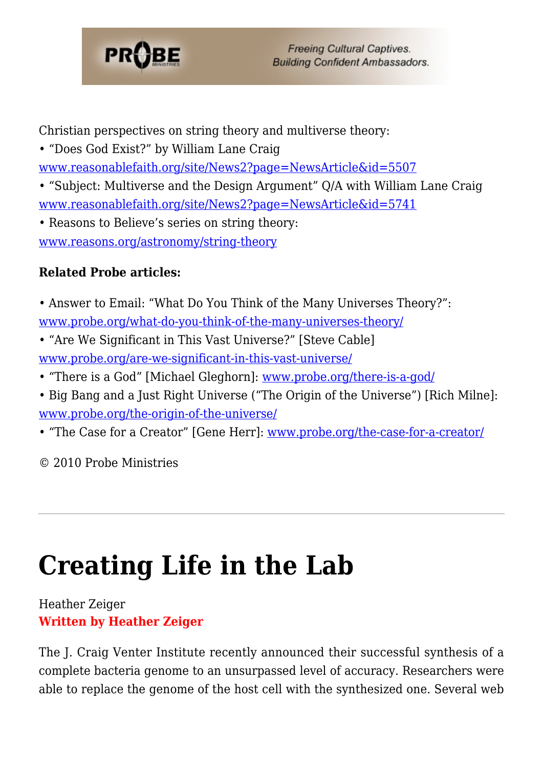Christian perspectives on string theory and multiverse theory:
• "Does God Exist?" by William Lane Craig
www.reasonablefaith.org/site/News2?page=NewsArticle&id=5507
• "Subject: Multiverse and the Design Argument" Q/A with William Lane Craig
www.reasonablefaith.org/site/News2?page=NewsArticle&id=5741
• Reasons to Believe's series on string theory:
www.reasons.org/astronomy/string-theory

**Related Probe articles:**

• Answer to Email: "What Do You Think of the Many Universes Theory?":
www.probe.org/what-do-you-think-of-the-many-universes-theory/
• "Are We Significant in This Vast Universe?" [Steve Cable]
www.probe.org/are-we-significant-in-this-vast-universe/
• "There is a God" [Michael Gleghorn]: www.probe.org/there-is-a-god/
• Big Bang and a Just Right Universe ("The Origin of the Universe") [Rich Milne]:
www.probe.org/the-origin-of-the-universe/
• "The Case for a Creator" [Gene Herr]: www.probe.org/the-case-for-a-creator/

© 2010 Probe Ministries

---

# Creating Life in the Lab

Heather Zeiger
**Written by Heather Zeiger**

The J. Craig Venter Institute recently announced their successful synthesis of a complete bacteria genome to an unsurpassed level of accuracy. Researchers were able to replace the genome of the host cell with the synthesized one. Several web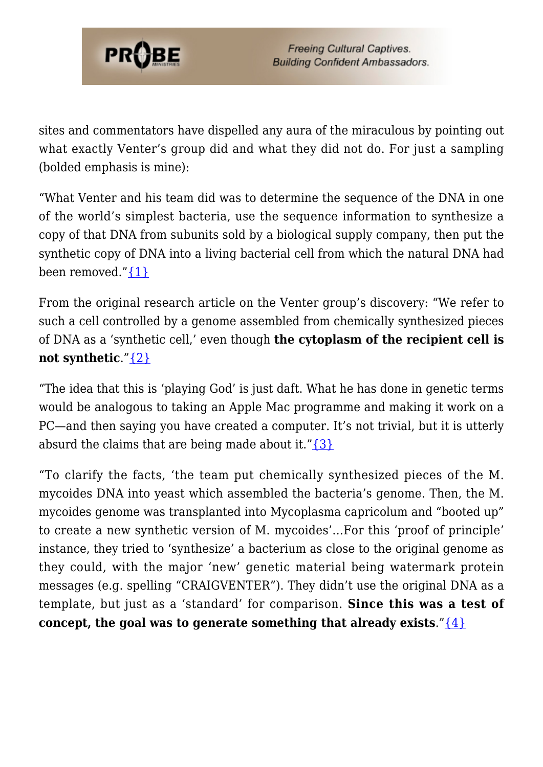sites and commentators have dispelled any aura of the miraculous by pointing out what exactly Venter's group did and what they did not do. For just a sampling (bolded emphasis is mine):

"What Venter and his team did was to determine the sequence of the DNA in one of the world's simplest bacteria, use the sequence information to synthesize a copy of that DNA from subunits sold by a biological supply company, then put the synthetic copy of DNA into a living bacterial cell from which the natural DNA had been removed."{1}

From the original research article on the Venter group's discovery: "We refer to such a cell controlled by a genome assembled from chemically synthesized pieces of DNA as a 'synthetic cell,' even though **the cytoplasm of the recipient cell is not synthetic**."{2}

"The idea that this is 'playing God' is just daft. What he has done in genetic terms would be analogous to taking an Apple Mac programme and making it work on a PC—and then saying you have created a computer. It's not trivial, but it is utterly absurd the claims that are being made about it."{3}

"To clarify the facts, 'the team put chemically synthesized pieces of the M. mycoides DNA into yeast which assembled the bacteria's genome. Then, the M. mycoides genome was transplanted into Mycoplasma capricolum and "booted up" to create a new synthetic version of M. mycoides'...For this 'proof of principle' instance, they tried to 'synthesize' a bacterium as close to the original genome as they could, with the major 'new' genetic material being watermark protein messages (e.g. spelling "CRAIGVENTER"). They didn't use the original DNA as a template, but just as a 'standard' for comparison. **Since this was a test of concept, the goal was to generate something that already exists**."{4}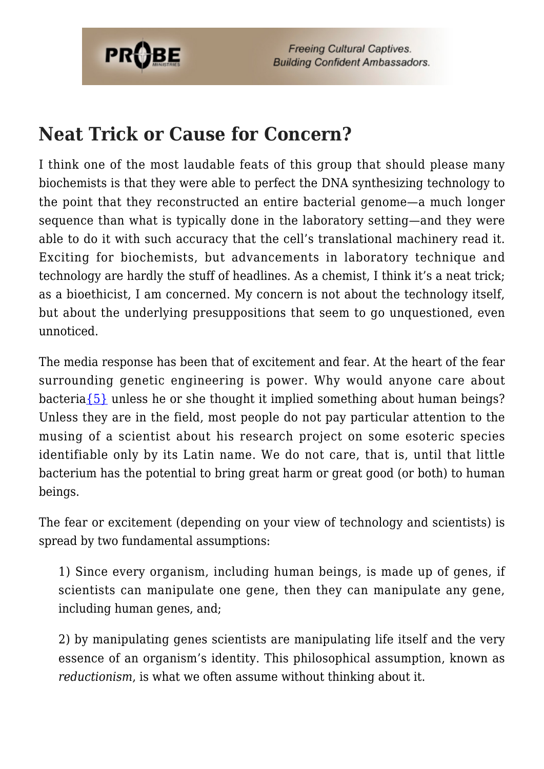## Neat Trick or Cause for Concern?

I think one of the most laudable feats of this group that should please many biochemists is that they were able to perfect the DNA synthesizing technology to the point that they reconstructed an entire bacterial genome—a much longer sequence than what is typically done in the laboratory setting—and they were able to do it with such accuracy that the cell's translational machinery read it. Exciting for biochemists, but advancements in laboratory technique and technology are hardly the stuff of headlines. As a chemist, I think it's a neat trick; as a bioethicist, I am concerned. My concern is not about the technology itself, but about the underlying presuppositions that seem to go unquestioned, even unnoticed.

The media response has been that of excitement and fear. At the heart of the fear surrounding genetic engineering is power. Why would anyone care about bacteria{5} unless he or she thought it implied something about human beings? Unless they are in the field, most people do not pay particular attention to the musing of a scientist about his research project on some esoteric species identifiable only by its Latin name. We do not care, that is, until that little bacterium has the potential to bring great harm or great good (or both) to human beings.

The fear or excitement (depending on your view of technology and scientists) is spread by two fundamental assumptions:

> 1) Since every organism, including human beings, is made up of genes, if scientists can manipulate one gene, then they can manipulate any gene, including human genes, and;
>
> 2) by manipulating genes scientists are manipulating life itself and the very essence of an organism's identity. This philosophical assumption, known as *reductionism*, is what we often assume without thinking about it.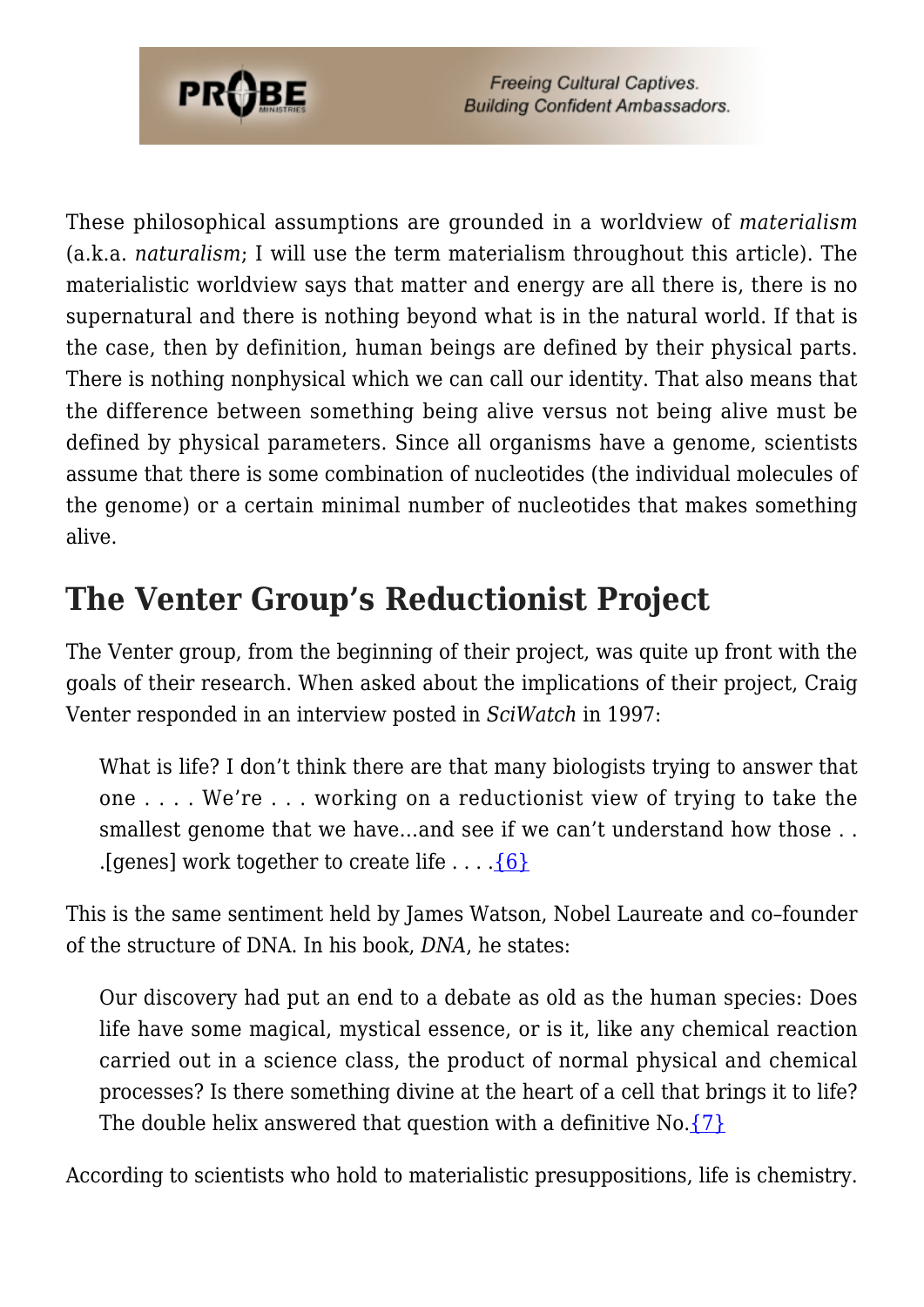These philosophical assumptions are grounded in a worldview of *materialism* (a.k.a. *naturalism*; I will use the term materialism throughout this article). The materialistic worldview says that matter and energy are all there is, there is no supernatural and there is nothing beyond what is in the natural world. If that is the case, then by definition, human beings are defined by their physical parts. There is nothing nonphysical which we can call our identity. That also means that the difference between something being alive versus not being alive must be defined by physical parameters. Since all organisms have a genome, scientists assume that there is some combination of nucleotides (the individual molecules of the genome) or a certain minimal number of nucleotides that makes something alive.

## The Venter Group's Reductionist Project

The Venter group, from the beginning of their project, was quite up front with the goals of their research. When asked about the implications of their project, Craig Venter responded in an interview posted in *SciWatch* in 1997:

> What is life? I don't think there are that many biologists trying to answer that one . . . . We're . . . working on a reductionist view of trying to take the smallest genome that we have…and see if we can't understand how those . . .[genes] work together to create life . . . .{6}

This is the same sentiment held by James Watson, Nobel Laureate and co–founder of the structure of DNA. In his book, *DNA*, he states:

> Our discovery had put an end to a debate as old as the human species: Does life have some magical, mystical essence, or is it, like any chemical reaction carried out in a science class, the product of normal physical and chemical processes? Is there something divine at the heart of a cell that brings it to life? The double helix answered that question with a definitive No.{7}

According to scientists who hold to materialistic presuppositions, life is chemistry.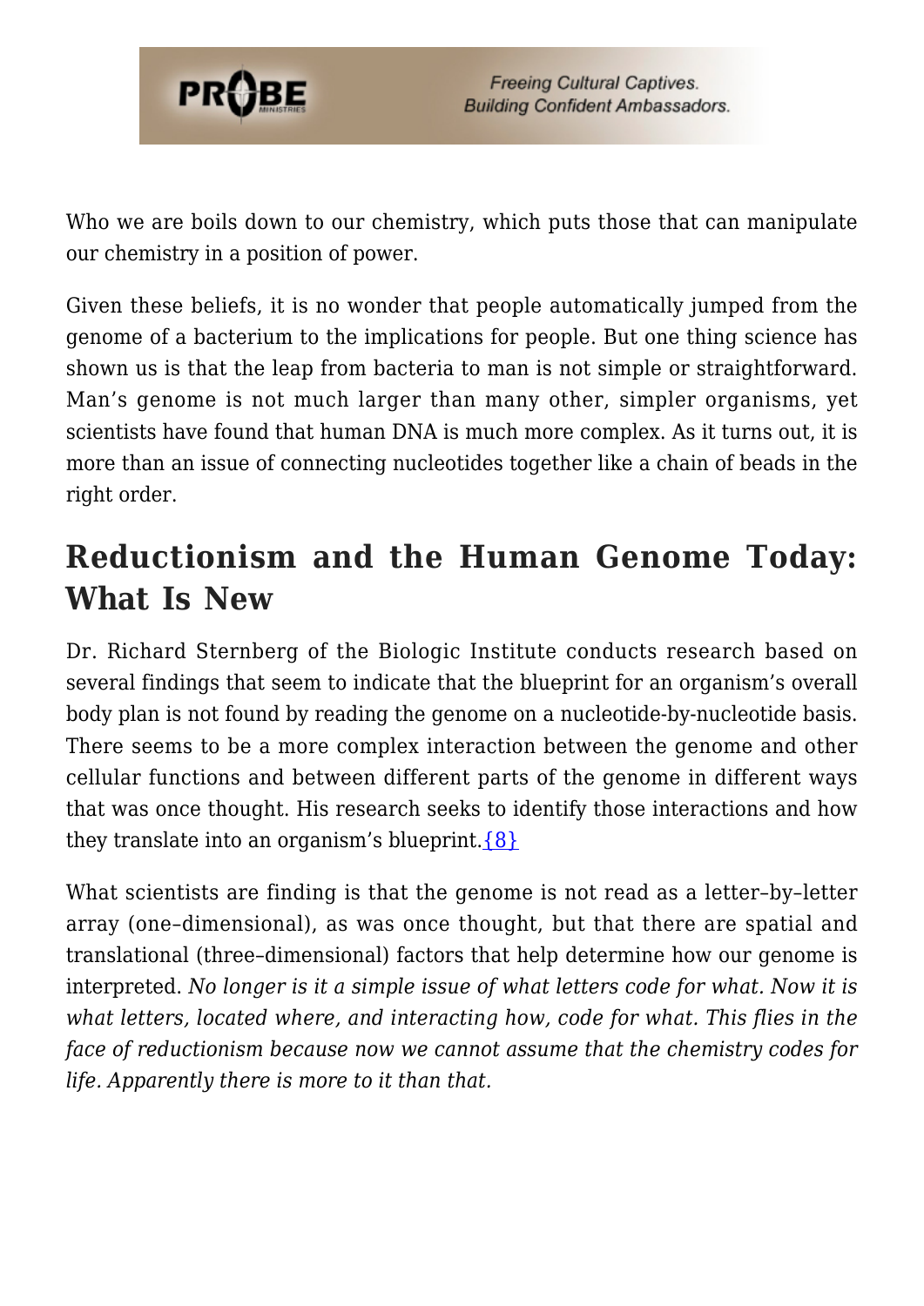Who we are boils down to our chemistry, which puts those that can manipulate our chemistry in a position of power.

Given these beliefs, it is no wonder that people automatically jumped from the genome of a bacterium to the implications for people. But one thing science has shown us is that the leap from bacteria to man is not simple or straightforward. Man's genome is not much larger than many other, simpler organisms, yet scientists have found that human DNA is much more complex. As it turns out, it is more than an issue of connecting nucleotides together like a chain of beads in the right order.

## Reductionism and the Human Genome Today: What Is New

Dr. Richard Sternberg of the Biologic Institute conducts research based on several findings that seem to indicate that the blueprint for an organism's overall body plan is not found by reading the genome on a nucleotide-by-nucleotide basis. There seems to be a more complex interaction between the genome and other cellular functions and between different parts of the genome in different ways that was once thought. His research seeks to identify those interactions and how they translate into an organism's blueprint.{8}

What scientists are finding is that the genome is not read as a letter–by–letter array (one–dimensional), as was once thought, but that there are spatial and translational (three–dimensional) factors that help determine how our genome is interpreted. *No longer is it a simple issue of what letters code for what. Now it is what letters, located where, and interacting how, code for what. This flies in the face of reductionism because now we cannot assume that the chemistry codes for life. Apparently there is more to it than that.*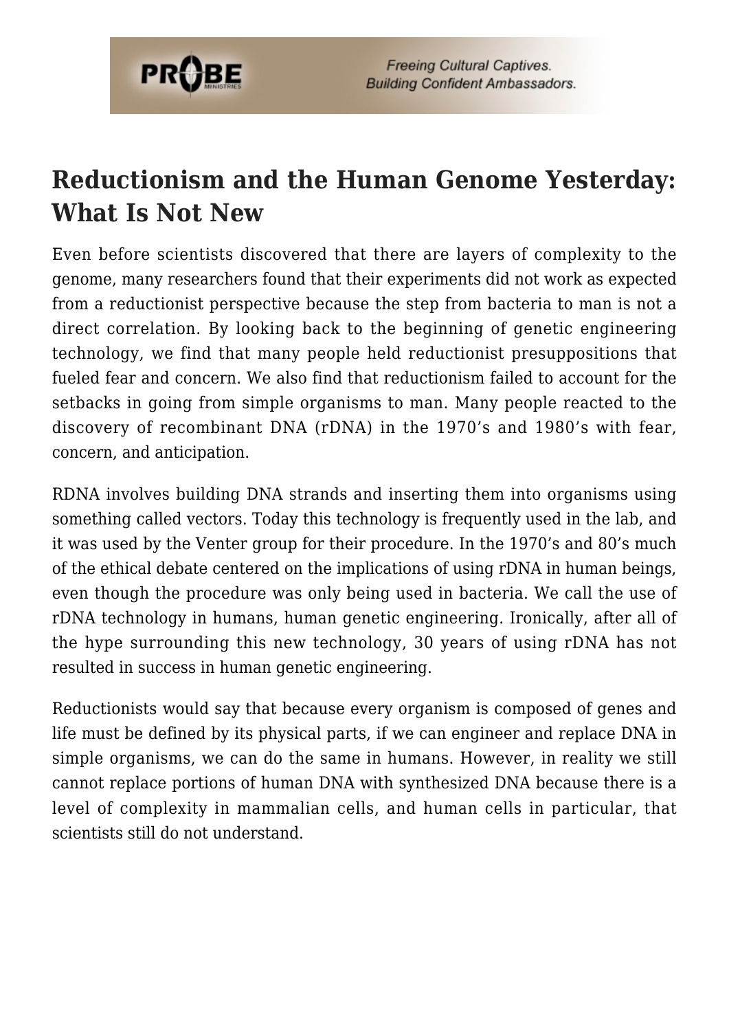## Reductionism and the Human Genome Yesterday: What Is Not New

Even before scientists discovered that there are layers of complexity to the genome, many researchers found that their experiments did not work as expected from a reductionist perspective because the step from bacteria to man is not a direct correlation. By looking back to the beginning of genetic engineering technology, we find that many people held reductionist presuppositions that fueled fear and concern. We also find that reductionism failed to account for the setbacks in going from simple organisms to man. Many people reacted to the discovery of recombinant DNA (rDNA) in the 1970's and 1980's with fear, concern, and anticipation.

RDNA involves building DNA strands and inserting them into organisms using something called vectors. Today this technology is frequently used in the lab, and it was used by the Venter group for their procedure. In the 1970's and 80's much of the ethical debate centered on the implications of using rDNA in human beings, even though the procedure was only being used in bacteria. We call the use of rDNA technology in humans, human genetic engineering. Ironically, after all of the hype surrounding this new technology, 30 years of using rDNA has not resulted in success in human genetic engineering.

Reductionists would say that because every organism is composed of genes and life must be defined by its physical parts, if we can engineer and replace DNA in simple organisms, we can do the same in humans. However, in reality we still cannot replace portions of human DNA with synthesized DNA because there is a level of complexity in mammalian cells, and human cells in particular, that scientists still do not understand.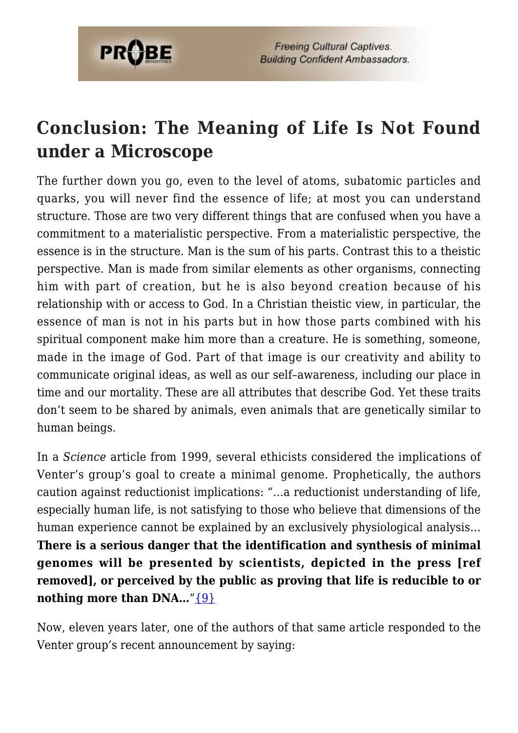## Conclusion: The Meaning of Life Is Not Found under a Microscope

The further down you go, even to the level of atoms, subatomic particles and quarks, you will never find the essence of life; at most you can understand structure. Those are two very different things that are confused when you have a commitment to a materialistic perspective. From a materialistic perspective, the essence is in the structure. Man is the sum of his parts. Contrast this to a theistic perspective. Man is made from similar elements as other organisms, connecting him with part of creation, but he is also beyond creation because of his relationship with or access to God. In a Christian theistic view, in particular, the essence of man is not in his parts but in how those parts combined with his spiritual component make him more than a creature. He is something, someone, made in the image of God. Part of that image is our creativity and ability to communicate original ideas, as well as our self–awareness, including our place in time and our mortality. These are all attributes that describe God. Yet these traits don't seem to be shared by animals, even animals that are genetically similar to human beings.

In a *Science* article from 1999, several ethicists considered the implications of Venter's group's goal to create a minimal genome. Prophetically, the authors caution against reductionist implications: "…a reductionist understanding of life, especially human life, is not satisfying to those who believe that dimensions of the human experience cannot be explained by an exclusively physiological analysis… **There is a serious danger that the identification and synthesis of minimal genomes will be presented by scientists, depicted in the press [ref removed], or perceived by the public as proving that life is reducible to or nothing more than DNA…**"{9}

Now, eleven years later, one of the authors of that same article responded to the Venter group's recent announcement by saying: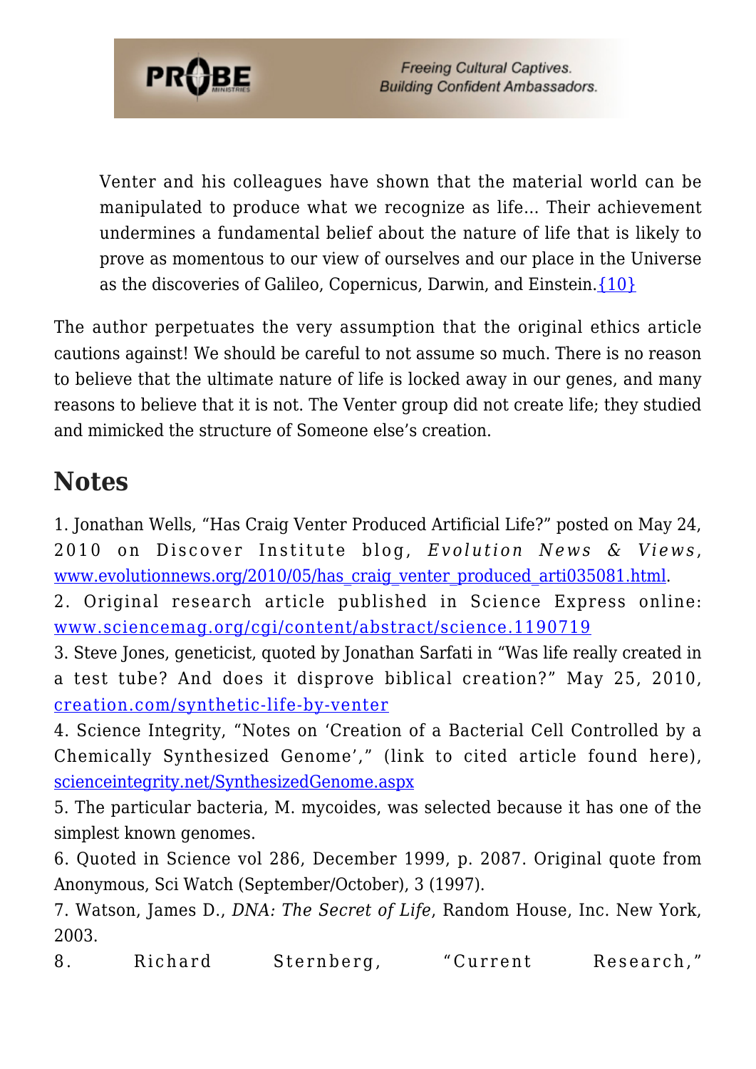> Venter and his colleagues have shown that the material world can be manipulated to produce what we recognize as life… Their achievement undermines a fundamental belief about the nature of life that is likely to prove as momentous to our view of ourselves and our place in the Universe as the discoveries of Galileo, Copernicus, Darwin, and Einstein.{10}

The author perpetuates the very assumption that the original ethics article cautions against! We should be careful to not assume so much. There is no reason to believe that the ultimate nature of life is locked away in our genes, and many reasons to believe that it is not. The Venter group did not create life; they studied and mimicked the structure of Someone else's creation.

## Notes

1. Jonathan Wells, "Has Craig Venter Produced Artificial Life?" posted on May 24, 2010 on Discover Institute blog, *Evolution News & Views*, www.evolutionnews.org/2010/05/has_craig_venter_produced_arti035081.html.
2. Original research article published in Science Express online: www.sciencemag.org/cgi/content/abstract/science.1190719
3. Steve Jones, geneticist, quoted by Jonathan Sarfati in "Was life really created in a test tube? And does it disprove biblical creation?" May 25, 2010, creation.com/synthetic-life-by-venter
4. Science Integrity, "Notes on 'Creation of a Bacterial Cell Controlled by a Chemically Synthesized Genome'," (link to cited article found here), scienceintegrity.net/SynthesizedGenome.aspx
5. The particular bacteria, M. mycoides, was selected because it has one of the simplest known genomes.
6. Quoted in Science vol 286, December 1999, p. 2087. Original quote from Anonymous, Sci Watch (September/October), 3 (1997).
7. Watson, James D., *DNA: The Secret of Life*, Random House, Inc. New York, 2003.
8. Richard Sternberg, "Current Research,"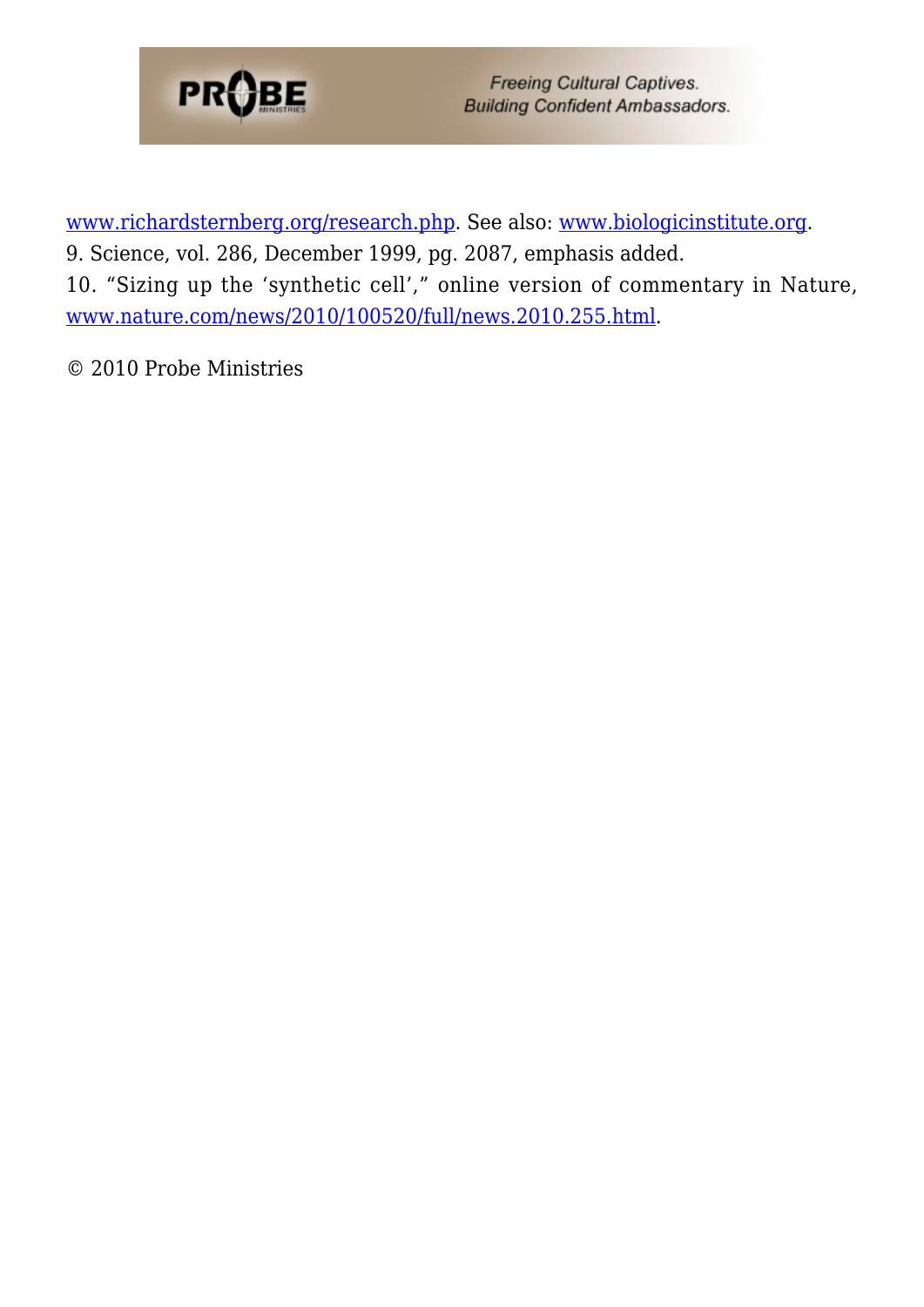www.richardsternberg.org/research.php. See also: www.biologicinstitute.org.
9. Science, vol. 286, December 1999, pg. 2087, emphasis added.
10. “Sizing up the ‘synthetic cell’,” online version of commentary in Nature, www.nature.com/news/2010/100520/full/news.2010.255.html.

© 2010 Probe Ministries